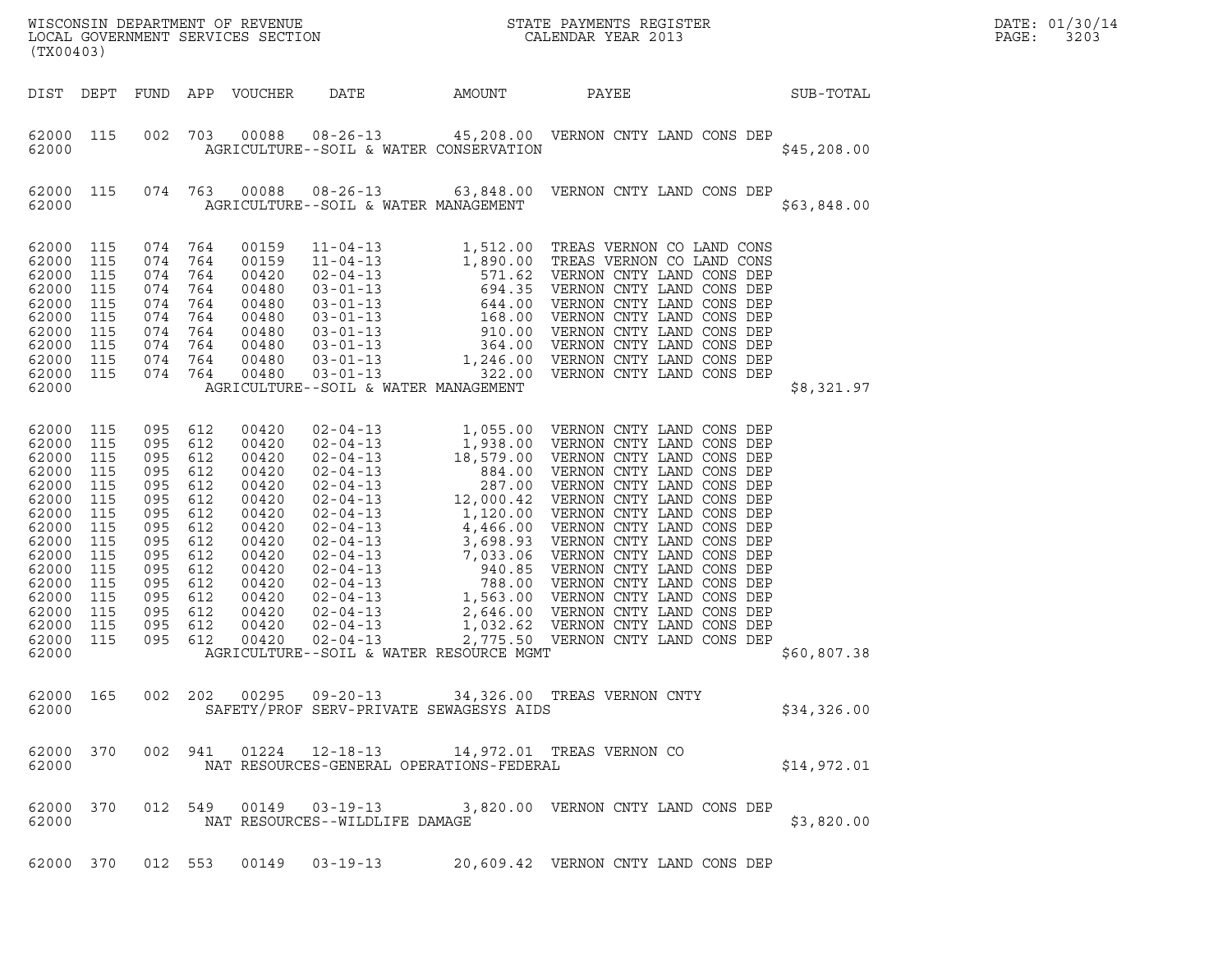WISCONSIN DEPARTMENT OF REVENUE
LOCAL GOVERNMENT SERVICES SECTION
(TX00403)

STATE PAYMENTS REGISTER
CALENDAR YEAR 2013

DATE: 01/30/14

| DIST | DEPT | FUND | APP | VOUCHER | DATE | AMOUNT | PAYEE | SUB-TOTAL |
|---|---|---|---|---|---|---|---|---|
| 62000 | 115 | 002 | 703 | 00088 | 08-26-13 | 45,208.00 | VERNON CNTY LAND CONS DEP | |
| 62000 | | | | | AGRICULTURE--SOIL & WATER CONSERVATION | | | $45,208.00 |
| 62000 | 115 | 074 | 763 | 00088 | 08-26-13 | 63,848.00 | VERNON CNTY LAND CONS DEP | |
| 62000 | | | | | AGRICULTURE--SOIL & WATER MANAGEMENT | | | $63,848.00 |
| 62000 | 115 | 074 | 764 | 00159 | 11-04-13 | 1,512.00 | TREAS VERNON CO LAND CONS | |
| 62000 | 115 | 074 | 764 | 00159 | 11-04-13 | 1,890.00 | TREAS VERNON CO LAND CONS | |
| 62000 | 115 | 074 | 764 | 00420 | 02-04-13 | 571.62 | VERNON CNTY LAND CONS DEP | |
| 62000 | 115 | 074 | 764 | 00480 | 03-01-13 | 694.35 | VERNON CNTY LAND CONS DEP | |
| 62000 | 115 | 074 | 764 | 00480 | 03-01-13 | 644.00 | VERNON CNTY LAND CONS DEP | |
| 62000 | 115 | 074 | 764 | 00480 | 03-01-13 | 168.00 | VERNON CNTY LAND CONS DEP | |
| 62000 | 115 | 074 | 764 | 00480 | 03-01-13 | 910.00 | VERNON CNTY LAND CONS DEP | |
| 62000 | 115 | 074 | 764 | 00480 | 03-01-13 | 364.00 | VERNON CNTY LAND CONS DEP | |
| 62000 | 115 | 074 | 764 | 00480 | 03-01-13 | 1,246.00 | VERNON CNTY LAND CONS DEP | |
| 62000 | 115 | 074 | 764 | 00480 | 03-01-13 | 322.00 | VERNON CNTY LAND CONS DEP | |
| 62000 | | | | | AGRICULTURE--SOIL & WATER MANAGEMENT | | | $8,321.97 |
| 62000 | 115 | 095 | 612 | 00420 | 02-04-13 | 1,055.00 | VERNON CNTY LAND CONS DEP | |
| 62000 | 115 | 095 | 612 | 00420 | 02-04-13 | 1,938.00 | VERNON CNTY LAND CONS DEP | |
| 62000 | 115 | 095 | 612 | 00420 | 02-04-13 | 18,579.00 | VERNON CNTY LAND CONS DEP | |
| 62000 | 115 | 095 | 612 | 00420 | 02-04-13 | 884.00 | VERNON CNTY LAND CONS DEP | |
| 62000 | 115 | 095 | 612 | 00420 | 02-04-13 | 287.00 | VERNON CNTY LAND CONS DEP | |
| 62000 | 115 | 095 | 612 | 00420 | 02-04-13 | 12,000.42 | VERNON CNTY LAND CONS DEP | |
| 62000 | 115 | 095 | 612 | 00420 | 02-04-13 | 1,120.00 | VERNON CNTY LAND CONS DEP | |
| 62000 | 115 | 095 | 612 | 00420 | 02-04-13 | 4,466.00 | VERNON CNTY LAND CONS DEP | |
| 62000 | 115 | 095 | 612 | 00420 | 02-04-13 | 3,698.93 | VERNON CNTY LAND CONS DEP | |
| 62000 | 115 | 095 | 612 | 00420 | 02-04-13 | 7,033.06 | VERNON CNTY LAND CONS DEP | |
| 62000 | 115 | 095 | 612 | 00420 | 02-04-13 | 940.85 | VERNON CNTY LAND CONS DEP | |
| 62000 | 115 | 095 | 612 | 00420 | 02-04-13 | 788.00 | VERNON CNTY LAND CONS DEP | |
| 62000 | 115 | 095 | 612 | 00420 | 02-04-13 | 1,563.00 | VERNON CNTY LAND CONS DEP | |
| 62000 | 115 | 095 | 612 | 00420 | 02-04-13 | 2,646.00 | VERNON CNTY LAND CONS DEP | |
| 62000 | 115 | 095 | 612 | 00420 | 02-04-13 | 1,032.62 | VERNON CNTY LAND CONS DEP | |
| 62000 | 115 | 095 | 612 | 00420 | 02-04-13 | 2,775.50 | VERNON CNTY LAND CONS DEP | |
| 62000 | | | | | AGRICULTURE--SOIL & WATER RESOURCE MGMT | | | $60,807.38 |
| 62000 | 165 | 002 | 202 | 00295 | 09-20-13 | 34,326.00 | TREAS VERNON CNTY | |
| 62000 | | | | | SAFETY/PROF SERV-PRIVATE SEWAGESYS AIDS | | | $34,326.00 |
| 62000 | 370 | 002 | 941 | 01224 | 12-18-13 | 14,972.01 | TREAS VERNON CO | |
| 62000 | | | | | NAT RESOURCES-GENERAL OPERATIONS-FEDERAL | | | $14,972.01 |
| 62000 | 370 | 012 | 549 | 00149 | 03-19-13 | 3,820.00 | VERNON CNTY LAND CONS DEP | |
| 62000 | | | | | NAT RESOURCES--WILDLIFE DAMAGE | | | $3,820.00 |
| 62000 | 370 | 012 | 553 | 00149 | 03-19-13 | 20,609.42 | VERNON CNTY LAND CONS DEP | |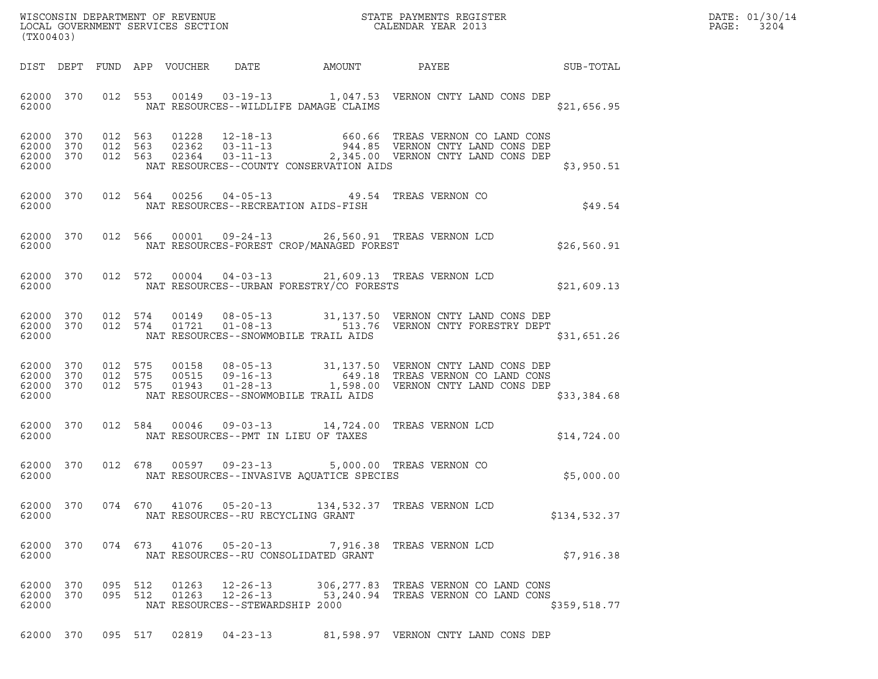WISCONSIN DEPARTMENT OF REVENUE
LOCAL GOVERNMENT SERVICES SECTION
(TX00403)

STATE PAYMENTS REGISTER
CALENDAR YEAR 2013

DATE: 01/30/14
PAGE: 3204

| DIST | DEPT | FUND | APP | VOUCHER | DATE | AMOUNT | PAYEE | SUB-TOTAL |
|---|---|---|---|---|---|---|---|---|
| 62000 | 370 | 012 | 553 | 00149 | 03-19-13 | 1,047.53 | VERNON CNTY LAND CONS DEP | |
| 62000 | | | | | NAT RESOURCES--WILDLIFE DAMAGE CLAIMS | | | $21,656.95 |
| 62000 | 370 | 012 | 563 | 01228 | 12-18-13 | 660.66 | TREAS VERNON CO LAND CONS | |
| 62000 | 370 | 012 | 563 | 02362 | 03-11-13 | 944.85 | VERNON CNTY LAND CONS DEP | |
| 62000 | 370 | 012 | 563 | 02364 | 03-11-13 | 2,345.00 | VERNON CNTY LAND CONS DEP | |
| 62000 | | | | | NAT RESOURCES--COUNTY CONSERVATION AIDS | | | $3,950.51 |
| 62000 | 370 | 012 | 564 | 00256 | 04-05-13 | 49.54 | TREAS VERNON CO | |
| 62000 | | | | | NAT RESOURCES--RECREATION AIDS-FISH | | | $49.54 |
| 62000 | 370 | 012 | 566 | 00001 | 09-24-13 | 26,560.91 | TREAS VERNON LCD | |
| 62000 | | | | | NAT RESOURCES-FOREST CROP/MANAGED FOREST | | | $26,560.91 |
| 62000 | 370 | 012 | 572 | 00004 | 04-03-13 | 21,609.13 | TREAS VERNON LCD | |
| 62000 | | | | | NAT RESOURCES--URBAN FORESTRY/CO FORESTS | | | $21,609.13 |
| 62000 | 370 | 012 | 574 | 00149 | 08-05-13 | 31,137.50 | VERNON CNTY LAND CONS DEP | |
| 62000 | 370 | 012 | 574 | 01721 | 01-08-13 | 513.76 | VERNON CNTY FORESTRY DEPT | |
| 62000 | | | | | NAT RESOURCES--SNOWMOBILE TRAIL AIDS | | | $31,651.26 |
| 62000 | 370 | 012 | 575 | 00158 | 08-05-13 | 31,137.50 | VERNON CNTY LAND CONS DEP | |
| 62000 | 370 | 012 | 575 | 00515 | 09-16-13 | 649.18 | TREAS VERNON CO LAND CONS | |
| 62000 | 370 | 012 | 575 | 01943 | 01-28-13 | 1,598.00 | VERNON CNTY LAND CONS DEP | |
| 62000 | | | | | NAT RESOURCES--SNOWMOBILE TRAIL AIDS | | | $33,384.68 |
| 62000 | 370 | 012 | 584 | 00046 | 09-03-13 | 14,724.00 | TREAS VERNON LCD | |
| 62000 | | | | | NAT RESOURCES--PMT IN LIEU OF TAXES | | | $14,724.00 |
| 62000 | 370 | 012 | 678 | 00597 | 09-23-13 | 5,000.00 | TREAS VERNON CO | |
| 62000 | | | | | NAT RESOURCES--INVASIVE AQUATICE SPECIES | | | $5,000.00 |
| 62000 | 370 | 074 | 670 | 41076 | 05-20-13 | 134,532.37 | TREAS VERNON LCD | |
| 62000 | | | | | NAT RESOURCES--RU RECYCLING GRANT | | | $134,532.37 |
| 62000 | 370 | 074 | 673 | 41076 | 05-20-13 | 7,916.38 | TREAS VERNON LCD | |
| 62000 | | | | | NAT RESOURCES--RU CONSOLIDATED GRANT | | | $7,916.38 |
| 62000 | 370 | 095 | 512 | 01263 | 12-26-13 | 306,277.83 | TREAS VERNON CO LAND CONS | |
| 62000 | 370 | 095 | 512 | 01263 | 12-26-13 | 53,240.94 | TREAS VERNON CO LAND CONS | |
| 62000 | | | | | NAT RESOURCES--STEWARDSHIP 2000 | | | $359,518.77 |
| 62000 | 370 | 095 | 517 | 02819 | 04-23-13 | 81,598.97 | VERNON CNTY LAND CONS DEP | |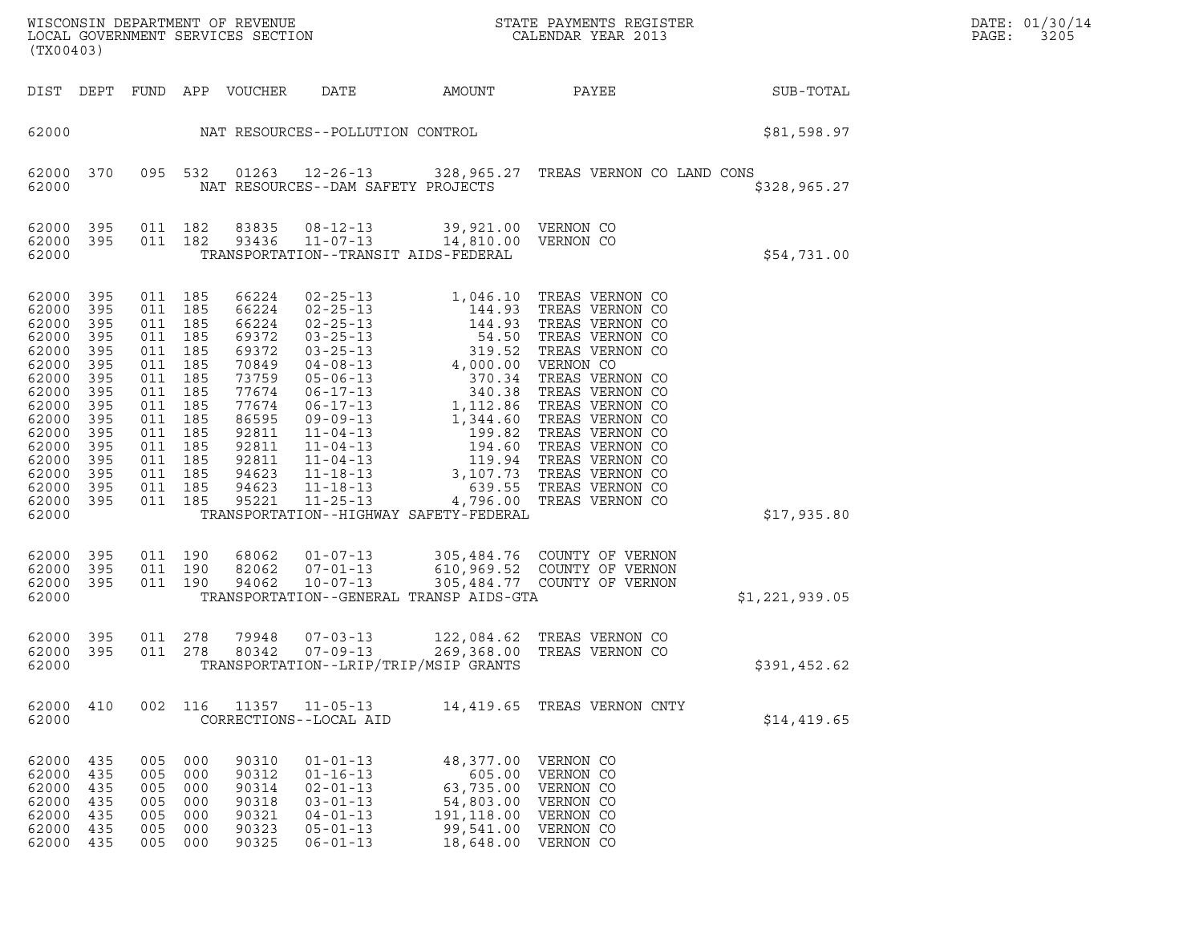| DIST | DEPT | FUND | APP | VOUCHER | DATE | AMOUNT | PAYEE | SUB-TOTAL |
|---|---|---|---|---|---|---|---|---|
| 62000 | | | | NAT RESOURCES--POLLUTION CONTROL | | | | $81,598.97 |
| 62000 | 370 | 095 | 532 | 01263 | 12-26-13 | 328,965.27 | TREAS VERNON CO LAND CONS | |
| 62000 | | | | NAT RESOURCES--DAM SAFETY PROJECTS | | | | $328,965.27 |
| 62000 | 395 | 011 | 182 | 83835 | 08-12-13 | 39,921.00 | VERNON CO | |
| 62000 | 395 | 011 | 182 | 93436 | 11-07-13 | 14,810.00 | VERNON CO | |
| 62000 | | | | TRANSPORTATION--TRANSIT AIDS-FEDERAL | | | | $54,731.00 |
| 62000 | 395 | 011 | 185 | 66224 | 02-25-13 | 1,046.10 | TREAS VERNON CO | |
| 62000 | 395 | 011 | 185 | 66224 | 02-25-13 | 144.93 | TREAS VERNON CO | |
| 62000 | 395 | 011 | 185 | 66224 | 02-25-13 | 144.93 | TREAS VERNON CO | |
| 62000 | 395 | 011 | 185 | 69372 | 03-25-13 | 54.50 | TREAS VERNON CO | |
| 62000 | 395 | 011 | 185 | 69372 | 03-25-13 | 319.52 | TREAS VERNON CO | |
| 62000 | 395 | 011 | 185 | 70849 | 04-08-13 | 4,000.00 | VERNON CO | |
| 62000 | 395 | 011 | 185 | 73759 | 05-06-13 | 370.34 | TREAS VERNON CO | |
| 62000 | 395 | 011 | 185 | 77674 | 06-17-13 | 340.38 | TREAS VERNON CO | |
| 62000 | 395 | 011 | 185 | 77674 | 06-17-13 | 1,112.86 | TREAS VERNON CO | |
| 62000 | 395 | 011 | 185 | 86595 | 09-09-13 | 1,344.60 | TREAS VERNON CO | |
| 62000 | 395 | 011 | 185 | 92811 | 11-04-13 | 199.82 | TREAS VERNON CO | |
| 62000 | 395 | 011 | 185 | 92811 | 11-04-13 | 194.60 | TREAS VERNON CO | |
| 62000 | 395 | 011 | 185 | 92811 | 11-04-13 | 119.94 | TREAS VERNON CO | |
| 62000 | 395 | 011 | 185 | 94623 | 11-18-13 | 3,107.73 | TREAS VERNON CO | |
| 62000 | 395 | 011 | 185 | 94623 | 11-18-13 | 639.55 | TREAS VERNON CO | |
| 62000 | 395 | 011 | 185 | 95221 | 11-25-13 | 4,796.00 | TREAS VERNON CO | |
| 62000 | | | | TRANSPORTATION--HIGHWAY SAFETY-FEDERAL | | | | $17,935.80 |
| 62000 | 395 | 011 | 190 | 68062 | 01-07-13 | 305,484.76 | COUNTY OF VERNON | |
| 62000 | 395 | 011 | 190 | 82062 | 07-01-13 | 610,969.52 | COUNTY OF VERNON | |
| 62000 | 395 | 011 | 190 | 94062 | 10-07-13 | 305,484.77 | COUNTY OF VERNON | |
| 62000 | | | | TRANSPORTATION--GENERAL TRANSP AIDS-GTA | | | | $1,221,939.05 |
| 62000 | 395 | 011 | 278 | 79948 | 07-03-13 | 122,084.62 | TREAS VERNON CO | |
| 62000 | 395 | 011 | 278 | 80342 | 07-09-13 | 269,368.00 | TREAS VERNON CO | |
| 62000 | | | | TRANSPORTATION--LRIP/TRIP/MSIP GRANTS | | | | $391,452.62 |
| 62000 | 410 | 002 | 116 | 11357 | 11-05-13 | 14,419.65 | TREAS VERNON CNTY | |
| 62000 | | | | CORRECTIONS--LOCAL AID | | | | $14,419.65 |
| 62000 | 435 | 005 | 000 | 90310 | 01-01-13 | 48,377.00 | VERNON CO | |
| 62000 | 435 | 005 | 000 | 90312 | 01-16-13 | 605.00 | VERNON CO | |
| 62000 | 435 | 005 | 000 | 90314 | 02-01-13 | 63,735.00 | VERNON CO | |
| 62000 | 435 | 005 | 000 | 90318 | 03-01-13 | 54,803.00 | VERNON CO | |
| 62000 | 435 | 005 | 000 | 90321 | 04-01-13 | 191,118.00 | VERNON CO | |
| 62000 | 435 | 005 | 000 | 90323 | 05-01-13 | 99,541.00 | VERNON CO | |
| 62000 | 435 | 005 | 000 | 90325 | 06-01-13 | 18,648.00 | VERNON CO | |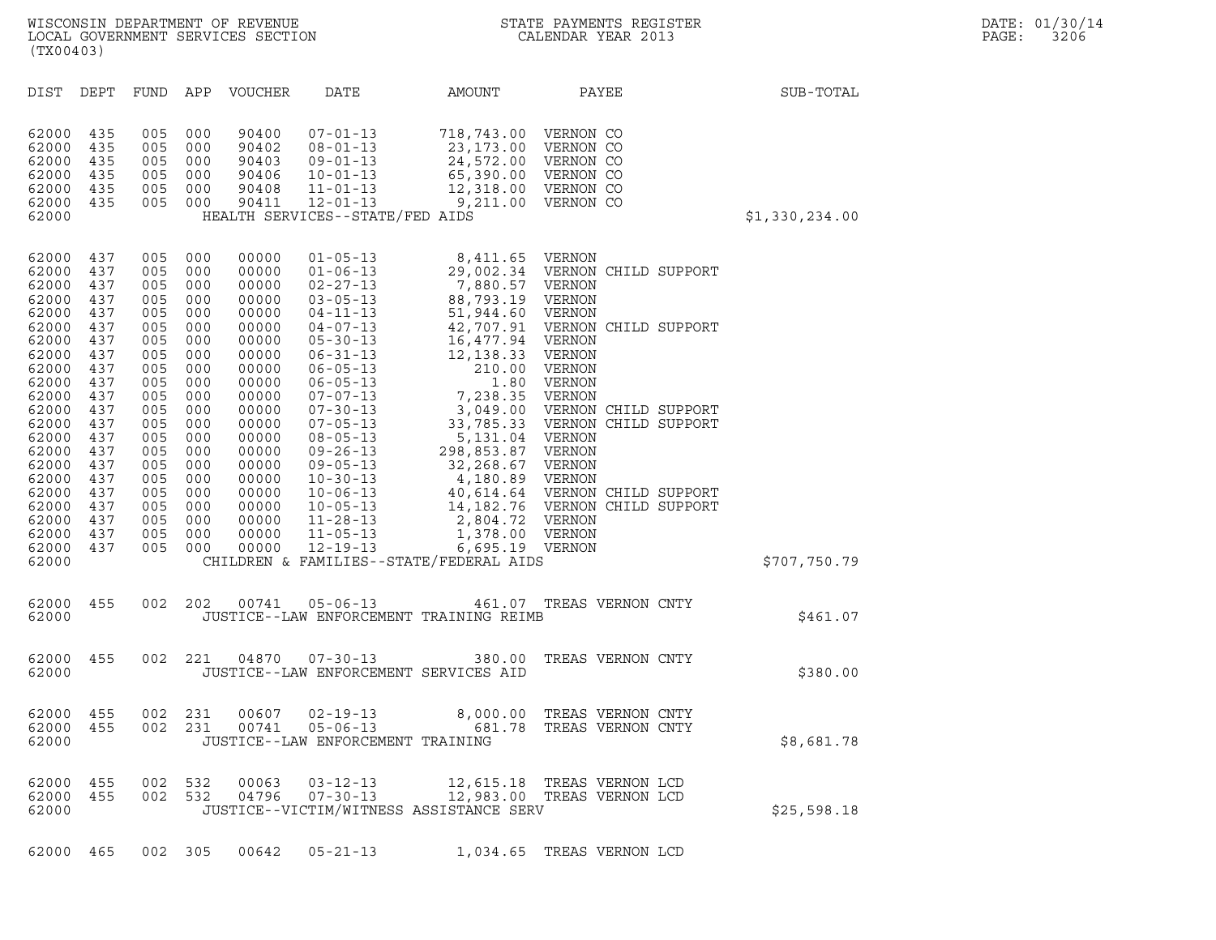WISCONSIN DEPARTMENT OF REVENUE
LOCAL GOVERNMENT SERVICES SECTION
(TX00403)

STATE PAYMENTS REGISTER
CALENDAR YEAR 2013

DATE: 01/30/14
PAGE: 3206

| DIST | DEPT | FUND | APP | VOUCHER | DATE | AMOUNT | PAYEE | SUB-TOTAL |
|---|---|---|---|---|---|---|---|---|
| 62000 | 435 | 005 | 000 | 90400 | 07-01-13 | 718,743.00 | VERNON CO | |
| 62000 | 435 | 005 | 000 | 90402 | 08-01-13 | 23,173.00 | VERNON CO | |
| 62000 | 435 | 005 | 000 | 90403 | 09-01-13 | 24,572.00 | VERNON CO | |
| 62000 | 435 | 005 | 000 | 90406 | 10-01-13 | 65,390.00 | VERNON CO | |
| 62000 | 435 | 005 | 000 | 90408 | 11-01-13 | 12,318.00 | VERNON CO | |
| 62000 | 435 | 005 | 000 | 90411 | 12-01-13 | 9,211.00 | VERNON CO | |
| 62000 | | | | | HEALTH SERVICES--STATE/FED AIDS | | | $1,330,234.00 |
| 62000 | 437 | 005 | 000 | 00000 | 01-05-13 | 8,411.65 | VERNON | |
| 62000 | 437 | 005 | 000 | 00000 | 01-06-13 | 29,002.34 | VERNON CHILD SUPPORT | |
| 62000 | 437 | 005 | 000 | 00000 | 02-27-13 | 7,880.57 | VERNON | |
| 62000 | 437 | 005 | 000 | 00000 | 03-05-13 | 88,793.19 | VERNON | |
| 62000 | 437 | 005 | 000 | 00000 | 04-11-13 | 51,944.60 | VERNON | |
| 62000 | 437 | 005 | 000 | 00000 | 04-07-13 | 42,707.91 | VERNON CHILD SUPPORT | |
| 62000 | 437 | 005 | 000 | 00000 | 05-30-13 | 16,477.94 | VERNON | |
| 62000 | 437 | 005 | 000 | 00000 | 06-31-13 | 12,138.33 | VERNON | |
| 62000 | 437 | 005 | 000 | 00000 | 06-05-13 | 210.00 | VERNON | |
| 62000 | 437 | 005 | 000 | 00000 | 06-05-13 | 1.80 | VERNON | |
| 62000 | 437 | 005 | 000 | 00000 | 07-07-13 | 7,238.35 | VERNON | |
| 62000 | 437 | 005 | 000 | 00000 | 07-30-13 | 3,049.00 | VERNON CHILD SUPPORT | |
| 62000 | 437 | 005 | 000 | 00000 | 07-05-13 | 33,785.33 | VERNON CHILD SUPPORT | |
| 62000 | 437 | 005 | 000 | 00000 | 08-05-13 | 5,131.04 | VERNON | |
| 62000 | 437 | 005 | 000 | 00000 | 09-26-13 | 298,853.87 | VERNON | |
| 62000 | 437 | 005 | 000 | 00000 | 09-05-13 | 32,268.67 | VERNON | |
| 62000 | 437 | 005 | 000 | 00000 | 10-30-13 | 4,180.89 | VERNON | |
| 62000 | 437 | 005 | 000 | 00000 | 10-06-13 | 40,614.64 | VERNON CHILD SUPPORT | |
| 62000 | 437 | 005 | 000 | 00000 | 10-05-13 | 14,182.76 | VERNON CHILD SUPPORT | |
| 62000 | 437 | 005 | 000 | 00000 | 11-28-13 | 2,804.72 | VERNON | |
| 62000 | 437 | 005 | 000 | 00000 | 11-05-13 | 1,378.00 | VERNON | |
| 62000 | 437 | 005 | 000 | 00000 | 12-19-13 | 6,695.19 | VERNON | |
| 62000 | | | | | CHILDREN & FAMILIES--STATE/FEDERAL AIDS | | | $707,750.79 |
| 62000 | 455 | 002 | 202 | 00741 | 05-06-13 | 461.07 | TREAS VERNON CNTY | |
| 62000 | | | | | JUSTICE--LAW ENFORCEMENT TRAINING REIMB | | | $461.07 |
| 62000 | 455 | 002 | 221 | 04870 | 07-30-13 | 380.00 | TREAS VERNON CNTY | |
| 62000 | | | | | JUSTICE--LAW ENFORCEMENT SERVICES AID | | | $380.00 |
| 62000 | 455 | 002 | 231 | 00607 | 02-19-13 | 8,000.00 | TREAS VERNON CNTY | |
| 62000 | 455 | 002 | 231 | 00741 | 05-06-13 | 681.78 | TREAS VERNON CNTY | |
| 62000 | | | | | JUSTICE--LAW ENFORCEMENT TRAINING | | | $8,681.78 |
| 62000 | 455 | 002 | 532 | 00063 | 03-12-13 | 12,615.18 | TREAS VERNON LCD | |
| 62000 | 455 | 002 | 532 | 04796 | 07-30-13 | 12,983.00 | TREAS VERNON LCD | |
| 62000 | | | | | JUSTICE--VICTIM/WITNESS ASSISTANCE SERV | | | $25,598.18 |
| 62000 | 465 | 002 | 305 | 00642 | 05-21-13 | 1,034.65 | TREAS VERNON LCD | |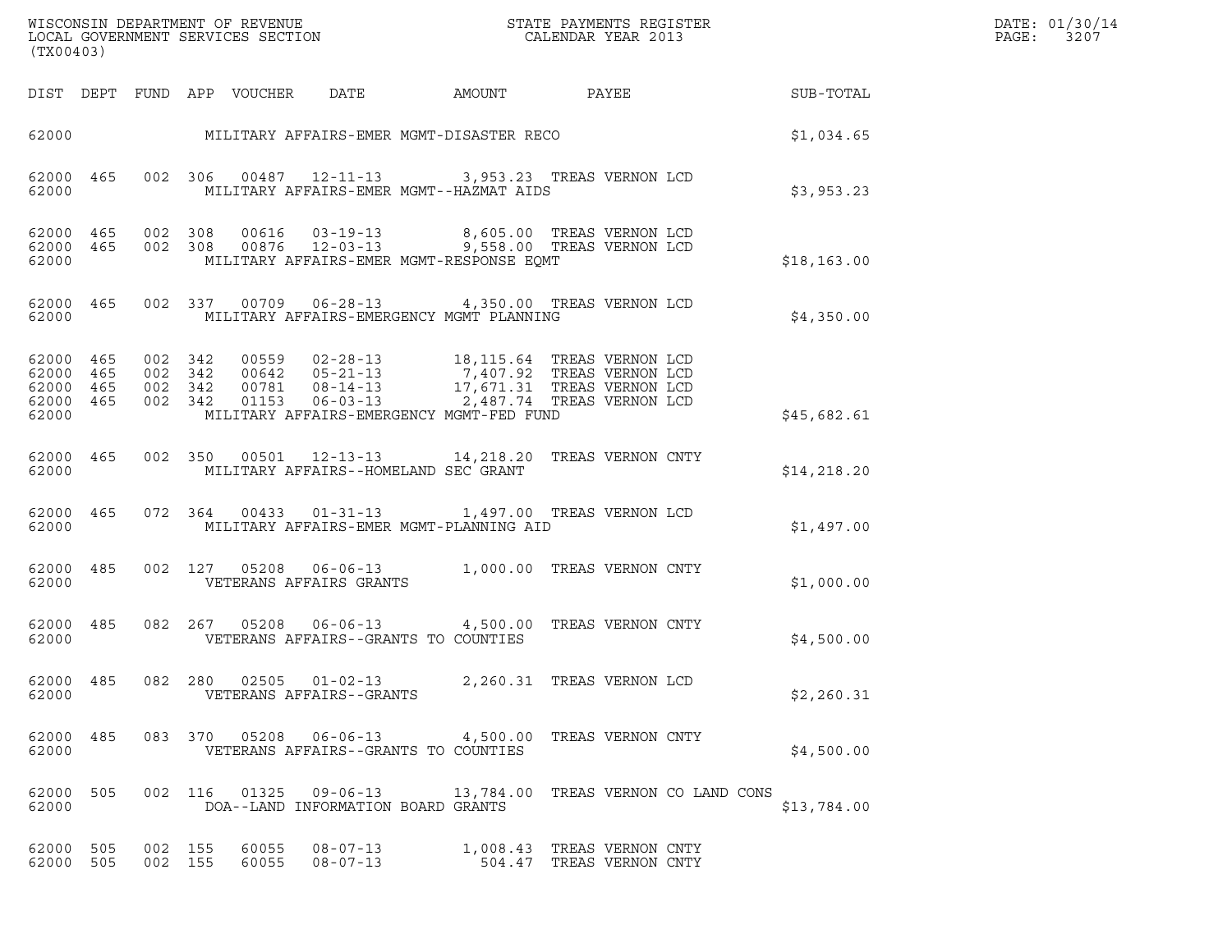WISCONSIN DEPARTMENT OF REVENUE
LOCAL GOVERNMENT SERVICES SECTION
(TX00403)

STATE PAYMENTS REGISTER
CALENDAR YEAR 2013

DATE: 01/30/14

| DIST | DEPT | FUND | APP | VOUCHER | DATE | AMOUNT | PAYEE | SUB-TOTAL |
|---|---|---|---|---|---|---|---|---|
| 62000 | | | | | MILITARY AFFAIRS-EMER MGMT-DISASTER RECO | | | $1,034.65 |
| 62000 | 465 | 002 | 306 | 00487 | 12-11-13 | 3,953.23 | TREAS VERNON LCD | |
| 62000 | | | | | MILITARY AFFAIRS-EMER MGMT--HAZMAT AIDS | | | $3,953.23 |
| 62000 | 465 | 002 | 308 | 00616 | 03-19-13 | 8,605.00 | TREAS VERNON LCD | |
| 62000 | 465 | 002 | 308 | 00876 | 12-03-13 | 9,558.00 | TREAS VERNON LCD | |
| 62000 | | | | | MILITARY AFFAIRS-EMER MGMT-RESPONSE EQMT | | | $18,163.00 |
| 62000 | 465 | 002 | 337 | 00709 | 06-28-13 | 4,350.00 | TREAS VERNON LCD | |
| 62000 | | | | | MILITARY AFFAIRS-EMERGENCY MGMT PLANNING | | | $4,350.00 |
| 62000 | 465 | 002 | 342 | 00559 | 02-28-13 | 18,115.64 | TREAS VERNON LCD | |
| 62000 | 465 | 002 | 342 | 00642 | 05-21-13 | 7,407.92 | TREAS VERNON LCD | |
| 62000 | 465 | 002 | 342 | 00781 | 08-14-13 | 17,671.31 | TREAS VERNON LCD | |
| 62000 | 465 | 002 | 342 | 01153 | 06-03-13 | 2,487.74 | TREAS VERNON LCD | |
| 62000 | | | | | MILITARY AFFAIRS-EMERGENCY MGMT-FED FUND | | | $45,682.61 |
| 62000 | 465 | 002 | 350 | 00501 | 12-13-13 | 14,218.20 | TREAS VERNON CNTY | |
| 62000 | | | | | MILITARY AFFAIRS--HOMELAND SEC GRANT | | | $14,218.20 |
| 62000 | 465 | 072 | 364 | 00433 | 01-31-13 | 1,497.00 | TREAS VERNON LCD | |
| 62000 | | | | | MILITARY AFFAIRS-EMER MGMT-PLANNING AID | | | $1,497.00 |
| 62000 | 485 | 002 | 127 | 05208 | 06-06-13 | 1,000.00 | TREAS VERNON CNTY | |
| 62000 | | | | | VETERANS AFFAIRS GRANTS | | | $1,000.00 |
| 62000 | 485 | 082 | 267 | 05208 | 06-06-13 | 4,500.00 | TREAS VERNON CNTY | |
| 62000 | | | | | VETERANS AFFAIRS--GRANTS TO COUNTIES | | | $4,500.00 |
| 62000 | 485 | 082 | 280 | 02505 | 01-02-13 | 2,260.31 | TREAS VERNON LCD | |
| 62000 | | | | | VETERANS AFFAIRS--GRANTS | | | $2,260.31 |
| 62000 | 485 | 083 | 370 | 05208 | 06-06-13 | 4,500.00 | TREAS VERNON CNTY | |
| 62000 | | | | | VETERANS AFFAIRS--GRANTS TO COUNTIES | | | $4,500.00 |
| 62000 | 505 | 002 | 116 | 01325 | 09-06-13 | 13,784.00 | TREAS VERNON CO LAND CONS | |
| 62000 | | | | | DOA--LAND INFORMATION BOARD GRANTS | | | $13,784.00 |
| 62000 | 505 | 002 | 155 | 60055 | 08-07-13 | 1,008.43 | TREAS VERNON CNTY | |
| 62000 | 505 | 002 | 155 | 60055 | 08-07-13 | 504.47 | TREAS VERNON CNTY | |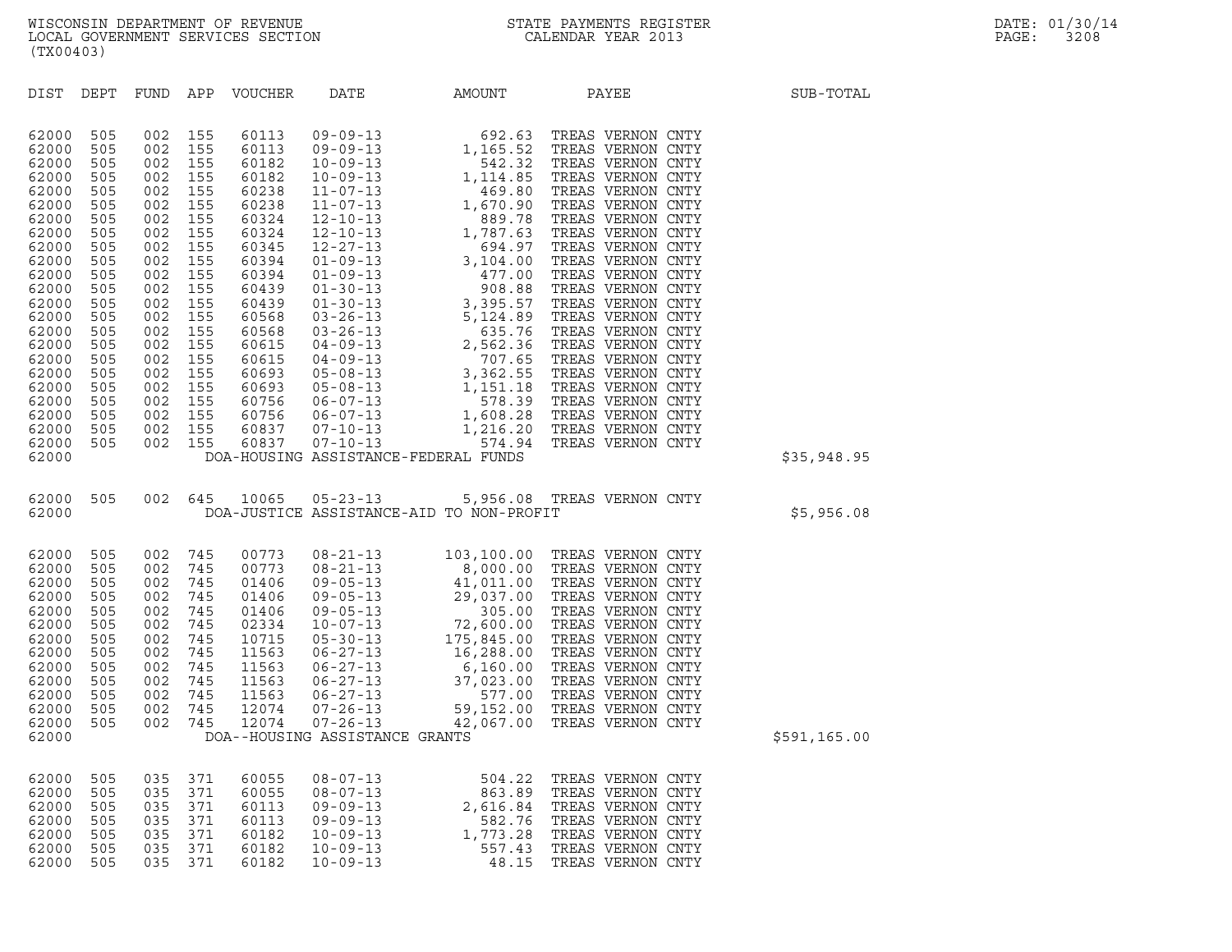WISCONSIN DEPARTMENT OF REVENUE
LOCAL GOVERNMENT SERVICES SECTION
(TX00403)

STATE PAYMENTS REGISTER
CALENDAR YEAR 2013

DATE: 01/30/14

| DIST | DEPT | FUND | APP | VOUCHER | DATE | AMOUNT | PAYEE | SUB-TOTAL |
|---|---|---|---|---|---|---|---|---|
| 62000 | 505 | 002 | 155 | 60113 | 09-09-13 | 692.63 | TREAS VERNON CNTY | |
| 62000 | 505 | 002 | 155 | 60113 | 09-09-13 | 1,165.52 | TREAS VERNON CNTY | |
| 62000 | 505 | 002 | 155 | 60182 | 10-09-13 | 542.32 | TREAS VERNON CNTY | |
| 62000 | 505 | 002 | 155 | 60182 | 10-09-13 | 1,114.85 | TREAS VERNON CNTY | |
| 62000 | 505 | 002 | 155 | 60238 | 11-07-13 | 469.80 | TREAS VERNON CNTY | |
| 62000 | 505 | 002 | 155 | 60238 | 11-07-13 | 1,670.90 | TREAS VERNON CNTY | |
| 62000 | 505 | 002 | 155 | 60324 | 12-10-13 | 889.78 | TREAS VERNON CNTY | |
| 62000 | 505 | 002 | 155 | 60324 | 12-10-13 | 1,787.63 | TREAS VERNON CNTY | |
| 62000 | 505 | 002 | 155 | 60345 | 12-27-13 | 694.97 | TREAS VERNON CNTY | |
| 62000 | 505 | 002 | 155 | 60394 | 01-09-13 | 3,104.00 | TREAS VERNON CNTY | |
| 62000 | 505 | 002 | 155 | 60394 | 01-09-13 | 477.00 | TREAS VERNON CNTY | |
| 62000 | 505 | 002 | 155 | 60439 | 01-30-13 | 908.88 | TREAS VERNON CNTY | |
| 62000 | 505 | 002 | 155 | 60439 | 01-30-13 | 3,395.57 | TREAS VERNON CNTY | |
| 62000 | 505 | 002 | 155 | 60568 | 03-26-13 | 5,124.89 | TREAS VERNON CNTY | |
| 62000 | 505 | 002 | 155 | 60568 | 03-26-13 | 635.76 | TREAS VERNON CNTY | |
| 62000 | 505 | 002 | 155 | 60615 | 04-09-13 | 2,562.36 | TREAS VERNON CNTY | |
| 62000 | 505 | 002 | 155 | 60615 | 04-09-13 | 707.65 | TREAS VERNON CNTY | |
| 62000 | 505 | 002 | 155 | 60693 | 05-08-13 | 3,362.55 | TREAS VERNON CNTY | |
| 62000 | 505 | 002 | 155 | 60693 | 05-08-13 | 1,151.18 | TREAS VERNON CNTY | |
| 62000 | 505 | 002 | 155 | 60756 | 06-07-13 | 578.39 | TREAS VERNON CNTY | |
| 62000 | 505 | 002 | 155 | 60756 | 06-07-13 | 1,608.28 | TREAS VERNON CNTY | |
| 62000 | 505 | 002 | 155 | 60837 | 07-10-13 | 1,216.20 | TREAS VERNON CNTY | |
| 62000 | 505 | 002 | 155 | 60837 | 07-10-13 | 574.94 | TREAS VERNON CNTY | |
| 62000 | | | | DOA-HOUSING ASSISTANCE-FEDERAL FUNDS | | | | $35,948.95 |
| 62000 | 505 | 002 | 645 | 10065 | 05-23-13 | 5,956.08 | TREAS VERNON CNTY | |
| 62000 | | | | DOA-JUSTICE ASSISTANCE-AID TO NON-PROFIT | | | | $5,956.08 |
| 62000 | 505 | 002 | 745 | 00773 | 08-21-13 | 103,100.00 | TREAS VERNON CNTY | |
| 62000 | 505 | 002 | 745 | 00773 | 08-21-13 | 8,000.00 | TREAS VERNON CNTY | |
| 62000 | 505 | 002 | 745 | 01406 | 09-05-13 | 41,011.00 | TREAS VERNON CNTY | |
| 62000 | 505 | 002 | 745 | 01406 | 09-05-13 | 29,037.00 | TREAS VERNON CNTY | |
| 62000 | 505 | 002 | 745 | 01406 | 09-05-13 | 305.00 | TREAS VERNON CNTY | |
| 62000 | 505 | 002 | 745 | 02334 | 10-07-13 | 72,600.00 | TREAS VERNON CNTY | |
| 62000 | 505 | 002 | 745 | 10715 | 05-30-13 | 175,845.00 | TREAS VERNON CNTY | |
| 62000 | 505 | 002 | 745 | 11563 | 06-27-13 | 16,288.00 | TREAS VERNON CNTY | |
| 62000 | 505 | 002 | 745 | 11563 | 06-27-13 | 6,160.00 | TREAS VERNON CNTY | |
| 62000 | 505 | 002 | 745 | 11563 | 06-27-13 | 37,023.00 | TREAS VERNON CNTY | |
| 62000 | 505 | 002 | 745 | 11563 | 06-27-13 | 577.00 | TREAS VERNON CNTY | |
| 62000 | 505 | 002 | 745 | 12074 | 07-26-13 | 59,152.00 | TREAS VERNON CNTY | |
| 62000 | 505 | 002 | 745 | 12074 | 07-26-13 | 42,067.00 | TREAS VERNON CNTY | |
| 62000 | | | | DOA--HOUSING ASSISTANCE GRANTS | | | | $591,165.00 |
| 62000 | 505 | 035 | 371 | 60055 | 08-07-13 | 504.22 | TREAS VERNON CNTY | |
| 62000 | 505 | 035 | 371 | 60055 | 08-07-13 | 863.89 | TREAS VERNON CNTY | |
| 62000 | 505 | 035 | 371 | 60113 | 09-09-13 | 2,616.84 | TREAS VERNON CNTY | |
| 62000 | 505 | 035 | 371 | 60113 | 09-09-13 | 582.76 | TREAS VERNON CNTY | |
| 62000 | 505 | 035 | 371 | 60182 | 10-09-13 | 1,773.28 | TREAS VERNON CNTY | |
| 62000 | 505 | 035 | 371 | 60182 | 10-09-13 | 557.43 | TREAS VERNON CNTY | |
| 62000 | 505 | 035 | 371 | 60182 | 10-09-13 | 48.15 | TREAS VERNON CNTY | |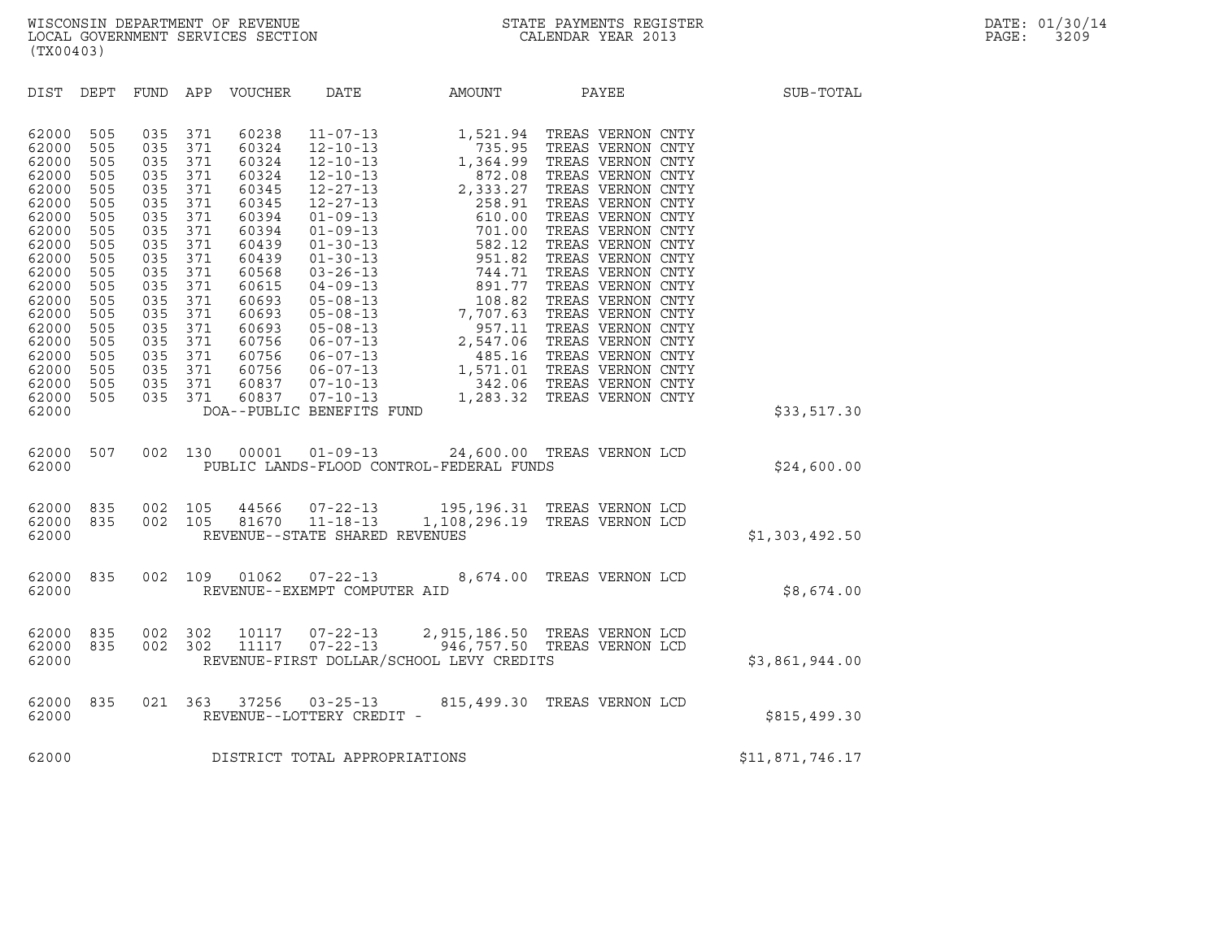WISCONSIN DEPARTMENT OF REVENUE
LOCAL GOVERNMENT SERVICES SECTION
(TX00403)

STATE PAYMENTS REGISTER
CALENDAR YEAR 2013

DATE: 01/30/14
PAGE: 3209

| DIST | DEPT | FUND | APP | VOUCHER | DATE | AMOUNT | PAYEE | SUB-TOTAL |
|---|---|---|---|---|---|---|---|---|
| 62000 | 505 | 035 | 371 | 60238 | 11-07-13 | 1,521.94 | TREAS VERNON CNTY | |
| 62000 | 505 | 035 | 371 | 60324 | 12-10-13 | 735.95 | TREAS VERNON CNTY | |
| 62000 | 505 | 035 | 371 | 60324 | 12-10-13 | 1,364.99 | TREAS VERNON CNTY | |
| 62000 | 505 | 035 | 371 | 60324 | 12-10-13 | 872.08 | TREAS VERNON CNTY | |
| 62000 | 505 | 035 | 371 | 60345 | 12-27-13 | 2,333.27 | TREAS VERNON CNTY | |
| 62000 | 505 | 035 | 371 | 60345 | 12-27-13 | 258.91 | TREAS VERNON CNTY | |
| 62000 | 505 | 035 | 371 | 60394 | 01-09-13 | 610.00 | TREAS VERNON CNTY | |
| 62000 | 505 | 035 | 371 | 60394 | 01-09-13 | 701.00 | TREAS VERNON CNTY | |
| 62000 | 505 | 035 | 371 | 60439 | 01-30-13 | 582.12 | TREAS VERNON CNTY | |
| 62000 | 505 | 035 | 371 | 60439 | 01-30-13 | 951.82 | TREAS VERNON CNTY | |
| 62000 | 505 | 035 | 371 | 60568 | 03-26-13 | 744.71 | TREAS VERNON CNTY | |
| 62000 | 505 | 035 | 371 | 60615 | 04-09-13 | 891.77 | TREAS VERNON CNTY | |
| 62000 | 505 | 035 | 371 | 60693 | 05-08-13 | 108.82 | TREAS VERNON CNTY | |
| 62000 | 505 | 035 | 371 | 60693 | 05-08-13 | 7,707.63 | TREAS VERNON CNTY | |
| 62000 | 505 | 035 | 371 | 60693 | 05-08-13 | 957.11 | TREAS VERNON CNTY | |
| 62000 | 505 | 035 | 371 | 60756 | 06-07-13 | 2,547.06 | TREAS VERNON CNTY | |
| 62000 | 505 | 035 | 371 | 60756 | 06-07-13 | 485.16 | TREAS VERNON CNTY | |
| 62000 | 505 | 035 | 371 | 60756 | 06-07-13 | 1,571.01 | TREAS VERNON CNTY | |
| 62000 | 505 | 035 | 371 | 60837 | 07-10-13 | 342.06 | TREAS VERNON CNTY | |
| 62000 | 505 | 035 | 371 | 60837 | 07-10-13 | 1,283.32 | TREAS VERNON CNTY | |
| 62000 | | | | DOA--PUBLIC BENEFITS FUND | | | | $33,517.30 |
| 62000 | 507 | 002 | 130 | 00001 | 01-09-13 | 24,600.00 | TREAS VERNON LCD | |
| 62000 | | | | PUBLIC LANDS-FLOOD CONTROL-FEDERAL FUNDS | | | | $24,600.00 |
| 62000 | 835 | 002 | 105 | 44566 | 07-22-13 | 195,196.31 | TREAS VERNON LCD | |
| 62000 | 835 | 002 | 105 | 81670 | 11-18-13 | 1,108,296.19 | TREAS VERNON LCD | |
| 62000 | | | | REVENUE--STATE SHARED REVENUES | | | | $1,303,492.50 |
| 62000 | 835 | 002 | 109 | 01062 | 07-22-13 | 8,674.00 | TREAS VERNON LCD | |
| 62000 | | | | REVENUE--EXEMPT COMPUTER AID | | | | $8,674.00 |
| 62000 | 835 | 002 | 302 | 10117 | 07-22-13 | 2,915,186.50 | TREAS VERNON LCD | |
| 62000 | 835 | 002 | 302 | 11117 | 07-22-13 | 946,757.50 | TREAS VERNON LCD | |
| 62000 | | | | REVENUE-FIRST DOLLAR/SCHOOL LEVY CREDITS | | | | $3,861,944.00 |
| 62000 | 835 | 021 | 363 | 37256 | 03-25-13 | 815,499.30 | TREAS VERNON LCD | |
| 62000 | | | | REVENUE--LOTTERY CREDIT - | | | | $815,499.30 |
| 62000 | | | | DISTRICT TOTAL APPROPRIATIONS | | | | $11,871,746.17 |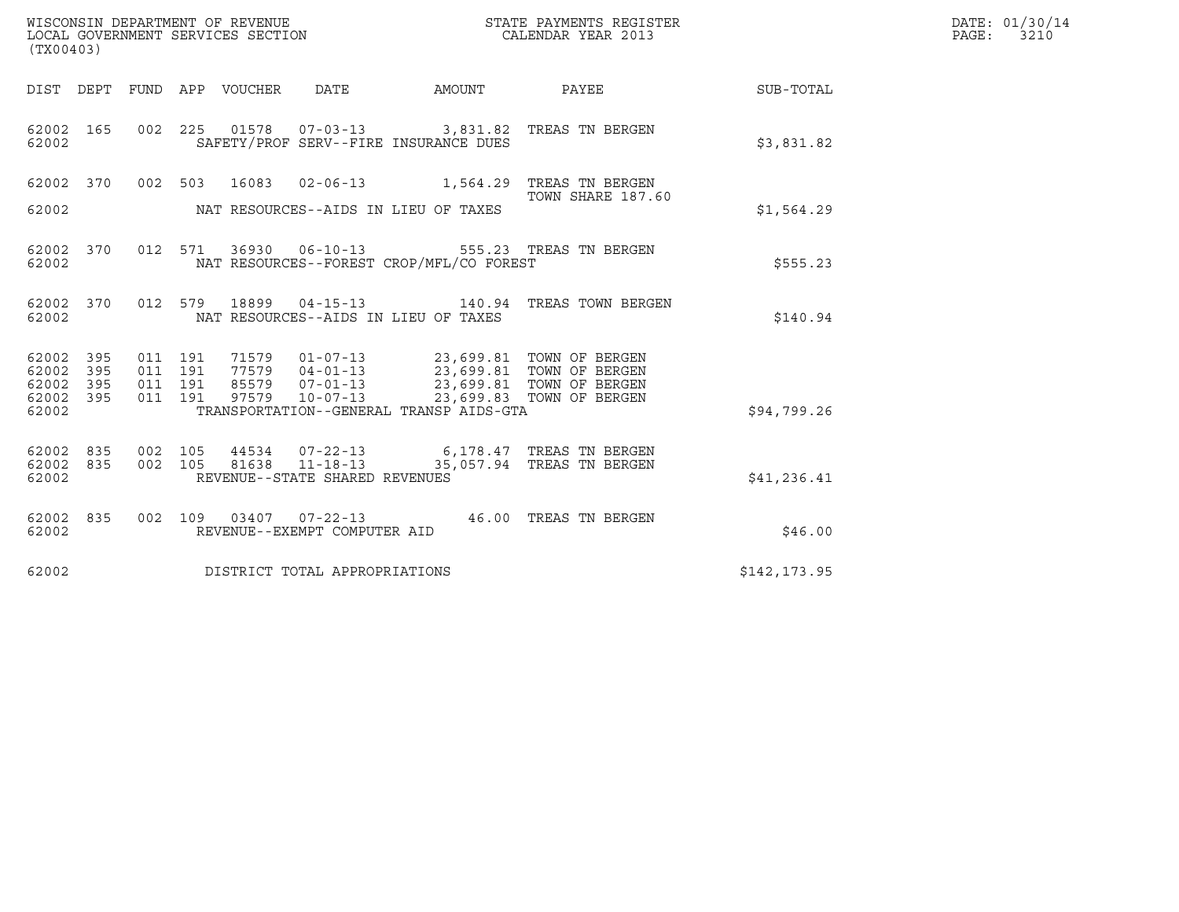WISCONSIN DEPARTMENT OF REVENUE
LOCAL GOVERNMENT SERVICES SECTION
(TX00403)

STATE PAYMENTS REGISTER
CALENDAR YEAR 2013

DATE: 01/30/14

| DIST | DEPT | FUND | APP | VOUCHER | DATE | AMOUNT | PAYEE | SUB-TOTAL |
|---|---|---|---|---|---|---|---|---|
| 62002 | 165 | 002 | 225 | 01578 | 07-03-13 | 3,831.82 | TREAS TN BERGEN | |
| 62002 | | | | SAFETY/PROF SERV--FIRE INSURANCE DUES | | | | $3,831.82 |
| 62002 | 370 | 002 | 503 | 16083 | 02-06-13 | 1,564.29 | TREAS TN BERGEN TOWN SHARE 187.60 | |
| 62002 | | | | NAT RESOURCES--AIDS IN LIEU OF TAXES | | | | $1,564.29 |
| 62002 | 370 | 012 | 571 | 36930 | 06-10-13 | 555.23 | TREAS TN BERGEN | |
| 62002 | | | | NAT RESOURCES--FOREST CROP/MFL/CO FOREST | | | | $555.23 |
| 62002 | 370 | 012 | 579 | 18899 | 04-15-13 | 140.94 | TREAS TOWN BERGEN | |
| 62002 | | | | NAT RESOURCES--AIDS IN LIEU OF TAXES | | | | $140.94 |
| 62002 | 395 | 011 | 191 | 71579 | 01-07-13 | 23,699.81 | TOWN OF BERGEN | |
| 62002 | 395 | 011 | 191 | 77579 | 04-01-13 | 23,699.81 | TOWN OF BERGEN | |
| 62002 | 395 | 011 | 191 | 85579 | 07-01-13 | 23,699.81 | TOWN OF BERGEN | |
| 62002 | 395 | 011 | 191 | 97579 | 10-07-13 | 23,699.83 | TOWN OF BERGEN | |
| 62002 | | | | TRANSPORTATION--GENERAL TRANSP AIDS-GTA | | | | $94,799.26 |
| 62002 | 835 | 002 | 105 | 44534 | 07-22-13 | 6,178.47 | TREAS TN BERGEN | |
| 62002 | 835 | 002 | 105 | 81638 | 11-18-13 | 35,057.94 | TREAS TN BERGEN | |
| 62002 | | | | REVENUE--STATE SHARED REVENUES | | | | $41,236.41 |
| 62002 | 835 | 002 | 109 | 03407 | 07-22-13 | 46.00 | TREAS TN BERGEN | |
| 62002 | | | | REVENUE--EXEMPT COMPUTER AID | | | | $46.00 |
| 62002 | | | | DISTRICT TOTAL APPROPRIATIONS | | | | $142,173.95 |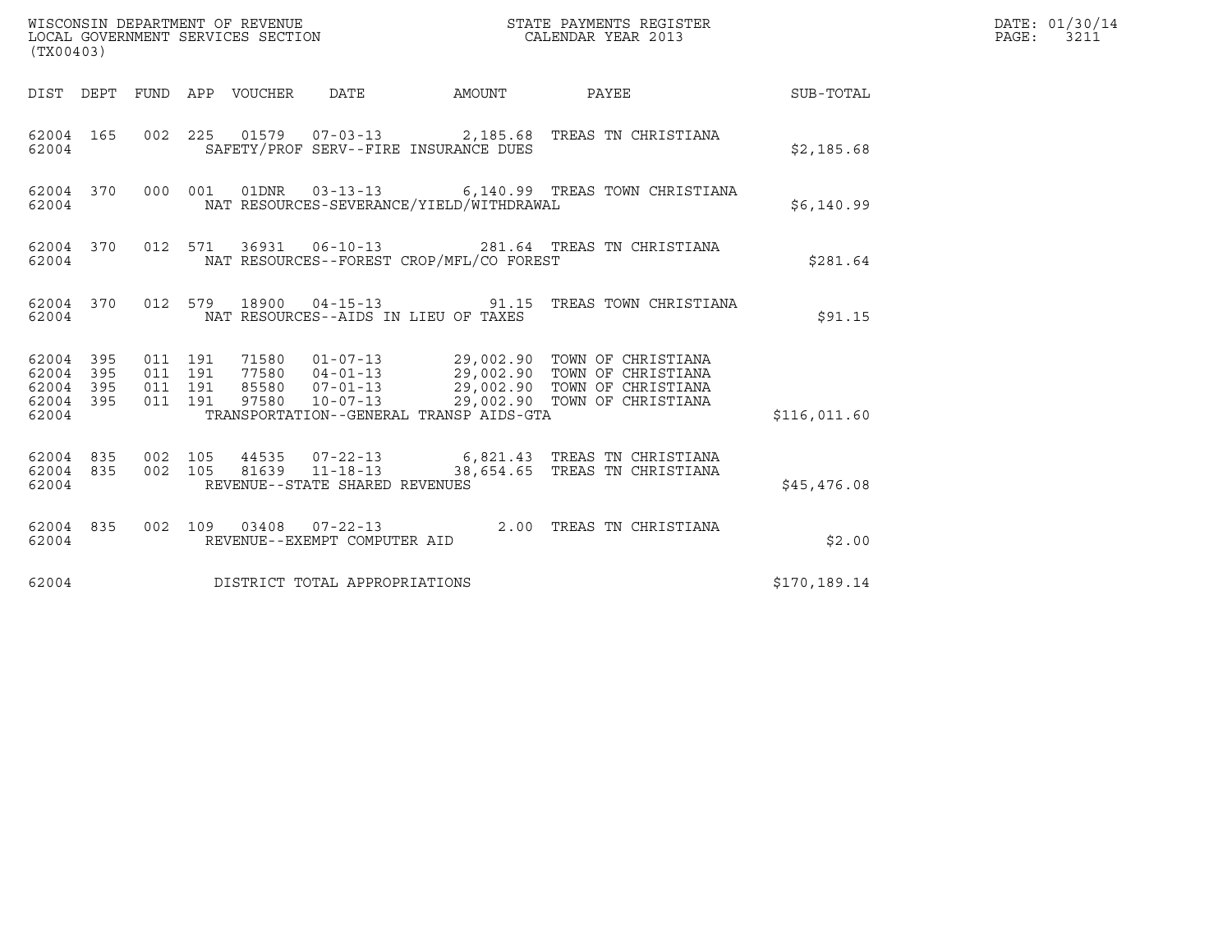WISCONSIN DEPARTMENT OF REVENUE
LOCAL GOVERNMENT SERVICES SECTION
(TX00403)

STATE PAYMENTS REGISTER
CALENDAR YEAR 2013

DATE: 01/30/14
PAGE: 3211

| DIST | DEPT | FUND | APP | VOUCHER | DATE | AMOUNT | PAYEE | SUB-TOTAL |
|---|---|---|---|---|---|---|---|---|
| 62004 | 165 | 002 | 225 | 01579 | 07-03-13 | 2,185.68 | TREAS TN CHRISTIANA | |
| 62004 | | | | SAFETY/PROF SERV--FIRE INSURANCE DUES | | | | $2,185.68 |
| 62004 | 370 | 000 | 001 | 01DNR | 03-13-13 | 6,140.99 | TREAS TOWN CHRISTIANA | |
| 62004 | | | | NAT RESOURCES-SEVERANCE/YIELD/WITHDRAWAL | | | | $6,140.99 |
| 62004 | 370 | 012 | 571 | 36931 | 06-10-13 | 281.64 | TREAS TN CHRISTIANA | |
| 62004 | | | | NAT RESOURCES--FOREST CROP/MFL/CO FOREST | | | | $281.64 |
| 62004 | 370 | 012 | 579 | 18900 | 04-15-13 | 91.15 | TREAS TOWN CHRISTIANA | |
| 62004 | | | | NAT RESOURCES--AIDS IN LIEU OF TAXES | | | | $91.15 |
| 62004 | 395 | 011 | 191 | 71580 | 01-07-13 | 29,002.90 | TOWN OF CHRISTIANA | |
| 62004 | 395 | 011 | 191 | 77580 | 04-01-13 | 29,002.90 | TOWN OF CHRISTIANA | |
| 62004 | 395 | 011 | 191 | 85580 | 07-01-13 | 29,002.90 | TOWN OF CHRISTIANA | |
| 62004 | 395 | 011 | 191 | 97580 | 10-07-13 | 29,002.90 | TOWN OF CHRISTIANA | |
| 62004 | | | | TRANSPORTATION--GENERAL TRANSP AIDS-GTA | | | | $116,011.60 |
| 62004 | 835 | 002 | 105 | 44535 | 07-22-13 | 6,821.43 | TREAS TN CHRISTIANA | |
| 62004 | 835 | 002 | 105 | 81639 | 11-18-13 | 38,654.65 | TREAS TN CHRISTIANA | |
| 62004 | | | | REVENUE--STATE SHARED REVENUES | | | | $45,476.08 |
| 62004 | 835 | 002 | 109 | 03408 | 07-22-13 | 2.00 | TREAS TN CHRISTIANA | |
| 62004 | | | | REVENUE--EXEMPT COMPUTER AID | | | | $2.00 |
| 62004 | | | | DISTRICT TOTAL APPROPRIATIONS | | | | $170,189.14 |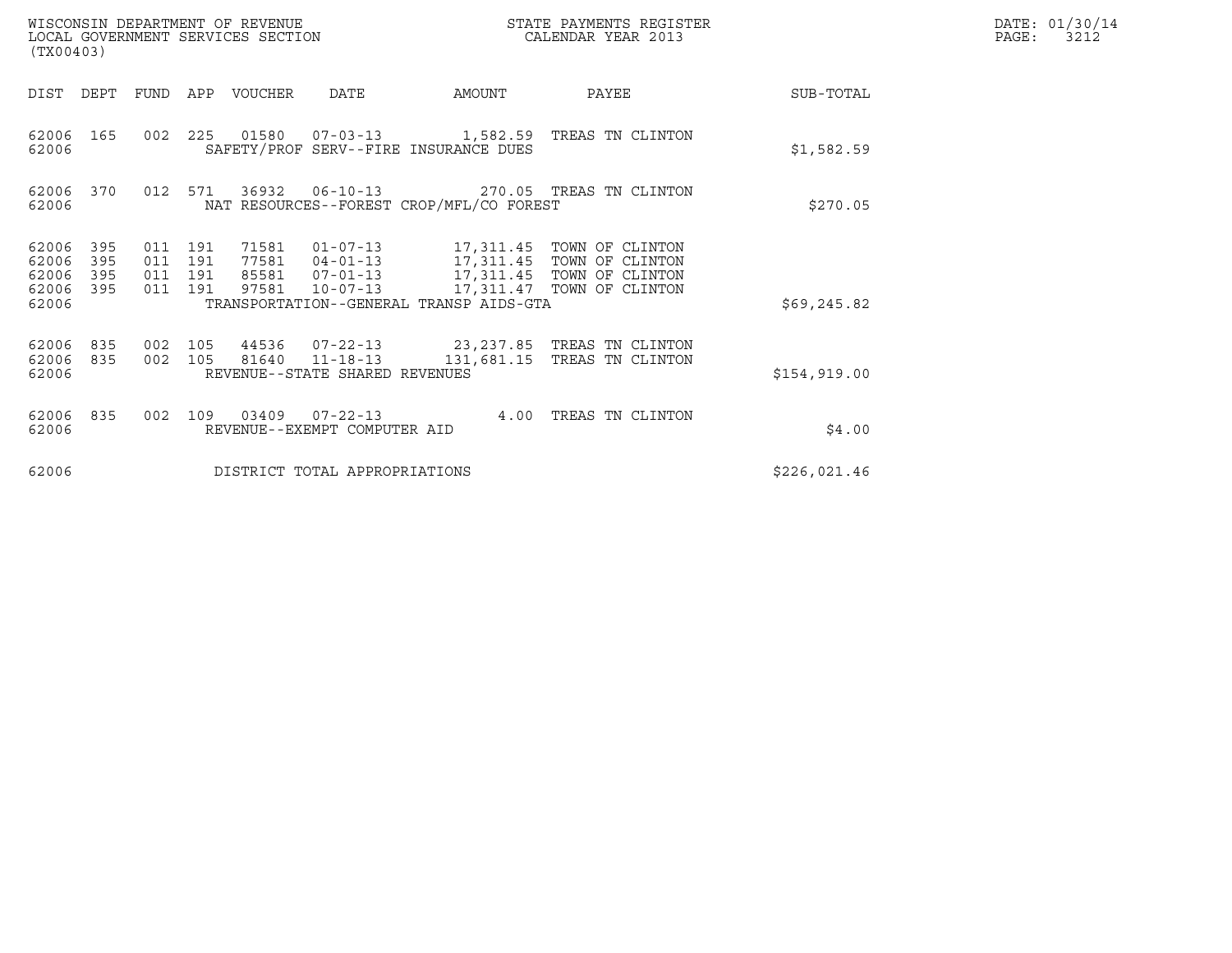WISCONSIN DEPARTMENT OF REVENUE
LOCAL GOVERNMENT SERVICES SECTION
(TX00403)

STATE PAYMENTS REGISTER
CALENDAR YEAR 2013

DATE: 01/30/14

| DIST | DEPT | FUND | APP | VOUCHER | DATE | AMOUNT | PAYEE | SUB-TOTAL |
|---|---|---|---|---|---|---|---|---|
| 62006 | 165 | 002 | 225 | 01580 | 07-03-13 | 1,582.59 | TREAS TN CLINTON | |
| 62006 | | | | SAFETY/PROF SERV--FIRE INSURANCE DUES | | | | $1,582.59 |
| 62006 | 370 | 012 | 571 | 36932 | 06-10-13 | 270.05 | TREAS TN CLINTON | |
| 62006 | | | | NAT RESOURCES--FOREST CROP/MFL/CO FOREST | | | | $270.05 |
| 62006 | 395 | 011 | 191 | 71581 | 01-07-13 | 17,311.45 | TOWN OF CLINTON | |
| 62006 | 395 | 011 | 191 | 77581 | 04-01-13 | 17,311.45 | TOWN OF CLINTON | |
| 62006 | 395 | 011 | 191 | 85581 | 07-01-13 | 17,311.45 | TOWN OF CLINTON | |
| 62006 | 395 | 011 | 191 | 97581 | 10-07-13 | 17,311.47 | TOWN OF CLINTON | |
| 62006 | | | | TRANSPORTATION--GENERAL TRANSP AIDS-GTA | | | | $69,245.82 |
| 62006 | 835 | 002 | 105 | 44536 | 07-22-13 | 23,237.85 | TREAS TN CLINTON | |
| 62006 | 835 | 002 | 105 | 81640 | 11-18-13 | 131,681.15 | TREAS TN CLINTON | |
| 62006 | | | | REVENUE--STATE SHARED REVENUES | | | | $154,919.00 |
| 62006 | 835 | 002 | 109 | 03409 | 07-22-13 | 4.00 | TREAS TN CLINTON | |
| 62006 | | | | REVENUE--EXEMPT COMPUTER AID | | | | $4.00 |
| 62006 | | | | DISTRICT TOTAL APPROPRIATIONS | | | | $226,021.46 |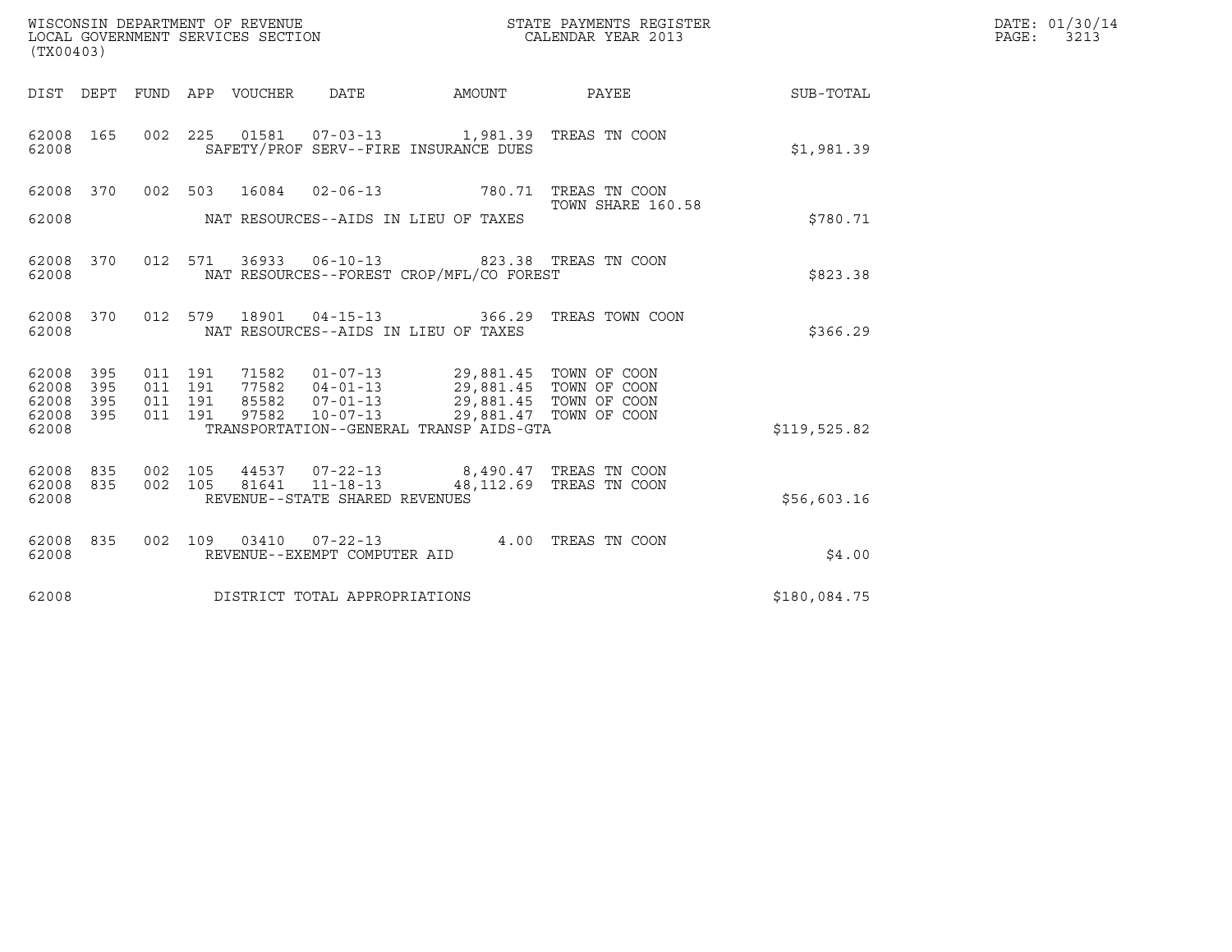WISCONSIN DEPARTMENT OF REVENUE
LOCAL GOVERNMENT SERVICES SECTION
(TX00403)

STATE PAYMENTS REGISTER
CALENDAR YEAR 2013

DATE: 01/30/14

| DIST | DEPT | FUND | APP | VOUCHER | DATE | AMOUNT | PAYEE | SUB-TOTAL |
|---|---|---|---|---|---|---|---|---|
| 62008 | 165 | 002 | 225 | 01581 | 07-03-13 | 1,981.39 | TREAS TN COON | |
| 62008 | | | | | SAFETY/PROF SERV--FIRE INSURANCE DUES | | | $1,981.39 |
| 62008 | 370 | 002 | 503 | 16084 | 02-06-13 | 780.71 | TREAS TN COON TOWN SHARE 160.58 | |
| 62008 | | | | | NAT RESOURCES--AIDS IN LIEU OF TAXES | | | $780.71 |
| 62008 | 370 | 012 | 571 | 36933 | 06-10-13 | 823.38 | TREAS TN COON | |
| 62008 | | | | | NAT RESOURCES--FOREST CROP/MFL/CO FOREST | | | $823.38 |
| 62008 | 370 | 012 | 579 | 18901 | 04-15-13 | 366.29 | TREAS TOWN COON | |
| 62008 | | | | | NAT RESOURCES--AIDS IN LIEU OF TAXES | | | $366.29 |
| 62008 | 395 | 011 | 191 | 71582 | 01-07-13 | 29,881.45 | TOWN OF COON | |
| 62008 | 395 | 011 | 191 | 77582 | 04-01-13 | 29,881.45 | TOWN OF COON | |
| 62008 | 395 | 011 | 191 | 85582 | 07-01-13 | 29,881.45 | TOWN OF COON | |
| 62008 | 395 | 011 | 191 | 97582 | 10-07-13 | 29,881.47 | TOWN OF COON | |
| 62008 | | | | | TRANSPORTATION--GENERAL TRANSP AIDS-GTA | | | $119,525.82 |
| 62008 | 835 | 002 | 105 | 44537 | 07-22-13 | 8,490.47 | TREAS TN COON | |
| 62008 | 835 | 002 | 105 | 81641 | 11-18-13 | 48,112.69 | TREAS TN COON | |
| 62008 | | | | | REVENUE--STATE SHARED REVENUES | | | $56,603.16 |
| 62008 | 835 | 002 | 109 | 03410 | 07-22-13 | 4.00 | TREAS TN COON | |
| 62008 | | | | | REVENUE--EXEMPT COMPUTER AID | | | $4.00 |
| 62008 | | | | | DISTRICT TOTAL APPROPRIATIONS | | | $180,084.75 |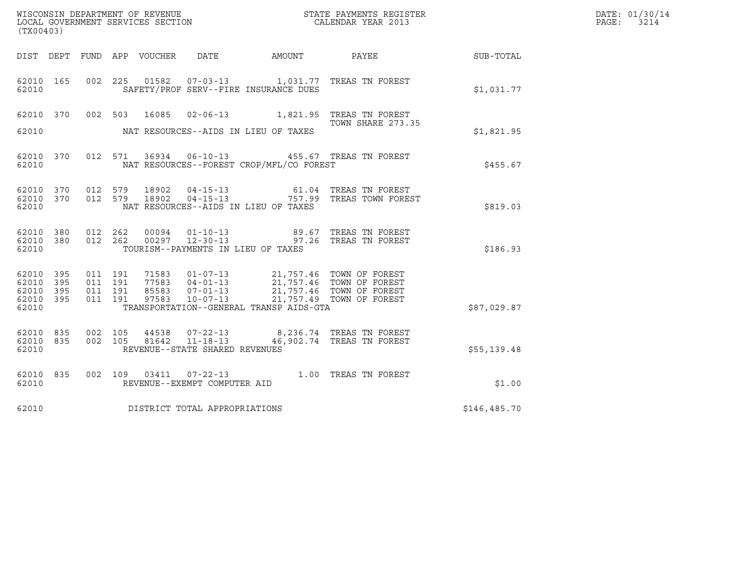WISCONSIN DEPARTMENT OF REVENUE
LOCAL GOVERNMENT SERVICES SECTION
(TX00403)

STATE PAYMENTS REGISTER
CALENDAR YEAR 2013

DATE: 01/30/14
PAGE: 3214

| DIST | DEPT | FUND | APP | VOUCHER | DATE | AMOUNT | PAYEE | SUB-TOTAL |
|---|---|---|---|---|---|---|---|---|
| 62010 | 165 | 002 | 225 | 01582 | 07-03-13 | 1,031.77 | TREAS TN FOREST | |
| 62010 | | | | | SAFETY/PROF SERV--FIRE INSURANCE DUES | | | $1,031.77 |
| 62010 | 370 | 002 | 503 | 16085 | 02-06-13 | 1,821.95 | TREAS TN FOREST TOWN SHARE 273.35 | |
| 62010 | | | | | NAT RESOURCES--AIDS IN LIEU OF TAXES | | | $1,821.95 |
| 62010 | 370 | 012 | 571 | 36934 | 06-10-13 | 455.67 | TREAS TN FOREST | |
| 62010 | | | | | NAT RESOURCES--FOREST CROP/MFL/CO FOREST | | | $455.67 |
| 62010 | 370 | 012 | 579 | 18902 | 04-15-13 | 61.04 | TREAS TN FOREST | |
| 62010 | 370 | 012 | 579 | 18902 | 04-15-13 | 757.99 | TREAS TOWN FOREST | |
| 62010 | | | | | NAT RESOURCES--AIDS IN LIEU OF TAXES | | | $819.03 |
| 62010 | 380 | 012 | 262 | 00094 | 01-10-13 | 89.67 | TREAS TN FOREST | |
| 62010 | 380 | 012 | 262 | 00297 | 12-30-13 | 97.26 | TREAS TN FOREST | |
| 62010 | | | | | TOURISM--PAYMENTS IN LIEU OF TAXES | | | $186.93 |
| 62010 | 395 | 011 | 191 | 71583 | 01-07-13 | 21,757.46 | TOWN OF FOREST | |
| 62010 | 395 | 011 | 191 | 77583 | 04-01-13 | 21,757.46 | TOWN OF FOREST | |
| 62010 | 395 | 011 | 191 | 85583 | 07-01-13 | 21,757.46 | TOWN OF FOREST | |
| 62010 | 395 | 011 | 191 | 97583 | 10-07-13 | 21,757.49 | TOWN OF FOREST | |
| 62010 | | | | | TRANSPORTATION--GENERAL TRANSP AIDS-GTA | | | $87,029.87 |
| 62010 | 835 | 002 | 105 | 44538 | 07-22-13 | 8,236.74 | TREAS TN FOREST | |
| 62010 | 835 | 002 | 105 | 81642 | 11-18-13 | 46,902.74 | TREAS TN FOREST | |
| 62010 | | | | | REVENUE--STATE SHARED REVENUES | | | $55,139.48 |
| 62010 | 835 | 002 | 109 | 03411 | 07-22-13 | 1.00 | TREAS TN FOREST | |
| 62010 | | | | | REVENUE--EXEMPT COMPUTER AID | | | $1.00 |
| 62010 | | | | | DISTRICT TOTAL APPROPRIATIONS | | | $146,485.70 |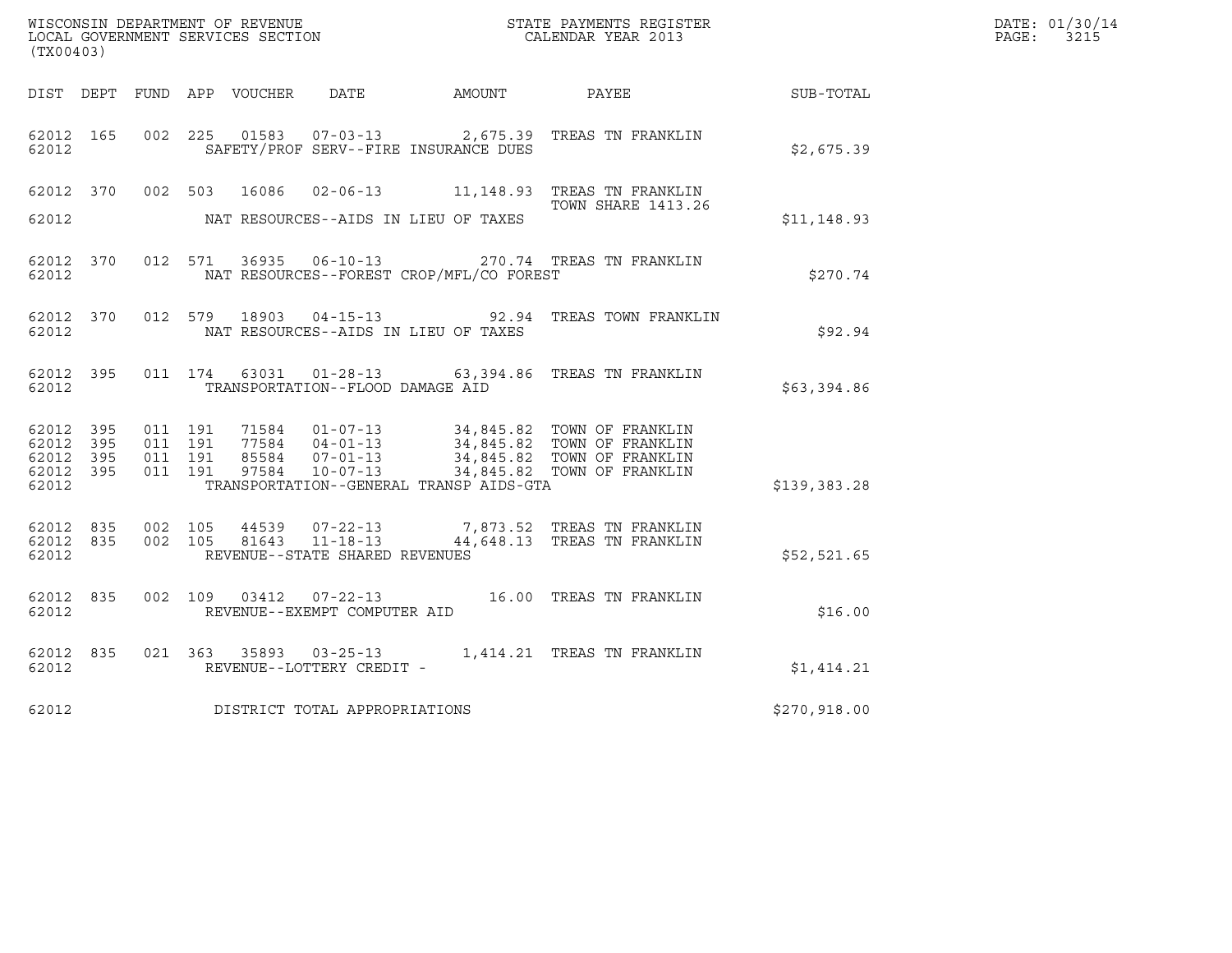WISCONSIN DEPARTMENT OF REVENUE
LOCAL GOVERNMENT SERVICES SECTION
(TX00403)

STATE PAYMENTS REGISTER
CALENDAR YEAR 2013

DATE: 01/30/14

| DIST | DEPT | FUND | APP | VOUCHER | DATE | AMOUNT | PAYEE | SUB-TOTAL |
|---|---|---|---|---|---|---|---|---|
| 62012 | 165 | 002 | 225 | 01583 | 07-03-13 | 2,675.39 | TREAS TN FRANKLIN | |
| 62012 | | | | | SAFETY/PROF SERV--FIRE INSURANCE DUES | | | $2,675.39 |
| 62012 | 370 | 002 | 503 | 16086 | 02-06-13 | 11,148.93 | TREAS TN FRANKLIN TOWN SHARE 1413.26 | |
| 62012 | | | | | NAT RESOURCES--AIDS IN LIEU OF TAXES | | | $11,148.93 |
| 62012 | 370 | 012 | 571 | 36935 | 06-10-13 | 270.74 | TREAS TN FRANKLIN | |
| 62012 | | | | | NAT RESOURCES--FOREST CROP/MFL/CO FOREST | | | $270.74 |
| 62012 | 370 | 012 | 579 | 18903 | 04-15-13 | 92.94 | TREAS TOWN FRANKLIN | |
| 62012 | | | | | NAT RESOURCES--AIDS IN LIEU OF TAXES | | | $92.94 |
| 62012 | 395 | 011 | 174 | 63031 | 01-28-13 | 63,394.86 | TREAS TN FRANKLIN | |
| 62012 | | | | | TRANSPORTATION--FLOOD DAMAGE AID | | | $63,394.86 |
| 62012 | 395 | 011 | 191 | 71584 | 01-07-13 | 34,845.82 | TOWN OF FRANKLIN | |
| 62012 | 395 | 011 | 191 | 77584 | 04-01-13 | 34,845.82 | TOWN OF FRANKLIN | |
| 62012 | 395 | 011 | 191 | 85584 | 07-01-13 | 34,845.82 | TOWN OF FRANKLIN | |
| 62012 | 395 | 011 | 191 | 97584 | 10-07-13 | 34,845.82 | TOWN OF FRANKLIN | |
| 62012 | | | | | TRANSPORTATION--GENERAL TRANSP AIDS-GTA | | | $139,383.28 |
| 62012 | 835 | 002 | 105 | 44539 | 07-22-13 | 7,873.52 | TREAS TN FRANKLIN | |
| 62012 | 835 | 002 | 105 | 81643 | 11-18-13 | 44,648.13 | TREAS TN FRANKLIN | |
| 62012 | | | | | REVENUE--STATE SHARED REVENUES | | | $52,521.65 |
| 62012 | 835 | 002 | 109 | 03412 | 07-22-13 | 16.00 | TREAS TN FRANKLIN | |
| 62012 | | | | | REVENUE--EXEMPT COMPUTER AID | | | $16.00 |
| 62012 | 835 | 021 | 363 | 35893 | 03-25-13 | 1,414.21 | TREAS TN FRANKLIN | |
| 62012 | | | | | REVENUE--LOTTERY CREDIT - | | | $1,414.21 |
| 62012 | | | | | DISTRICT TOTAL APPROPRIATIONS | | | $270,918.00 |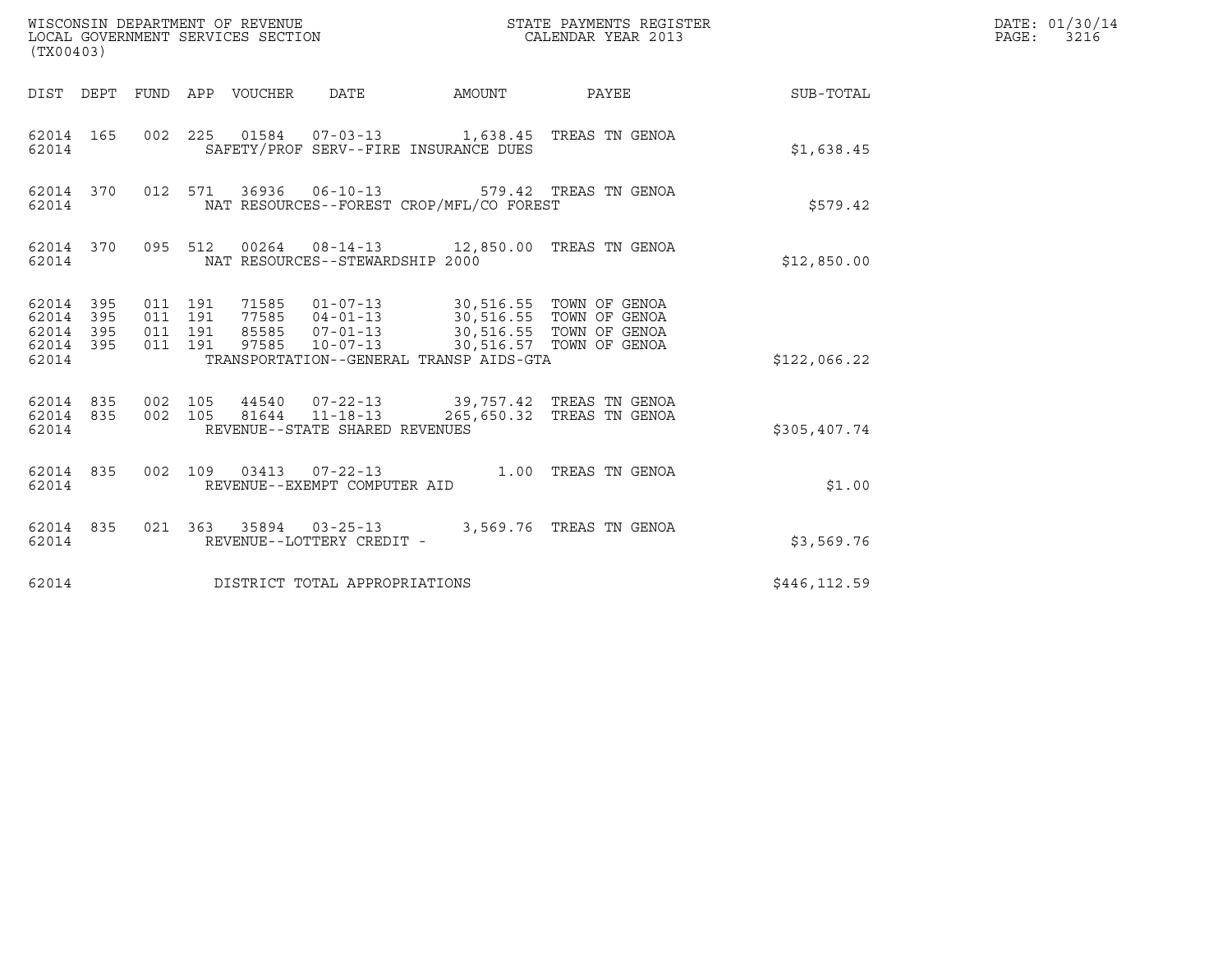WISCONSIN DEPARTMENT OF REVENUE
LOCAL GOVERNMENT SERVICES SECTION
(TX00403)

STATE PAYMENTS REGISTER
CALENDAR YEAR 2013

DATE: 01/30/14

| DIST | DEPT | FUND | APP | VOUCHER | DATE | AMOUNT | PAYEE | SUB-TOTAL |
|---|---|---|---|---|---|---|---|---|
| 62014 | 165 | 002 | 225 | 01584 | 07-03-13 | 1,638.45 | TREAS TN GENOA | |
| 62014 | | | | SAFETY/PROF SERV--FIRE INSURANCE DUES | | | | $1,638.45 |
| 62014 | 370 | 012 | 571 | 36936 | 06-10-13 | 579.42 | TREAS TN GENOA | |
| 62014 | | | | NAT RESOURCES--FOREST CROP/MFL/CO FOREST | | | | $579.42 |
| 62014 | 370 | 095 | 512 | 00264 | 08-14-13 | 12,850.00 | TREAS TN GENOA | |
| 62014 | | | | NAT RESOURCES--STEWARDSHIP 2000 | | | | $12,850.00 |
| 62014 | 395 | 011 | 191 | 71585 | 01-07-13 | 30,516.55 | TOWN OF GENOA | |
| 62014 | 395 | 011 | 191 | 77585 | 04-01-13 | 30,516.55 | TOWN OF GENOA | |
| 62014 | 395 | 011 | 191 | 85585 | 07-01-13 | 30,516.55 | TOWN OF GENOA | |
| 62014 | 395 | 011 | 191 | 97585 | 10-07-13 | 30,516.57 | TOWN OF GENOA | |
| 62014 | | | | TRANSPORTATION--GENERAL TRANSP AIDS-GTA | | | | $122,066.22 |
| 62014 | 835 | 002 | 105 | 44540 | 07-22-13 | 39,757.42 | TREAS TN GENOA | |
| 62014 | 835 | 002 | 105 | 81644 | 11-18-13 | 265,650.32 | TREAS TN GENOA | |
| 62014 | | | | REVENUE--STATE SHARED REVENUES | | | | $305,407.74 |
| 62014 | 835 | 002 | 109 | 03413 | 07-22-13 | 1.00 | TREAS TN GENOA | |
| 62014 | | | | REVENUE--EXEMPT COMPUTER AID | | | | $1.00 |
| 62014 | 835 | 021 | 363 | 35894 | 03-25-13 | 3,569.76 | TREAS TN GENOA | |
| 62014 | | | | REVENUE--LOTTERY CREDIT - | | | | $3,569.76 |
| 62014 | | | | DISTRICT TOTAL APPROPRIATIONS | | | | $446,112.59 |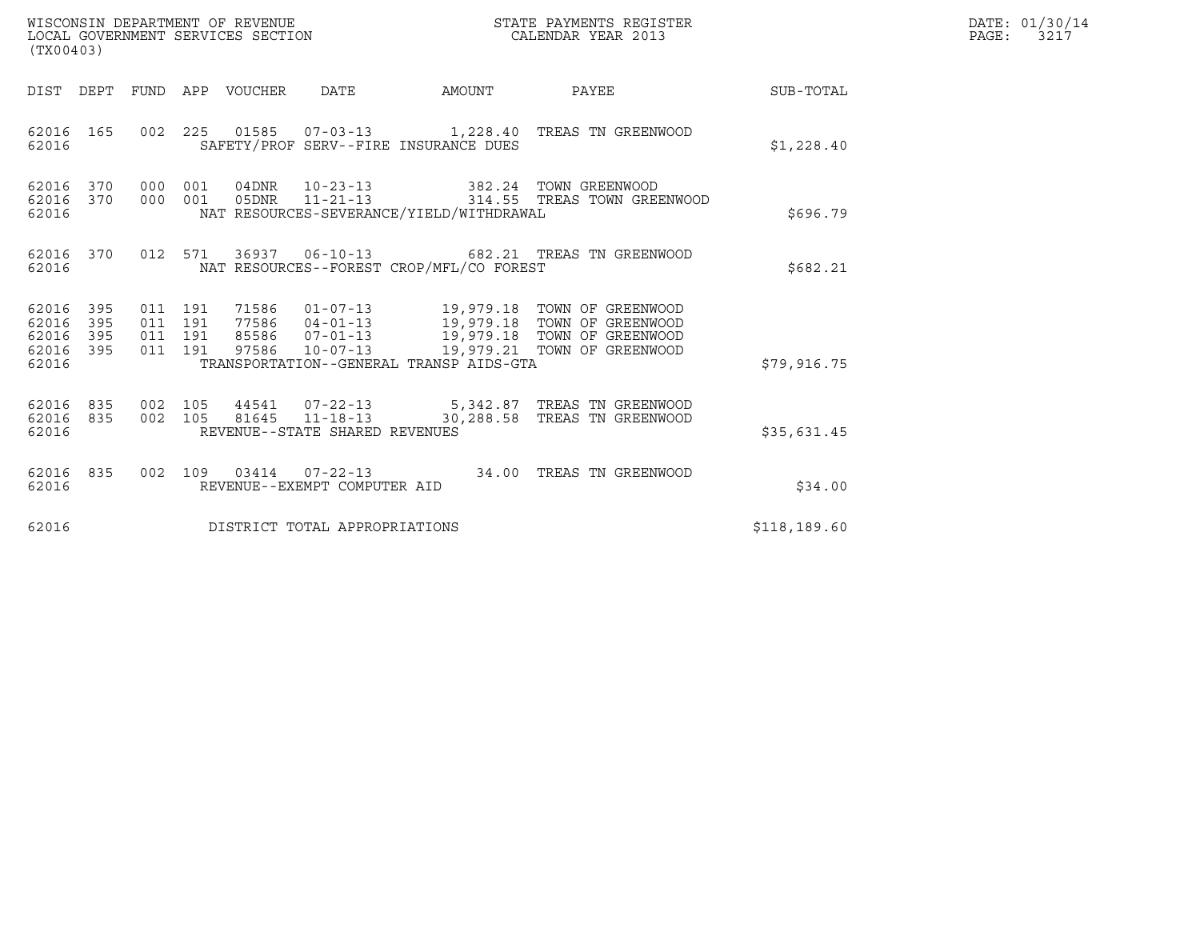WISCONSIN DEPARTMENT OF REVENUE
LOCAL GOVERNMENT SERVICES SECTION
(TX00403)

STATE PAYMENTS REGISTER
CALENDAR YEAR 2013

DATE: 01/30/14
PAGE: 3217

| DIST | DEPT | FUND | APP | VOUCHER | DATE | AMOUNT | PAYEE | SUB-TOTAL |
|---|---|---|---|---|---|---|---|---|
| 62016 | 165 | 002 | 225 | 01585 | 07-03-13 | 1,228.40 | TREAS TN GREENWOOD | |
| 62016 | | | | SAFETY/PROF SERV--FIRE INSURANCE DUES | | | | $1,228.40 |
| 62016 | 370 | 000 | 001 | 04DNR | 10-23-13 | 382.24 | TOWN GREENWOOD | |
| 62016 | 370 | 000 | 001 | 05DNR | 11-21-13 | 314.55 | TREAS TOWN GREENWOOD | |
| 62016 | | | | NAT RESOURCES-SEVERANCE/YIELD/WITHDRAWAL | | | | $696.79 |
| 62016 | 370 | 012 | 571 | 36937 | 06-10-13 | 682.21 | TREAS TN GREENWOOD | |
| 62016 | | | | NAT RESOURCES--FOREST CROP/MFL/CO FOREST | | | | $682.21 |
| 62016 | 395 | 011 | 191 | 71586 | 01-07-13 | 19,979.18 | TOWN OF GREENWOOD | |
| 62016 | 395 | 011 | 191 | 77586 | 04-01-13 | 19,979.18 | TOWN OF GREENWOOD | |
| 62016 | 395 | 011 | 191 | 85586 | 07-01-13 | 19,979.18 | TOWN OF GREENWOOD | |
| 62016 | 395 | 011 | 191 | 97586 | 10-07-13 | 19,979.21 | TOWN OF GREENWOOD | |
| 62016 | | | | TRANSPORTATION--GENERAL TRANSP AIDS-GTA | | | | $79,916.75 |
| 62016 | 835 | 002 | 105 | 44541 | 07-22-13 | 5,342.87 | TREAS TN GREENWOOD | |
| 62016 | 835 | 002 | 105 | 81645 | 11-18-13 | 30,288.58 | TREAS TN GREENWOOD | |
| 62016 | | | | REVENUE--STATE SHARED REVENUES | | | | $35,631.45 |
| 62016 | 835 | 002 | 109 | 03414 | 07-22-13 | 34.00 | TREAS TN GREENWOOD | |
| 62016 | | | | REVENUE--EXEMPT COMPUTER AID | | | | $34.00 |
| 62016 | | | | DISTRICT TOTAL APPROPRIATIONS | | | | $118,189.60 |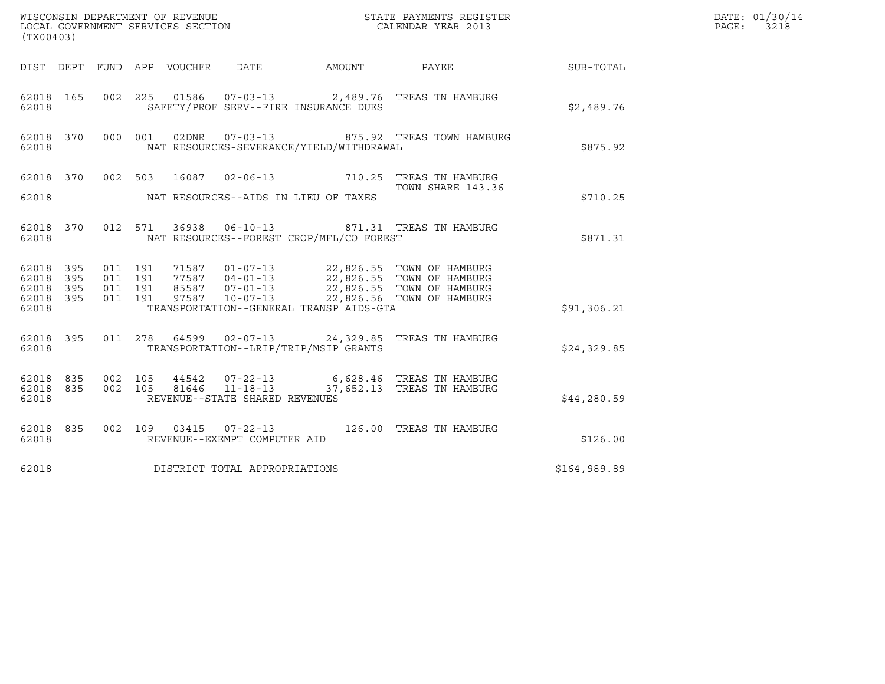WISCONSIN DEPARTMENT OF REVENUE
LOCAL GOVERNMENT SERVICES SECTION
(TX00403)

STATE PAYMENTS REGISTER
CALENDAR YEAR 2013

DATE: 01/30/14
PAGE: 3218

| DIST | DEPT | FUND | APP | VOUCHER | DATE | AMOUNT | PAYEE | SUB-TOTAL |
|---|---|---|---|---|---|---|---|---|
| 62018 | 165 | 002 | 225 | 01586 | 07-03-13 | 2,489.76 | TREAS TN HAMBURG | |
| 62018 | | | | | SAFETY/PROF SERV--FIRE INSURANCE DUES | | | $2,489.76 |
| 62018 | 370 | 000 | 001 | 02DNR | 07-03-13 | 875.92 | TREAS TOWN HAMBURG | |
| 62018 | | | | | NAT RESOURCES-SEVERANCE/YIELD/WITHDRAWAL | | | $875.92 |
| 62018 | 370 | 002 | 503 | 16087 | 02-06-13 | 710.25 | TREAS TN HAMBURG TOWN SHARE 143.36 | |
| 62018 | | | | | NAT RESOURCES--AIDS IN LIEU OF TAXES | | | $710.25 |
| 62018 | 370 | 012 | 571 | 36938 | 06-10-13 | 871.31 | TREAS TN HAMBURG | |
| 62018 | | | | | NAT RESOURCES--FOREST CROP/MFL/CO FOREST | | | $871.31 |
| 62018 | 395 | 011 | 191 | 71587 | 01-07-13 | 22,826.55 | TOWN OF HAMBURG | |
| 62018 | 395 | 011 | 191 | 77587 | 04-01-13 | 22,826.55 | TOWN OF HAMBURG | |
| 62018 | 395 | 011 | 191 | 85587 | 07-01-13 | 22,826.55 | TOWN OF HAMBURG | |
| 62018 | 395 | 011 | 191 | 97587 | 10-07-13 | 22,826.56 | TOWN OF HAMBURG | |
| 62018 | | | | | TRANSPORTATION--GENERAL TRANSP AIDS-GTA | | | $91,306.21 |
| 62018 | 395 | 011 | 278 | 64599 | 02-07-13 | 24,329.85 | TREAS TN HAMBURG | |
| 62018 | | | | | TRANSPORTATION--LRIP/TRIP/MSIP GRANTS | | | $24,329.85 |
| 62018 | 835 | 002 | 105 | 44542 | 07-22-13 | 6,628.46 | TREAS TN HAMBURG | |
| 62018 | 835 | 002 | 105 | 81646 | 11-18-13 | 37,652.13 | TREAS TN HAMBURG | |
| 62018 | | | | | REVENUE--STATE SHARED REVENUES | | | $44,280.59 |
| 62018 | 835 | 002 | 109 | 03415 | 07-22-13 | 126.00 | TREAS TN HAMBURG | |
| 62018 | | | | | REVENUE--EXEMPT COMPUTER AID | | | $126.00 |
| 62018 | | | | | DISTRICT TOTAL APPROPRIATIONS | | | $164,989.89 |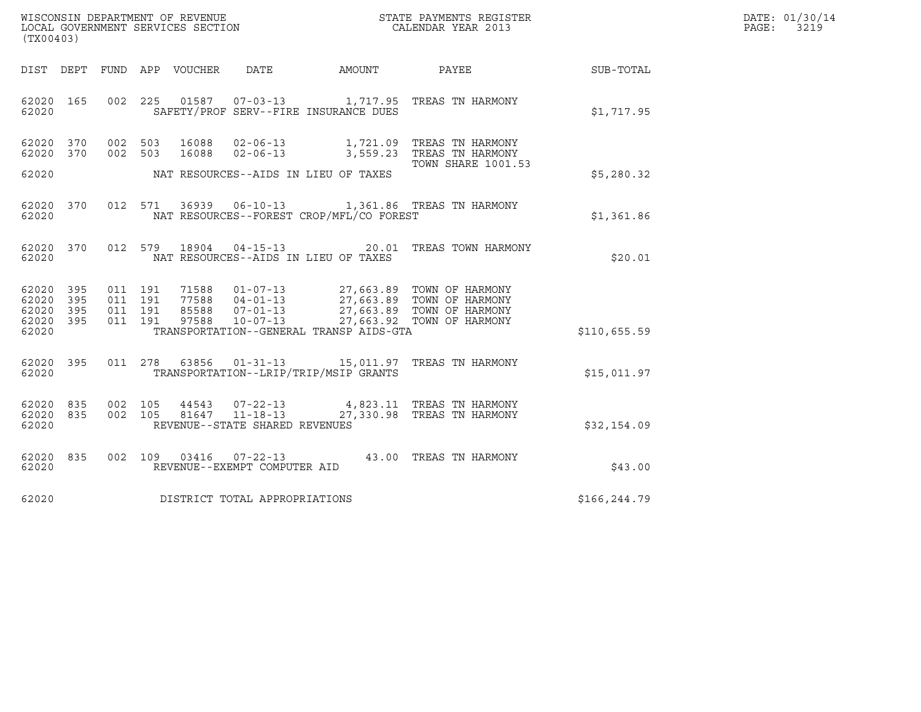WISCONSIN DEPARTMENT OF REVENUE
LOCAL GOVERNMENT SERVICES SECTION
(TX00403)

STATE PAYMENTS REGISTER
CALENDAR YEAR 2013

DATE: 01/30/14

| DIST | DEPT | FUND | APP | VOUCHER | DATE | AMOUNT | PAYEE | SUB-TOTAL |
|---|---|---|---|---|---|---|---|---|
| 62020 | 165 | 002 | 225 | 01587 | 07-03-13 | 1,717.95 | TREAS TN HARMONY | |
| 62020 | | | | | SAFETY/PROF SERV--FIRE INSURANCE DUES | | | $1,717.95 |
| 62020 | 370 | 002 | 503 | 16088 | 02-06-13 | 1,721.09 | TREAS TN HARMONY | |
| 62020 | 370 | 002 | 503 | 16088 | 02-06-13 | 3,559.23 | TREAS TN HARMONY TOWN SHARE 1001.53 | |
| 62020 | | | | | NAT RESOURCES--AIDS IN LIEU OF TAXES | | | $5,280.32 |
| 62020 | 370 | 012 | 571 | 36939 | 06-10-13 | 1,361.86 | TREAS TN HARMONY | |
| 62020 | | | | | NAT RESOURCES--FOREST CROP/MFL/CO FOREST | | | $1,361.86 |
| 62020 | 370 | 012 | 579 | 18904 | 04-15-13 | 20.01 | TREAS TOWN HARMONY | |
| 62020 | | | | | NAT RESOURCES--AIDS IN LIEU OF TAXES | | | $20.01 |
| 62020 | 395 | 011 | 191 | 71588 | 01-07-13 | 27,663.89 | TOWN OF HARMONY | |
| 62020 | 395 | 011 | 191 | 77588 | 04-01-13 | 27,663.89 | TOWN OF HARMONY | |
| 62020 | 395 | 011 | 191 | 85588 | 07-01-13 | 27,663.89 | TOWN OF HARMONY | |
| 62020 | 395 | 011 | 191 | 97588 | 10-07-13 | 27,663.92 | TOWN OF HARMONY | |
| 62020 | | | | | TRANSPORTATION--GENERAL TRANSP AIDS-GTA | | | $110,655.59 |
| 62020 | 395 | 011 | 278 | 63856 | 01-31-13 | 15,011.97 | TREAS TN HARMONY | |
| 62020 | | | | | TRANSPORTATION--LRIP/TRIP/MSIP GRANTS | | | $15,011.97 |
| 62020 | 835 | 002 | 105 | 44543 | 07-22-13 | 4,823.11 | TREAS TN HARMONY | |
| 62020 | 835 | 002 | 105 | 81647 | 11-18-13 | 27,330.98 | TREAS TN HARMONY | |
| 62020 | | | | | REVENUE--STATE SHARED REVENUES | | | $32,154.09 |
| 62020 | 835 | 002 | 109 | 03416 | 07-22-13 | 43.00 | TREAS TN HARMONY | |
| 62020 | | | | | REVENUE--EXEMPT COMPUTER AID | | | $43.00 |
| 62020 | | | | | DISTRICT TOTAL APPROPRIATIONS | | | $166,244.79 |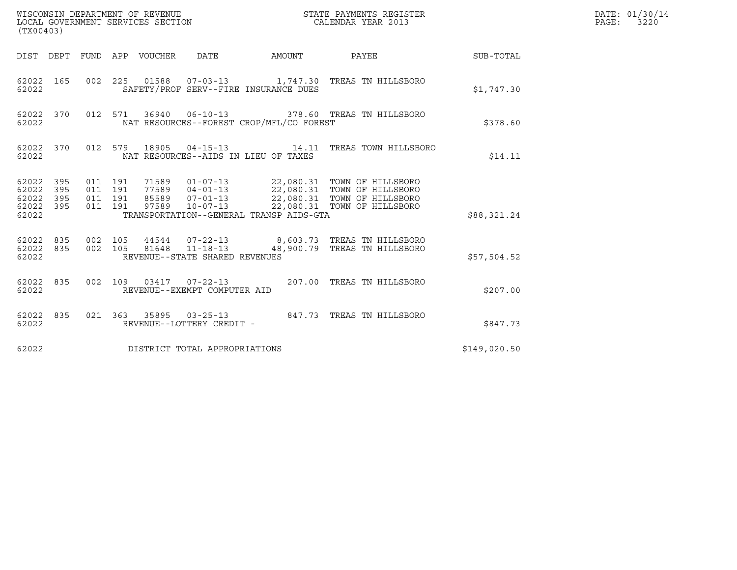WISCONSIN DEPARTMENT OF REVENUE
LOCAL GOVERNMENT SERVICES SECTION
(TX00403)

STATE PAYMENTS REGISTER
CALENDAR YEAR 2013

DATE: 01/30/14
PAGE: 3220

| DIST | DEPT | FUND | APP | VOUCHER | DATE | AMOUNT | PAYEE | SUB-TOTAL |
|---|---|---|---|---|---|---|---|---|
| 62022 | 165 | 002 | 225 | 01588 | 07-03-13 | 1,747.30 | TREAS TN HILLSBORO | |
| 62022 | | | | SAFETY/PROF SERV--FIRE INSURANCE DUES | | | | $1,747.30 |
| 62022 | 370 | 012 | 571 | 36940 | 06-10-13 | 378.60 | TREAS TN HILLSBORO | |
| 62022 | | | | NAT RESOURCES--FOREST CROP/MFL/CO FOREST | | | | $378.60 |
| 62022 | 370 | 012 | 579 | 18905 | 04-15-13 | 14.11 | TREAS TOWN HILLSBORO | |
| 62022 | | | | NAT RESOURCES--AIDS IN LIEU OF TAXES | | | | $14.11 |
| 62022 | 395 | 011 | 191 | 71589 | 01-07-13 | 22,080.31 | TOWN OF HILLSBORO | |
| 62022 | 395 | 011 | 191 | 77589 | 04-01-13 | 22,080.31 | TOWN OF HILLSBORO | |
| 62022 | 395 | 011 | 191 | 85589 | 07-01-13 | 22,080.31 | TOWN OF HILLSBORO | |
| 62022 | 395 | 011 | 191 | 97589 | 10-07-13 | 22,080.31 | TOWN OF HILLSBORO | |
| 62022 | | | | TRANSPORTATION--GENERAL TRANSP AIDS-GTA | | | | $88,321.24 |
| 62022 | 835 | 002 | 105 | 44544 | 07-22-13 | 8,603.73 | TREAS TN HILLSBORO | |
| 62022 | 835 | 002 | 105 | 81648 | 11-18-13 | 48,900.79 | TREAS TN HILLSBORO | |
| 62022 | | | | REVENUE--STATE SHARED REVENUES | | | | $57,504.52 |
| 62022 | 835 | 002 | 109 | 03417 | 07-22-13 | 207.00 | TREAS TN HILLSBORO | |
| 62022 | | | | REVENUE--EXEMPT COMPUTER AID | | | | $207.00 |
| 62022 | 835 | 021 | 363 | 35895 | 03-25-13 | 847.73 | TREAS TN HILLSBORO | |
| 62022 | | | | REVENUE--LOTTERY CREDIT - | | | | $847.73 |
| 62022 | | | | DISTRICT TOTAL APPROPRIATIONS | | | | $149,020.50 |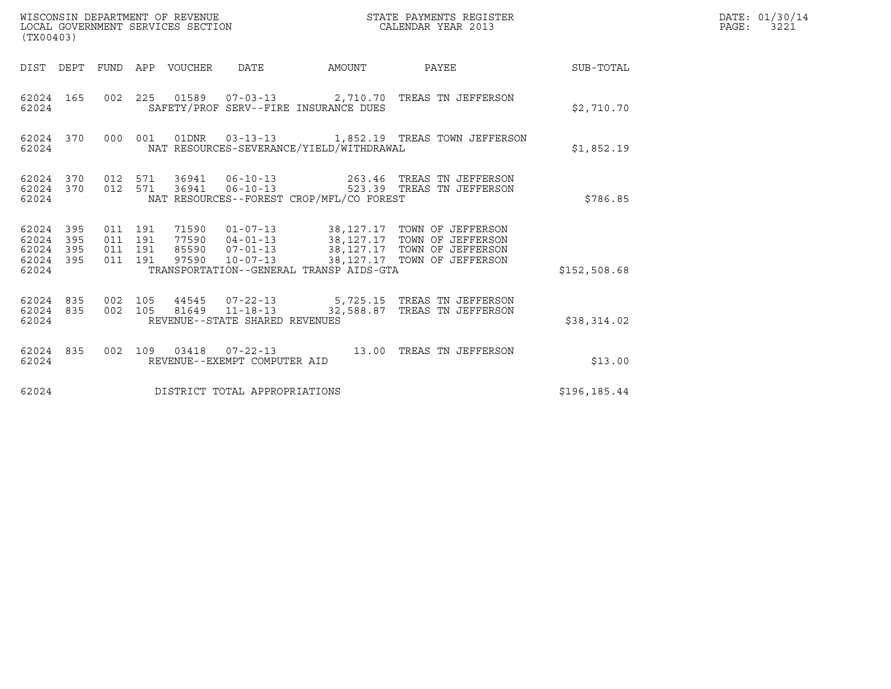WISCONSIN DEPARTMENT OF REVENUE
LOCAL GOVERNMENT SERVICES SECTION
(TX00403)

STATE PAYMENTS REGISTER
CALENDAR YEAR 2013

DATE: 01/30/14
PAGE: 3221

| DIST | DEPT | FUND | APP | VOUCHER | DATE | AMOUNT | PAYEE | SUB-TOTAL |
|---|---|---|---|---|---|---|---|---|
| 62024 | 165 | 002 | 225 | 01589 | 07-03-13 | 2,710.70 | TREAS TN JEFFERSON | |
| 62024 | | | | SAFETY/PROF SERV--FIRE INSURANCE DUES | | | | $2,710.70 |
| 62024 | 370 | 000 | 001 | 01DNR | 03-13-13 | 1,852.19 | TREAS TOWN JEFFERSON | |
| 62024 | | | | NAT RESOURCES-SEVERANCE/YIELD/WITHDRAWAL | | | | $1,852.19 |
| 62024 | 370 | 012 | 571 | 36941 | 06-10-13 | 263.46 | TREAS TN JEFFERSON | |
| 62024 | 370 | 012 | 571 | 36941 | 06-10-13 | 523.39 | TREAS TN JEFFERSON | |
| 62024 | | | | NAT RESOURCES--FOREST CROP/MFL/CO FOREST | | | | $786.85 |
| 62024 | 395 | 011 | 191 | 71590 | 01-07-13 | 38,127.17 | TOWN OF JEFFERSON | |
| 62024 | 395 | 011 | 191 | 77590 | 04-01-13 | 38,127.17 | TOWN OF JEFFERSON | |
| 62024 | 395 | 011 | 191 | 85590 | 07-01-13 | 38,127.17 | TOWN OF JEFFERSON | |
| 62024 | 395 | 011 | 191 | 97590 | 10-07-13 | 38,127.17 | TOWN OF JEFFERSON | |
| 62024 | | | | TRANSPORTATION--GENERAL TRANSP AIDS-GTA | | | | $152,508.68 |
| 62024 | 835 | 002 | 105 | 44545 | 07-22-13 | 5,725.15 | TREAS TN JEFFERSON | |
| 62024 | 835 | 002 | 105 | 81649 | 11-18-13 | 32,588.87 | TREAS TN JEFFERSON | |
| 62024 | | | | REVENUE--STATE SHARED REVENUES | | | | $38,314.02 |
| 62024 | 835 | 002 | 109 | 03418 | 07-22-13 | 13.00 | TREAS TN JEFFERSON | |
| 62024 | | | | REVENUE--EXEMPT COMPUTER AID | | | | $13.00 |
| 62024 | | | | DISTRICT TOTAL APPROPRIATIONS | | | | $196,185.44 |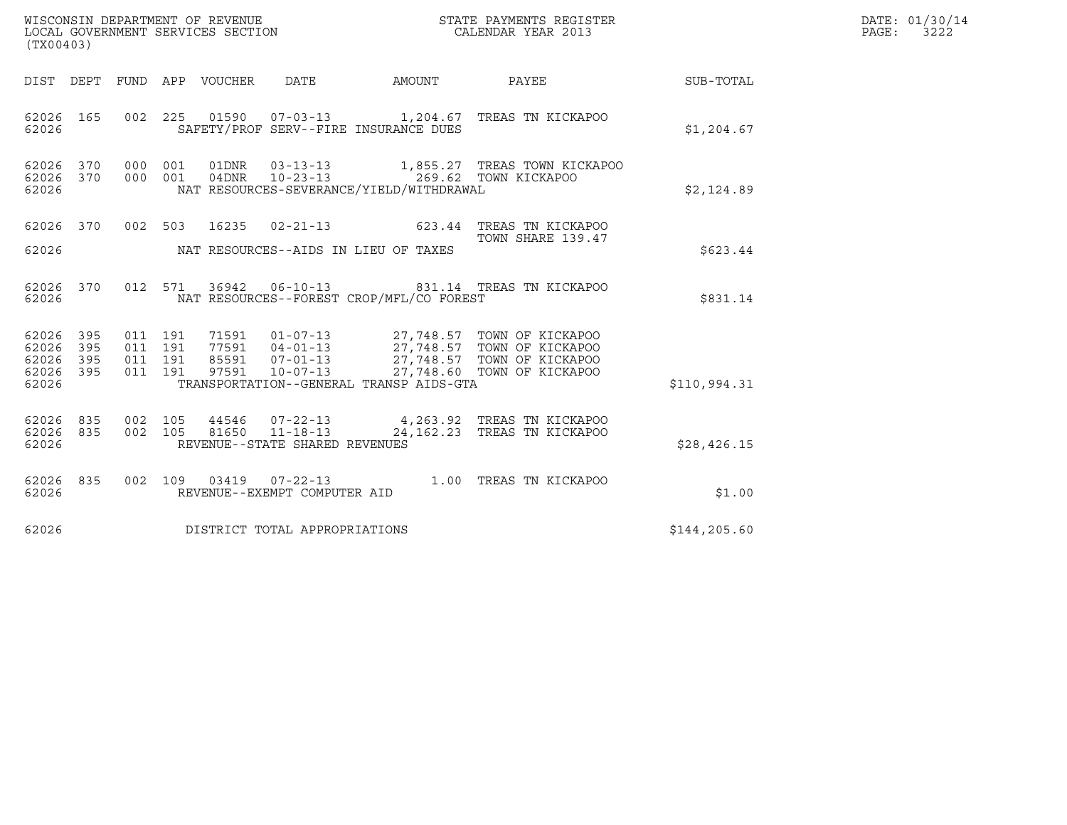WISCONSIN DEPARTMENT OF REVENUE
LOCAL GOVERNMENT SERVICES SECTION
(TX00403)

STATE PAYMENTS REGISTER
CALENDAR YEAR 2013

DATE: 01/30/14
PAGE: 3222

| DIST | DEPT | FUND | APP | VOUCHER | DATE | AMOUNT | PAYEE | SUB-TOTAL |
|---|---|---|---|---|---|---|---|---|
| 62026 | 165 | 002 | 225 | 01590 | 07-03-13 | 1,204.67 | TREAS TN KICKAPOO | |
| 62026 | | | | SAFETY/PROF SERV--FIRE INSURANCE DUES | | | | $1,204.67 |
| 62026 | 370 | 000 | 001 | 01DNR | 03-13-13 | 1,855.27 | TREAS TOWN KICKAPOO | |
| 62026 | 370 | 000 | 001 | 04DNR | 10-23-13 | 269.62 | TOWN KICKAPOO | |
| 62026 | | | | NAT RESOURCES-SEVERANCE/YIELD/WITHDRAWAL | | | | $2,124.89 |
| 62026 | 370 | 002 | 503 | 16235 | 02-21-13 | 623.44 | TREAS TN KICKAPOO TOWN SHARE 139.47 | |
| 62026 | | | | NAT RESOURCES--AIDS IN LIEU OF TAXES | | | | $623.44 |
| 62026 | 370 | 012 | 571 | 36942 | 06-10-13 | 831.14 | TREAS TN KICKAPOO | |
| 62026 | | | | NAT RESOURCES--FOREST CROP/MFL/CO FOREST | | | | $831.14 |
| 62026 | 395 | 011 | 191 | 71591 | 01-07-13 | 27,748.57 | TOWN OF KICKAPOO | |
| 62026 | 395 | 011 | 191 | 77591 | 04-01-13 | 27,748.57 | TOWN OF KICKAPOO | |
| 62026 | 395 | 011 | 191 | 85591 | 07-01-13 | 27,748.57 | TOWN OF KICKAPOO | |
| 62026 | 395 | 011 | 191 | 97591 | 10-07-13 | 27,748.60 | TOWN OF KICKAPOO | |
| 62026 | | | | TRANSPORTATION--GENERAL TRANSP AIDS-GTA | | | | $110,994.31 |
| 62026 | 835 | 002 | 105 | 44546 | 07-22-13 | 4,263.92 | TREAS TN KICKAPOO | |
| 62026 | 835 | 002 | 105 | 81650 | 11-18-13 | 24,162.23 | TREAS TN KICKAPOO | |
| 62026 | | | | REVENUE--STATE SHARED REVENUES | | | | $28,426.15 |
| 62026 | 835 | 002 | 109 | 03419 | 07-22-13 | 1.00 | TREAS TN KICKAPOO | |
| 62026 | | | | REVENUE--EXEMPT COMPUTER AID | | | | $1.00 |
| 62026 | | | | DISTRICT TOTAL APPROPRIATIONS | | | | $144,205.60 |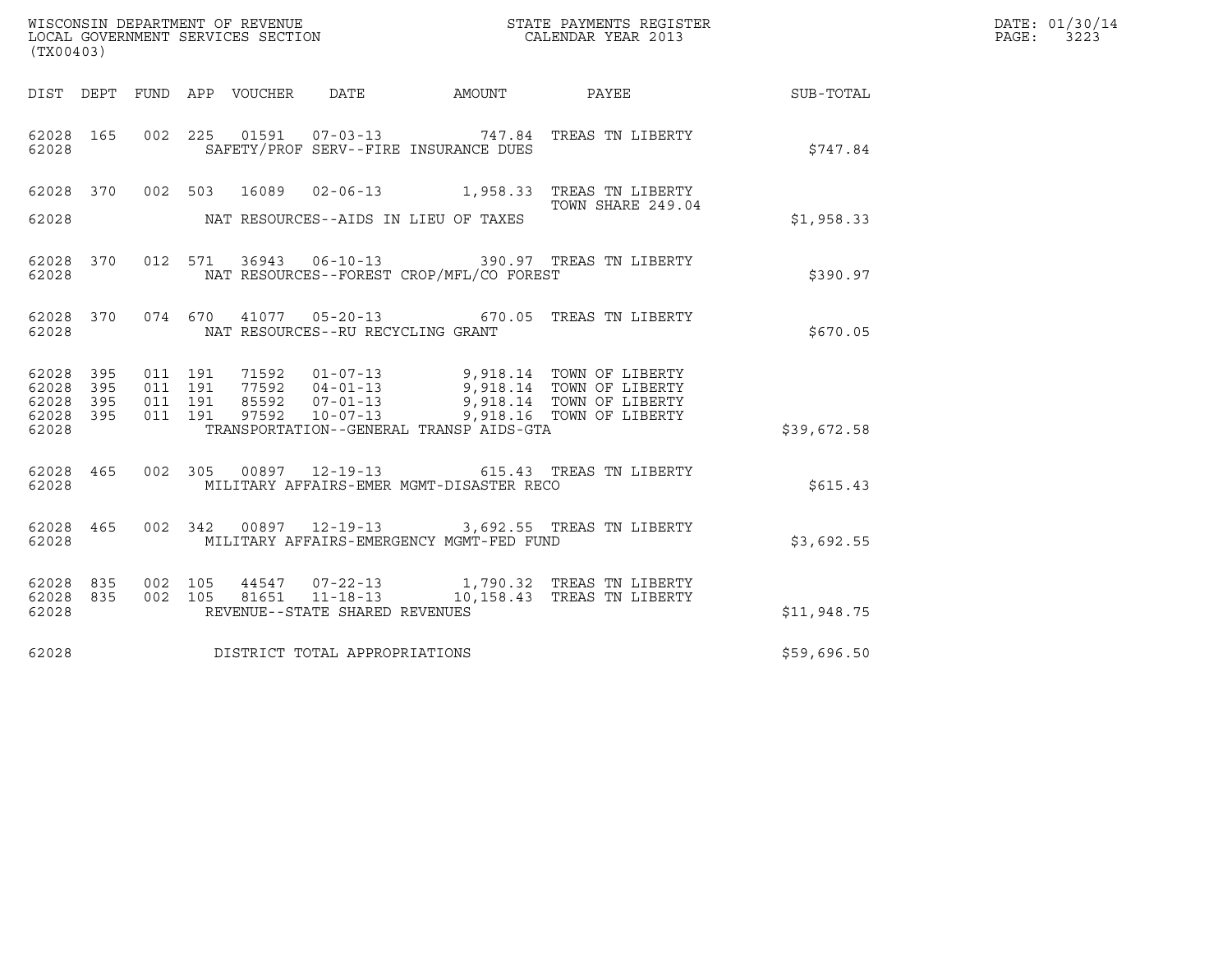WISCONSIN DEPARTMENT OF REVENUE
LOCAL GOVERNMENT SERVICES SECTION
(TX00403)

STATE PAYMENTS REGISTER
CALENDAR YEAR 2013

DATE: 01/30/14
PAGE: 3223

| DIST | DEPT | FUND | APP | VOUCHER | DATE | AMOUNT | PAYEE | SUB-TOTAL |
|---|---|---|---|---|---|---|---|---|
| 62028 | 165 | 002 | 225 | 01591 | 07-03-13 | 747.84 | TREAS TN LIBERTY | |
| 62028 | | | | SAFETY/PROF SERV--FIRE INSURANCE DUES | | | | $747.84 |
| 62028 | 370 | 002 | 503 | 16089 | 02-06-13 | 1,958.33 | TREAS TN LIBERTY TOWN SHARE 249.04 | |
| 62028 | | | | NAT RESOURCES--AIDS IN LIEU OF TAXES | | | | $1,958.33 |
| 62028 | 370 | 012 | 571 | 36943 | 06-10-13 | 390.97 | TREAS TN LIBERTY | |
| 62028 | | | | NAT RESOURCES--FOREST CROP/MFL/CO FOREST | | | | $390.97 |
| 62028 | 370 | 074 | 670 | 41077 | 05-20-13 | 670.05 | TREAS TN LIBERTY | |
| 62028 | | | | NAT RESOURCES--RU RECYCLING GRANT | | | | $670.05 |
| 62028 | 395 | 011 | 191 | 71592 | 01-07-13 | 9,918.14 | TOWN OF LIBERTY | |
| 62028 | 395 | 011 | 191 | 77592 | 04-01-13 | 9,918.14 | TOWN OF LIBERTY | |
| 62028 | 395 | 011 | 191 | 85592 | 07-01-13 | 9,918.14 | TOWN OF LIBERTY | |
| 62028 | 395 | 011 | 191 | 97592 | 10-07-13 | 9,918.16 | TOWN OF LIBERTY | |
| 62028 | | | | TRANSPORTATION--GENERAL TRANSP AIDS-GTA | | | | $39,672.58 |
| 62028 | 465 | 002 | 305 | 00897 | 12-19-13 | 615.43 | TREAS TN LIBERTY | |
| 62028 | | | | MILITARY AFFAIRS-EMER MGMT-DISASTER RECO | | | | $615.43 |
| 62028 | 465 | 002 | 342 | 00897 | 12-19-13 | 3,692.55 | TREAS TN LIBERTY | |
| 62028 | | | | MILITARY AFFAIRS-EMERGENCY MGMT-FED FUND | | | | $3,692.55 |
| 62028 | 835 | 002 | 105 | 44547 | 07-22-13 | 1,790.32 | TREAS TN LIBERTY | |
| 62028 | 835 | 002 | 105 | 81651 | 11-18-13 | 10,158.43 | TREAS TN LIBERTY | |
| 62028 | | | | REVENUE--STATE SHARED REVENUES | | | | $11,948.75 |
| 62028 | | | | DISTRICT TOTAL APPROPRIATIONS | | | | $59,696.50 |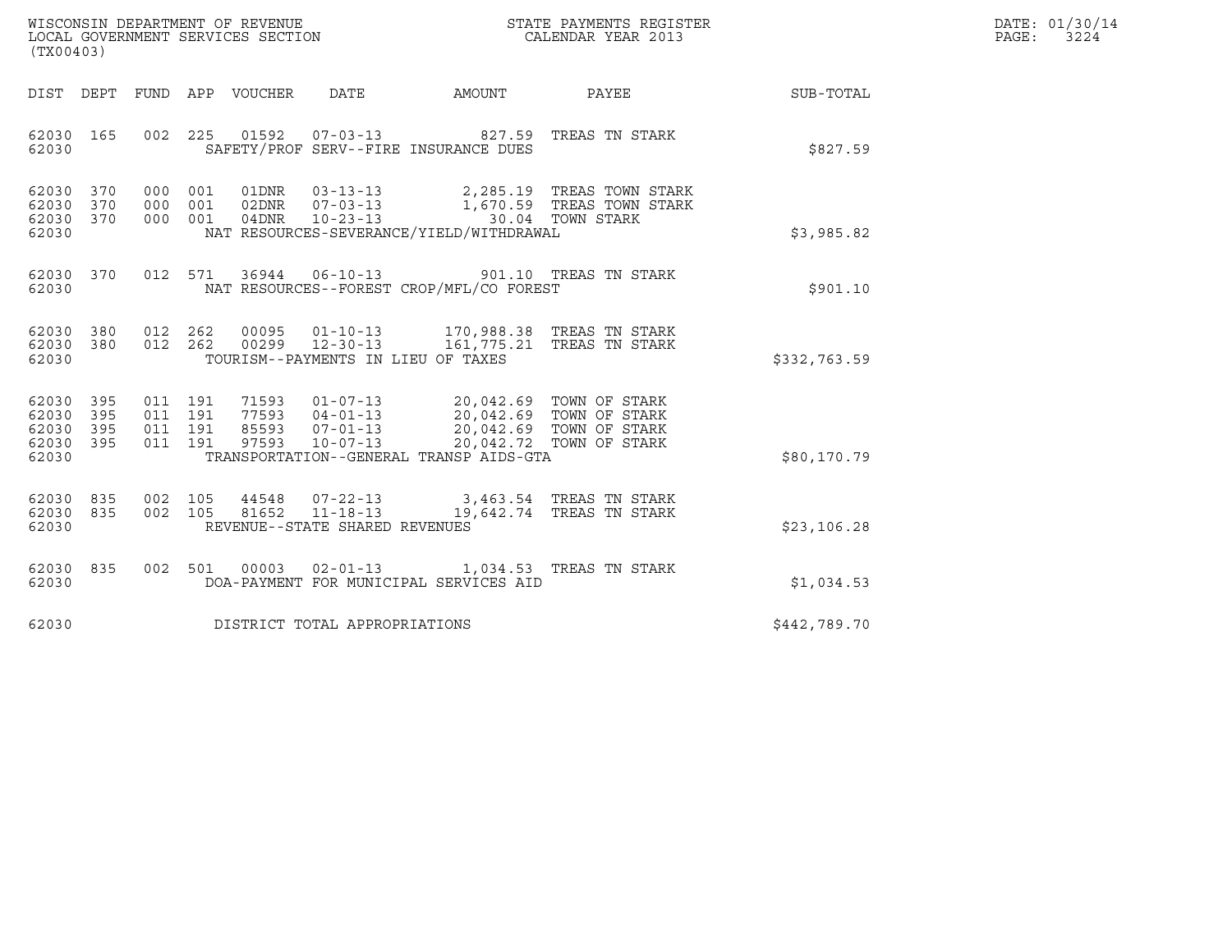WISCONSIN DEPARTMENT OF REVENUE
LOCAL GOVERNMENT SERVICES SECTION
(TX00403)

STATE PAYMENTS REGISTER
CALENDAR YEAR 2013

DATE: 01/30/14

| DIST | DEPT | FUND | APP | VOUCHER | DATE | AMOUNT | PAYEE | SUB-TOTAL |
|---|---|---|---|---|---|---|---|---|
| 62030 | 165 | 002 | 225 | 01592 | 07-03-13 | 827.59 | TREAS TN STARK | |
| 62030 | | | | SAFETY/PROF SERV--FIRE INSURANCE DUES | | | | $827.59 |
| 62030 | 370 | 000 | 001 | 01DNR | 03-13-13 | 2,285.19 | TREAS TOWN STARK | |
| 62030 | 370 | 000 | 001 | 02DNR | 07-03-13 | 1,670.59 | TREAS TOWN STARK | |
| 62030 | 370 | 000 | 001 | 04DNR | 10-23-13 | 30.04 | TOWN STARK | |
| 62030 | | | | NAT RESOURCES-SEVERANCE/YIELD/WITHDRAWAL | | | | $3,985.82 |
| 62030 | 370 | 012 | 571 | 36944 | 06-10-13 | 901.10 | TREAS TN STARK | |
| 62030 | | | | NAT RESOURCES--FOREST CROP/MFL/CO FOREST | | | | $901.10 |
| 62030 | 380 | 012 | 262 | 00095 | 01-10-13 | 170,988.38 | TREAS TN STARK | |
| 62030 | 380 | 012 | 262 | 00299 | 12-30-13 | 161,775.21 | TREAS TN STARK | |
| 62030 | | | | TOURISM--PAYMENTS IN LIEU OF TAXES | | | | $332,763.59 |
| 62030 | 395 | 011 | 191 | 71593 | 01-07-13 | 20,042.69 | TOWN OF STARK | |
| 62030 | 395 | 011 | 191 | 77593 | 04-01-13 | 20,042.69 | TOWN OF STARK | |
| 62030 | 395 | 011 | 191 | 85593 | 07-01-13 | 20,042.69 | TOWN OF STARK | |
| 62030 | 395 | 011 | 191 | 97593 | 10-07-13 | 20,042.72 | TOWN OF STARK | |
| 62030 | | | | TRANSPORTATION--GENERAL TRANSP AIDS-GTA | | | | $80,170.79 |
| 62030 | 835 | 002 | 105 | 44548 | 07-22-13 | 3,463.54 | TREAS TN STARK | |
| 62030 | 835 | 002 | 105 | 81652 | 11-18-13 | 19,642.74 | TREAS TN STARK | |
| 62030 | | | | REVENUE--STATE SHARED REVENUES | | | | $23,106.28 |
| 62030 | 835 | 002 | 501 | 00003 | 02-01-13 | 1,034.53 | TREAS TN STARK | |
| 62030 | | | | DOA-PAYMENT FOR MUNICIPAL SERVICES AID | | | | $1,034.53 |
| 62030 | | | | DISTRICT TOTAL APPROPRIATIONS | | | | $442,789.70 |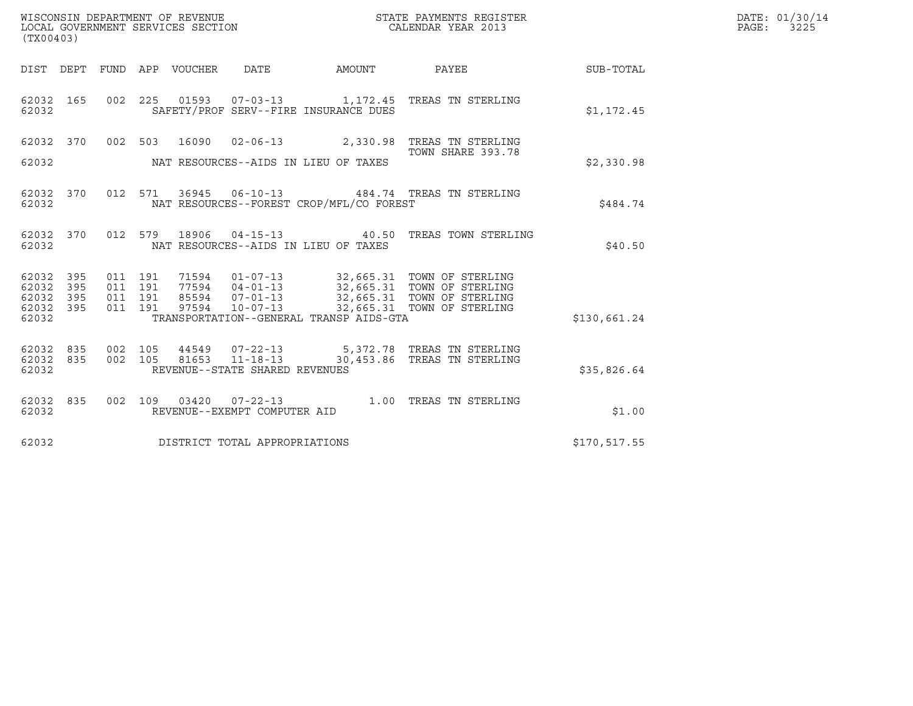WISCONSIN DEPARTMENT OF REVENUE
LOCAL GOVERNMENT SERVICES SECTION
(TX00403)

STATE PAYMENTS REGISTER
CALENDAR YEAR 2013

DATE: 01/30/14

| DIST | DEPT | FUND | APP | VOUCHER | DATE | AMOUNT | PAYEE | SUB-TOTAL |
|---|---|---|---|---|---|---|---|---|
| 62032 | 165 | 002 | 225 | 01593 | 07-03-13 | 1,172.45 | TREAS TN STERLING | |
| 62032 | | | | SAFETY/PROF SERV--FIRE INSURANCE DUES | | | | $1,172.45 |
| 62032 | 370 | 002 | 503 | 16090 | 02-06-13 | 2,330.98 | TREAS TN STERLING TOWN SHARE 393.78 | |
| 62032 | | | | NAT RESOURCES--AIDS IN LIEU OF TAXES | | | | $2,330.98 |
| 62032 | 370 | 012 | 571 | 36945 | 06-10-13 | 484.74 | TREAS TN STERLING | |
| 62032 | | | | NAT RESOURCES--FOREST CROP/MFL/CO FOREST | | | | $484.74 |
| 62032 | 370 | 012 | 579 | 18906 | 04-15-13 | 40.50 | TREAS TOWN STERLING | |
| 62032 | | | | NAT RESOURCES--AIDS IN LIEU OF TAXES | | | | $40.50 |
| 62032 | 395 | 011 | 191 | 71594 | 01-07-13 | 32,665.31 | TOWN OF STERLING | |
| 62032 | 395 | 011 | 191 | 77594 | 04-01-13 | 32,665.31 | TOWN OF STERLING | |
| 62032 | 395 | 011 | 191 | 85594 | 07-01-13 | 32,665.31 | TOWN OF STERLING | |
| 62032 | 395 | 011 | 191 | 97594 | 10-07-13 | 32,665.31 | TOWN OF STERLING | |
| 62032 | | | | TRANSPORTATION--GENERAL TRANSP AIDS-GTA | | | | $130,661.24 |
| 62032 | 835 | 002 | 105 | 44549 | 07-22-13 | 5,372.78 | TREAS TN STERLING | |
| 62032 | 835 | 002 | 105 | 81653 | 11-18-13 | 30,453.86 | TREAS TN STERLING | |
| 62032 | | | | REVENUE--STATE SHARED REVENUES | | | | $35,826.64 |
| 62032 | 835 | 002 | 109 | 03420 | 07-22-13 | 1.00 | TREAS TN STERLING | |
| 62032 | | | | REVENUE--EXEMPT COMPUTER AID | | | | $1.00 |
| 62032 | | | | DISTRICT TOTAL APPROPRIATIONS | | | | $170,517.55 |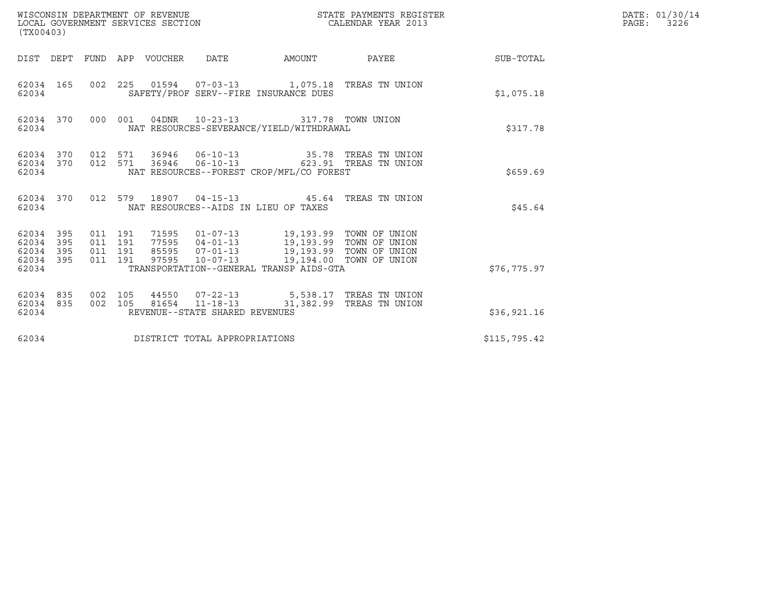WISCONSIN DEPARTMENT OF REVENUE
LOCAL GOVERNMENT SERVICES SECTION
(TX00403)

STATE PAYMENTS REGISTER
CALENDAR YEAR 2013

DATE: 01/30/14
PAGE: 3226

| DIST | DEPT | FUND | APP | VOUCHER | DATE | AMOUNT | PAYEE | SUB-TOTAL |
|---|---|---|---|---|---|---|---|---|
| 62034 | 165 | 002 | 225 | 01594 | 07-03-13 | 1,075.18 | TREAS TN UNION | |
| 62034 | | | | SAFETY/PROF SERV--FIRE INSURANCE DUES | | | | $1,075.18 |
| 62034 | 370 | 000 | 001 | 04DNR | 10-23-13 | 317.78 | TOWN UNION | |
| 62034 | | | | NAT RESOURCES-SEVERANCE/YIELD/WITHDRAWAL | | | | $317.78 |
| 62034 | 370 | 012 | 571 | 36946 | 06-10-13 | 35.78 | TREAS TN UNION | |
| 62034 | 370 | 012 | 571 | 36946 | 06-10-13 | 623.91 | TREAS TN UNION | |
| 62034 | | | | NAT RESOURCES--FOREST CROP/MFL/CO FOREST | | | | $659.69 |
| 62034 | 370 | 012 | 579 | 18907 | 04-15-13 | 45.64 | TREAS TN UNION | |
| 62034 | | | | NAT RESOURCES--AIDS IN LIEU OF TAXES | | | | $45.64 |
| 62034 | 395 | 011 | 191 | 71595 | 01-07-13 | 19,193.99 | TOWN OF UNION | |
| 62034 | 395 | 011 | 191 | 77595 | 04-01-13 | 19,193.99 | TOWN OF UNION | |
| 62034 | 395 | 011 | 191 | 85595 | 07-01-13 | 19,193.99 | TOWN OF UNION | |
| 62034 | 395 | 011 | 191 | 97595 | 10-07-13 | 19,194.00 | TOWN OF UNION | |
| 62034 | | | | TRANSPORTATION--GENERAL TRANSP AIDS-GTA | | | | $76,775.97 |
| 62034 | 835 | 002 | 105 | 44550 | 07-22-13 | 5,538.17 | TREAS TN UNION | |
| 62034 | 835 | 002 | 105 | 81654 | 11-18-13 | 31,382.99 | TREAS TN UNION | |
| 62034 | | | | REVENUE--STATE SHARED REVENUES | | | | $36,921.16 |
| 62034 | | | | DISTRICT TOTAL APPROPRIATIONS | | | | $115,795.42 |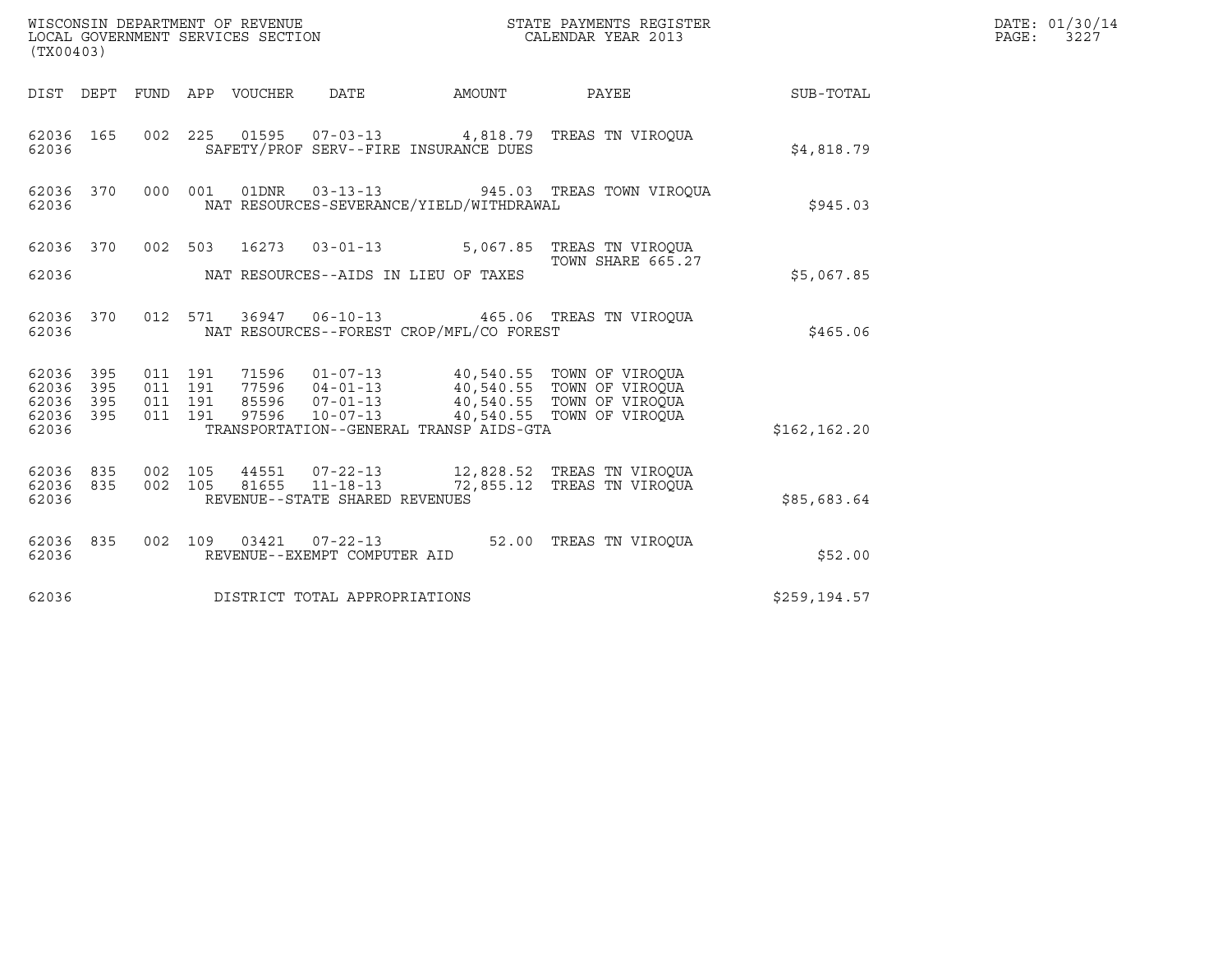WISCONSIN DEPARTMENT OF REVENUE
LOCAL GOVERNMENT SERVICES SECTION
(TX00403)

STATE PAYMENTS REGISTER
CALENDAR YEAR 2013

DATE: 01/30/14

| DIST | DEPT | FUND | APP | VOUCHER | DATE | AMOUNT | PAYEE | SUB-TOTAL |
|---|---|---|---|---|---|---|---|---|
| 62036 | 165 | 002 | 225 | 01595 | 07-03-13 | 4,818.79 | TREAS TN VIROQUA | |
| 62036 | | | | SAFETY/PROF SERV--FIRE INSURANCE DUES | | | | $4,818.79 |
| 62036 | 370 | 000 | 001 | 01DNR | 03-13-13 | 945.03 | TREAS TOWN VIROQUA | |
| 62036 | | | | NAT RESOURCES-SEVERANCE/YIELD/WITHDRAWAL | | | | $945.03 |
| 62036 | 370 | 002 | 503 | 16273 | 03-01-13 | 5,067.85 | TREAS TN VIROQUA TOWN SHARE 665.27 | |
| 62036 | | | | NAT RESOURCES--AIDS IN LIEU OF TAXES | | | | $5,067.85 |
| 62036 | 370 | 012 | 571 | 36947 | 06-10-13 | 465.06 | TREAS TN VIROQUA | |
| 62036 | | | | NAT RESOURCES--FOREST CROP/MFL/CO FOREST | | | | $465.06 |
| 62036 | 395 | 011 | 191 | 71596 | 01-07-13 | 40,540.55 | TOWN OF VIROQUA | |
| 62036 | 395 | 011 | 191 | 77596 | 04-01-13 | 40,540.55 | TOWN OF VIROQUA | |
| 62036 | 395 | 011 | 191 | 85596 | 07-01-13 | 40,540.55 | TOWN OF VIROQUA | |
| 62036 | 395 | 011 | 191 | 97596 | 10-07-13 | 40,540.55 | TOWN OF VIROQUA | |
| 62036 | | | | TRANSPORTATION--GENERAL TRANSP AIDS-GTA | | | | $162,162.20 |
| 62036 | 835 | 002 | 105 | 44551 | 07-22-13 | 12,828.52 | TREAS TN VIROQUA | |
| 62036 | 835 | 002 | 105 | 81655 | 11-18-13 | 72,855.12 | TREAS TN VIROQUA | |
| 62036 | | | | REVENUE--STATE SHARED REVENUES | | | | $85,683.64 |
| 62036 | 835 | 002 | 109 | 03421 | 07-22-13 | 52.00 | TREAS TN VIROQUA | |
| 62036 | | | | REVENUE--EXEMPT COMPUTER AID | | | | $52.00 |
| 62036 | | | | DISTRICT TOTAL APPROPRIATIONS | | | | $259,194.57 |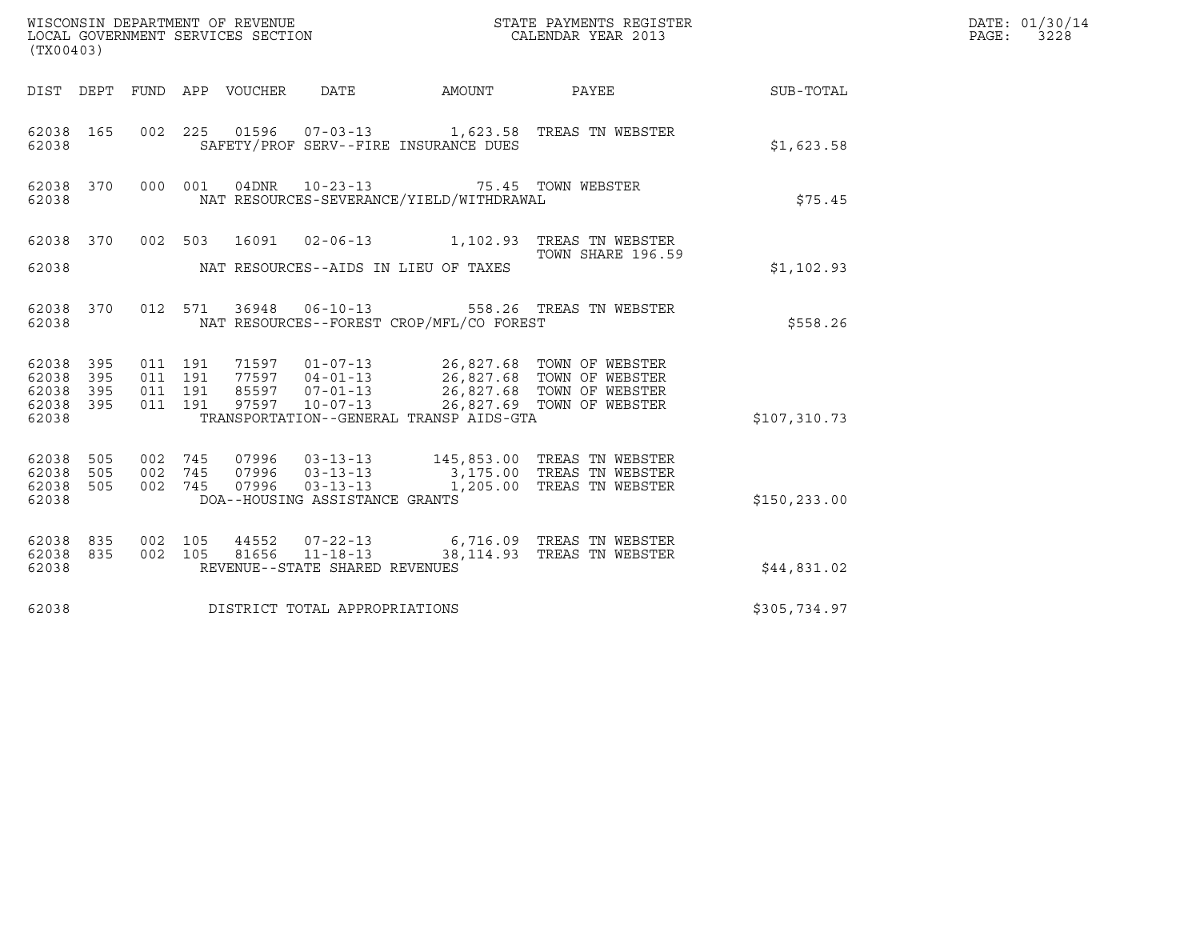WISCONSIN DEPARTMENT OF REVENUE
LOCAL GOVERNMENT SERVICES SECTION
(TX00403)

STATE PAYMENTS REGISTER
CALENDAR YEAR 2013

DATE: 01/30/14
PAGE: 3228

| DIST | DEPT | FUND | APP | VOUCHER | DATE | AMOUNT | PAYEE | SUB-TOTAL |
|---|---|---|---|---|---|---|---|---|
| 62038 | 165 | 002 | 225 | 01596 | 07-03-13 | 1,623.58 | TREAS TN WEBSTER | |
| 62038 | | | | SAFETY/PROF SERV--FIRE INSURANCE DUES | | | | $1,623.58 |
| 62038 | 370 | 000 | 001 | 04DNR | 10-23-13 | 75.45 | TOWN WEBSTER | |
| 62038 | | | | NAT RESOURCES-SEVERANCE/YIELD/WITHDRAWAL | | | | $75.45 |
| 62038 | 370 | 002 | 503 | 16091 | 02-06-13 | 1,102.93 | TREAS TN WEBSTER TOWN SHARE 196.59 | |
| 62038 | | | | NAT RESOURCES--AIDS IN LIEU OF TAXES | | | | $1,102.93 |
| 62038 | 370 | 012 | 571 | 36948 | 06-10-13 | 558.26 | TREAS TN WEBSTER | |
| 62038 | | | | NAT RESOURCES--FOREST CROP/MFL/CO FOREST | | | | $558.26 |
| 62038 | 395 | 011 | 191 | 71597 | 01-07-13 | 26,827.68 | TOWN OF WEBSTER | |
| 62038 | 395 | 011 | 191 | 77597 | 04-01-13 | 26,827.68 | TOWN OF WEBSTER | |
| 62038 | 395 | 011 | 191 | 85597 | 07-01-13 | 26,827.68 | TOWN OF WEBSTER | |
| 62038 | 395 | 011 | 191 | 97597 | 10-07-13 | 26,827.69 | TOWN OF WEBSTER | |
| 62038 | | | | TRANSPORTATION--GENERAL TRANSP AIDS-GTA | | | | $107,310.73 |
| 62038 | 505 | 002 | 745 | 07996 | 03-13-13 | 145,853.00 | TREAS TN WEBSTER | |
| 62038 | 505 | 002 | 745 | 07996 | 03-13-13 | 3,175.00 | TREAS TN WEBSTER | |
| 62038 | 505 | 002 | 745 | 07996 | 03-13-13 | 1,205.00 | TREAS TN WEBSTER | |
| 62038 | | | | DOA--HOUSING ASSISTANCE GRANTS | | | | $150,233.00 |
| 62038 | 835 | 002 | 105 | 44552 | 07-22-13 | 6,716.09 | TREAS TN WEBSTER | |
| 62038 | 835 | 002 | 105 | 81656 | 11-18-13 | 38,114.93 | TREAS TN WEBSTER | |
| 62038 | | | | REVENUE--STATE SHARED REVENUES | | | | $44,831.02 |
| 62038 | | | | DISTRICT TOTAL APPROPRIATIONS | | | | $305,734.97 |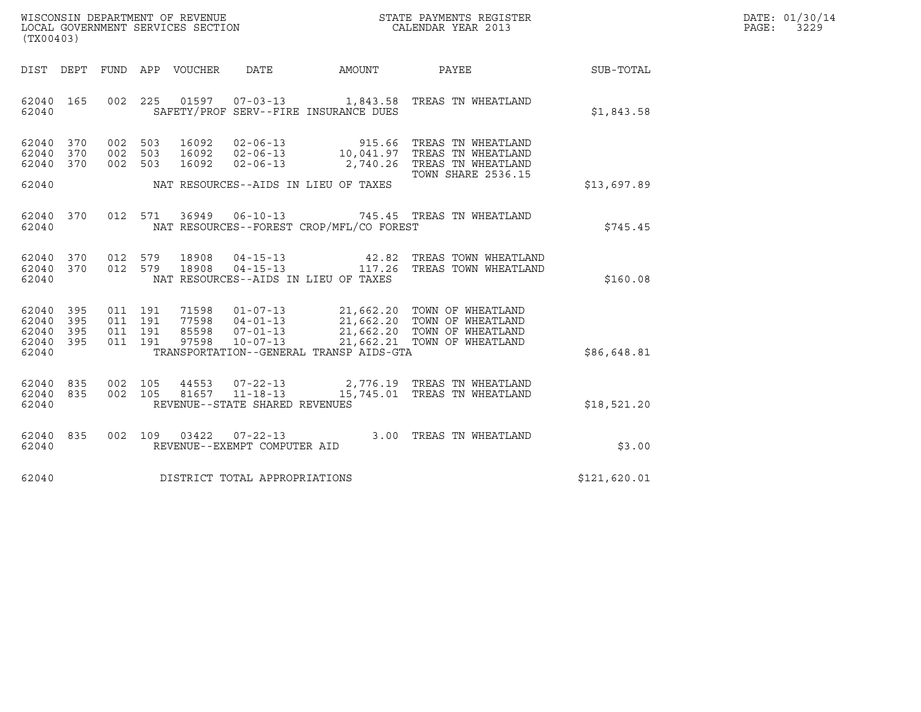WISCONSIN DEPARTMENT OF REVENUE
LOCAL GOVERNMENT SERVICES SECTION
(TX00403)

STATE PAYMENTS REGISTER
CALENDAR YEAR 2013

DATE: 01/30/14

| DIST | DEPT | FUND | APP | VOUCHER | DATE | AMOUNT | PAYEE | SUB-TOTAL |
|---|---|---|---|---|---|---|---|---|
| 62040 | 165 | 002 | 225 | 01597 | 07-03-13 | 1,843.58 | TREAS TN WHEATLAND | |
| 62040 | | | | | SAFETY/PROF SERV--FIRE INSURANCE DUES | | | $1,843.58 |
| 62040 | 370 | 002 | 503 | 16092 | 02-06-13 | 915.66 | TREAS TN WHEATLAND | |
| 62040 | 370 | 002 | 503 | 16092 | 02-06-13 | 10,041.97 | TREAS TN WHEATLAND | |
| 62040 | 370 | 002 | 503 | 16092 | 02-06-13 | 2,740.26 | TREAS TN WHEATLAND TOWN SHARE 2536.15 | |
| 62040 | | | | | NAT RESOURCES--AIDS IN LIEU OF TAXES | | | $13,697.89 |
| 62040 | 370 | 012 | 571 | 36949 | 06-10-13 | 745.45 | TREAS TN WHEATLAND | |
| 62040 | | | | | NAT RESOURCES--FOREST CROP/MFL/CO FOREST | | | $745.45 |
| 62040 | 370 | 012 | 579 | 18908 | 04-15-13 | 42.82 | TREAS TOWN WHEATLAND | |
| 62040 | 370 | 012 | 579 | 18908 | 04-15-13 | 117.26 | TREAS TOWN WHEATLAND | |
| 62040 | | | | | NAT RESOURCES--AIDS IN LIEU OF TAXES | | | $160.08 |
| 62040 | 395 | 011 | 191 | 71598 | 01-07-13 | 21,662.20 | TOWN OF WHEATLAND | |
| 62040 | 395 | 011 | 191 | 77598 | 04-01-13 | 21,662.20 | TOWN OF WHEATLAND | |
| 62040 | 395 | 011 | 191 | 85598 | 07-01-13 | 21,662.20 | TOWN OF WHEATLAND | |
| 62040 | 395 | 011 | 191 | 97598 | 10-07-13 | 21,662.21 | TOWN OF WHEATLAND | |
| 62040 | | | | | TRANSPORTATION--GENERAL TRANSP AIDS-GTA | | | $86,648.81 |
| 62040 | 835 | 002 | 105 | 44553 | 07-22-13 | 2,776.19 | TREAS TN WHEATLAND | |
| 62040 | 835 | 002 | 105 | 81657 | 11-18-13 | 15,745.01 | TREAS TN WHEATLAND | |
| 62040 | | | | | REVENUE--STATE SHARED REVENUES | | | $18,521.20 |
| 62040 | 835 | 002 | 109 | 03422 | 07-22-13 | 3.00 | TREAS TN WHEATLAND | |
| 62040 | | | | | REVENUE--EXEMPT COMPUTER AID | | | $3.00 |
| 62040 | | | | | DISTRICT TOTAL APPROPRIATIONS | | | $121,620.01 |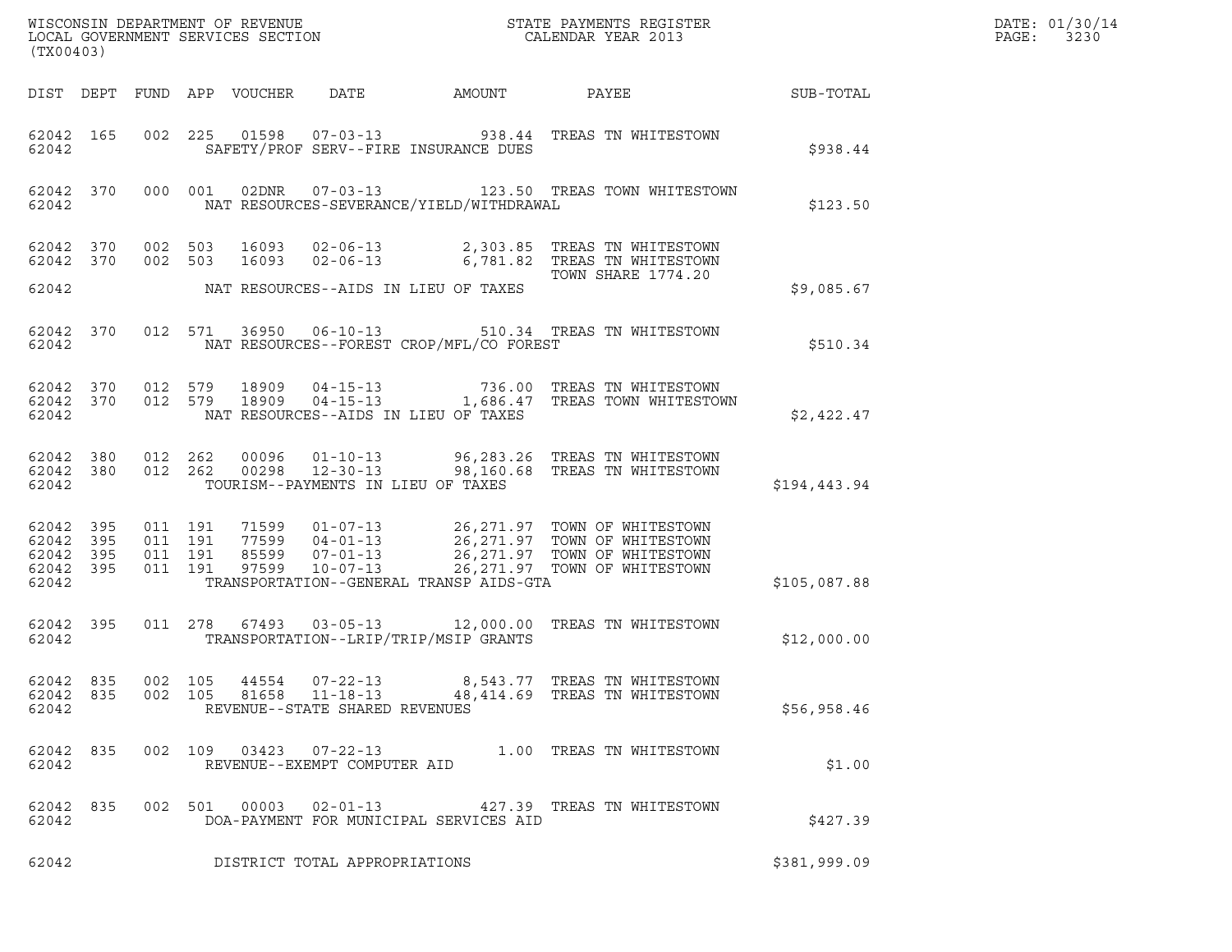WISCONSIN DEPARTMENT OF REVENUE
LOCAL GOVERNMENT SERVICES SECTION
(TX00403)

STATE PAYMENTS REGISTER
CALENDAR YEAR 2013

DATE: 01/30/14
PAGE: 3230

| DIST | DEPT | FUND | APP | VOUCHER | DATE | AMOUNT | PAYEE | SUB-TOTAL |
|---|---|---|---|---|---|---|---|---|
| 62042 | 165 | 002 | 225 | 01598 | 07-03-13 | 938.44 | TREAS TN WHITESTOWN | |
| 62042 | | | | SAFETY/PROF SERV--FIRE INSURANCE DUES | | | | $938.44 |
| 62042 | 370 | 000 | 001 | 02DNR | 07-03-13 | 123.50 | TREAS TOWN WHITESTOWN | |
| 62042 | | | | NAT RESOURCES-SEVERANCE/YIELD/WITHDRAWAL | | | | $123.50 |
| 62042 | 370 | 002 | 503 | 16093 | 02-06-13 | 2,303.85 | TREAS TN WHITESTOWN | |
| 62042 | 370 | 002 | 503 | 16093 | 02-06-13 | 6,781.82 | TREAS TN WHITESTOWN<br>TOWN SHARE 1774.20 | |
| 62042 | | | | NAT RESOURCES--AIDS IN LIEU OF TAXES | | | | $9,085.67 |
| 62042 | 370 | 012 | 571 | 36950 | 06-10-13 | 510.34 | TREAS TN WHITESTOWN | |
| 62042 | | | | NAT RESOURCES--FOREST CROP/MFL/CO FOREST | | | | $510.34 |
| 62042 | 370 | 012 | 579 | 18909 | 04-15-13 | 736.00 | TREAS TN WHITESTOWN | |
| 62042 | 370 | 012 | 579 | 18909 | 04-15-13 | 1,686.47 | TREAS TOWN WHITESTOWN | |
| 62042 | | | | NAT RESOURCES--AIDS IN LIEU OF TAXES | | | | $2,422.47 |
| 62042 | 380 | 012 | 262 | 00096 | 01-10-13 | 96,283.26 | TREAS TN WHITESTOWN | |
| 62042 | 380 | 012 | 262 | 00298 | 12-30-13 | 98,160.68 | TREAS TN WHITESTOWN | |
| 62042 | | | | TOURISM--PAYMENTS IN LIEU OF TAXES | | | | $194,443.94 |
| 62042 | 395 | 011 | 191 | 71599 | 01-07-13 | 26,271.97 | TOWN OF WHITESTOWN | |
| 62042 | 395 | 011 | 191 | 77599 | 04-01-13 | 26,271.97 | TOWN OF WHITESTOWN | |
| 62042 | 395 | 011 | 191 | 85599 | 07-01-13 | 26,271.97 | TOWN OF WHITESTOWN | |
| 62042 | 395 | 011 | 191 | 97599 | 10-07-13 | 26,271.97 | TOWN OF WHITESTOWN | |
| 62042 | | | | TRANSPORTATION--GENERAL TRANSP AIDS-GTA | | | | $105,087.88 |
| 62042 | 395 | 011 | 278 | 67493 | 03-05-13 | 12,000.00 | TREAS TN WHITESTOWN | |
| 62042 | | | | TRANSPORTATION--LRIP/TRIP/MSIP GRANTS | | | | $12,000.00 |
| 62042 | 835 | 002 | 105 | 44554 | 07-22-13 | 8,543.77 | TREAS TN WHITESTOWN | |
| 62042 | 835 | 002 | 105 | 81658 | 11-18-13 | 48,414.69 | TREAS TN WHITESTOWN | |
| 62042 | | | | REVENUE--STATE SHARED REVENUES | | | | $56,958.46 |
| 62042 | 835 | 002 | 109 | 03423 | 07-22-13 | 1.00 | TREAS TN WHITESTOWN | |
| 62042 | | | | REVENUE--EXEMPT COMPUTER AID | | | | $1.00 |
| 62042 | 835 | 002 | 501 | 00003 | 02-01-13 | 427.39 | TREAS TN WHITESTOWN | |
| 62042 | | | | DOA-PAYMENT FOR MUNICIPAL SERVICES AID | | | | $427.39 |
| 62042 | | | | DISTRICT TOTAL APPROPRIATIONS | | | | $381,999.09 |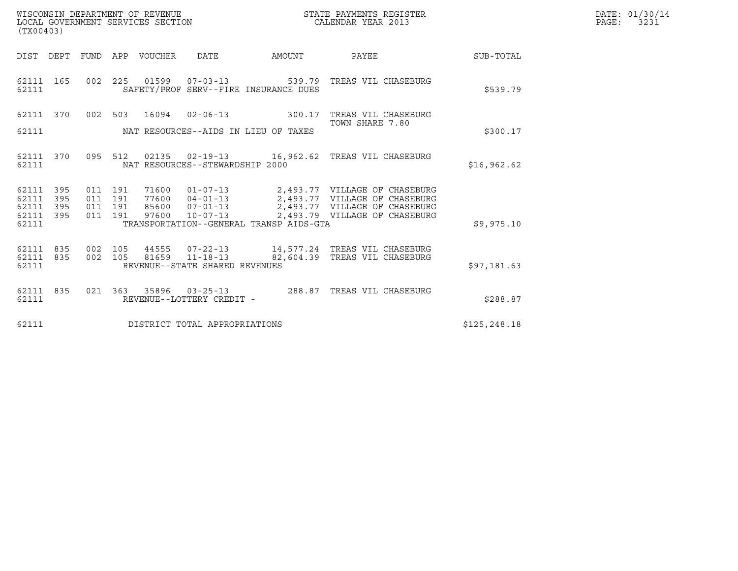WISCONSIN DEPARTMENT OF REVENUE
LOCAL GOVERNMENT SERVICES SECTION
(TX00403)

STATE PAYMENTS REGISTER
CALENDAR YEAR 2013

DATE: 01/30/14
PAGE: 3231

| DIST | DEPT | FUND | APP | VOUCHER | DATE | AMOUNT | PAYEE | SUB-TOTAL |
|---|---|---|---|---|---|---|---|---|
| 62111 | 165 | 002 | 225 | 01599 | 07-03-13 | 539.79 | TREAS VIL CHASEBURG | |
| 62111 | | | | SAFETY/PROF SERV--FIRE INSURANCE DUES | | | | $539.79 |
| 62111 | 370 | 002 | 503 | 16094 | 02-06-13 | 300.17 | TREAS VIL CHASEBURG TOWN SHARE 7.80 | |
| 62111 | | | | NAT RESOURCES--AIDS IN LIEU OF TAXES | | | | $300.17 |
| 62111 | 370 | 095 | 512 | 02135 | 02-19-13 | 16,962.62 | TREAS VIL CHASEBURG | |
| 62111 | | | | NAT RESOURCES--STEWARDSHIP 2000 | | | | $16,962.62 |
| 62111 | 395 | 011 | 191 | 71600 | 01-07-13 | 2,493.77 | VILLAGE OF CHASEBURG | |
| 62111 | 395 | 011 | 191 | 77600 | 04-01-13 | 2,493.77 | VILLAGE OF CHASEBURG | |
| 62111 | 395 | 011 | 191 | 85600 | 07-01-13 | 2,493.77 | VILLAGE OF CHASEBURG | |
| 62111 | 395 | 011 | 191 | 97600 | 10-07-13 | 2,493.79 | VILLAGE OF CHASEBURG | |
| 62111 | | | | TRANSPORTATION--GENERAL TRANSP AIDS-GTA | | | | $9,975.10 |
| 62111 | 835 | 002 | 105 | 44555 | 07-22-13 | 14,577.24 | TREAS VIL CHASEBURG | |
| 62111 | 835 | 002 | 105 | 81659 | 11-18-13 | 82,604.39 | TREAS VIL CHASEBURG | |
| 62111 | | | | REVENUE--STATE SHARED REVENUES | | | | $97,181.63 |
| 62111 | 835 | 021 | 363 | 35896 | 03-25-13 | 288.87 | TREAS VIL CHASEBURG | |
| 62111 | | | | REVENUE--LOTTERY CREDIT - | | | | $288.87 |
| 62111 | | | | DISTRICT TOTAL APPROPRIATIONS | | | | $125,248.18 |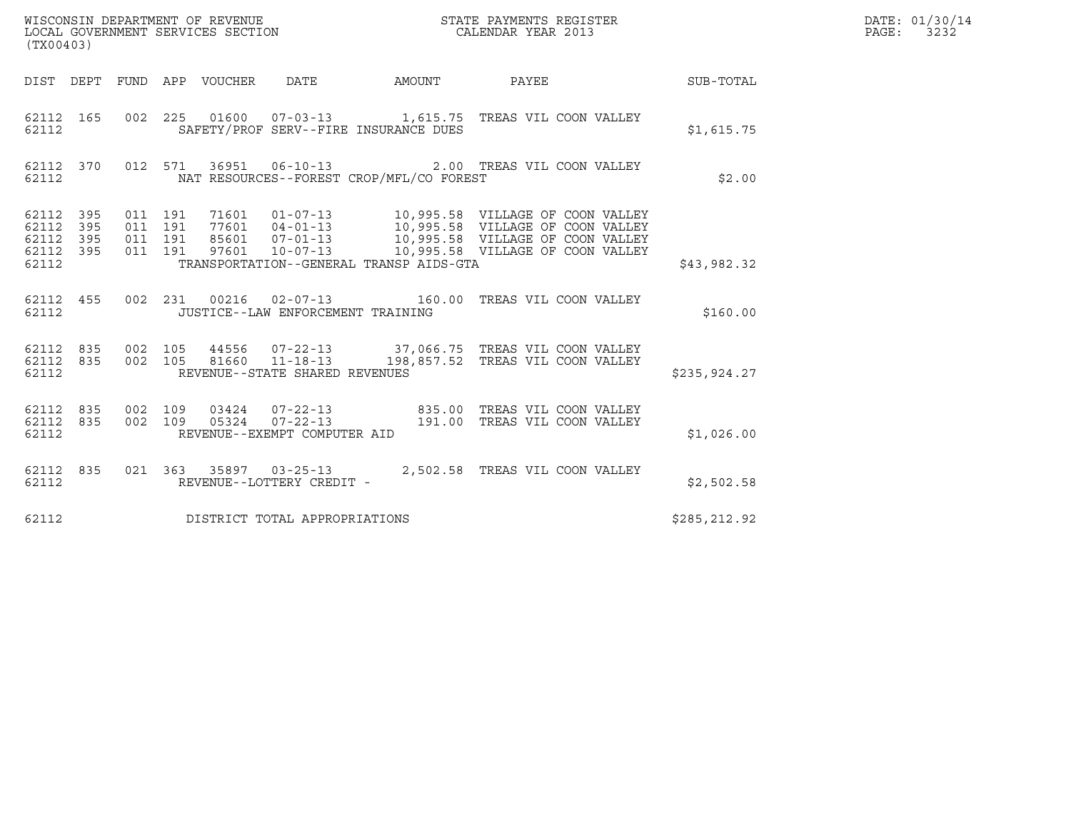WISCONSIN DEPARTMENT OF REVENUE
LOCAL GOVERNMENT SERVICES SECTION
(TX00403)

STATE PAYMENTS REGISTER
CALENDAR YEAR 2013

DATE: 01/30/14

| DIST | DEPT | FUND | APP | VOUCHER | DATE | AMOUNT | PAYEE | SUB-TOTAL |
|---|---|---|---|---|---|---|---|---|
| 62112 | 165 | 002 | 225 | 01600 | 07-03-13 | 1,615.75 | TREAS VIL COON VALLEY | |
| 62112 | | | | SAFETY/PROF SERV--FIRE INSURANCE DUES | | | | $1,615.75 |
| 62112 | 370 | 012 | 571 | 36951 | 06-10-13 | 2.00 | TREAS VIL COON VALLEY | |
| 62112 | | | | NAT RESOURCES--FOREST CROP/MFL/CO FOREST | | | | $2.00 |
| 62112 | 395 | 011 | 191 | 71601 | 01-07-13 | 10,995.58 | VILLAGE OF COON VALLEY | |
| 62112 | 395 | 011 | 191 | 77601 | 04-01-13 | 10,995.58 | VILLAGE OF COON VALLEY | |
| 62112 | 395 | 011 | 191 | 85601 | 07-01-13 | 10,995.58 | VILLAGE OF COON VALLEY | |
| 62112 | 395 | 011 | 191 | 97601 | 10-07-13 | 10,995.58 | VILLAGE OF COON VALLEY | |
| 62112 | | | | TRANSPORTATION--GENERAL TRANSP AIDS-GTA | | | | $43,982.32 |
| 62112 | 455 | 002 | 231 | 00216 | 02-07-13 | 160.00 | TREAS VIL COON VALLEY | |
| 62112 | | | | JUSTICE--LAW ENFORCEMENT TRAINING | | | | $160.00 |
| 62112 | 835 | 002 | 105 | 44556 | 07-22-13 | 37,066.75 | TREAS VIL COON VALLEY | |
| 62112 | 835 | 002 | 105 | 81660 | 11-18-13 | 198,857.52 | TREAS VIL COON VALLEY | |
| 62112 | | | | REVENUE--STATE SHARED REVENUES | | | | $235,924.27 |
| 62112 | 835 | 002 | 109 | 03424 | 07-22-13 | 835.00 | TREAS VIL COON VALLEY | |
| 62112 | 835 | 002 | 109 | 05324 | 07-22-13 | 191.00 | TREAS VIL COON VALLEY | |
| 62112 | | | | REVENUE--EXEMPT COMPUTER AID | | | | $1,026.00 |
| 62112 | 835 | 021 | 363 | 35897 | 03-25-13 | 2,502.58 | TREAS VIL COON VALLEY | |
| 62112 | | | | REVENUE--LOTTERY CREDIT - | | | | $2,502.58 |
| 62112 | | | | DISTRICT TOTAL APPROPRIATIONS | | | | $285,212.92 |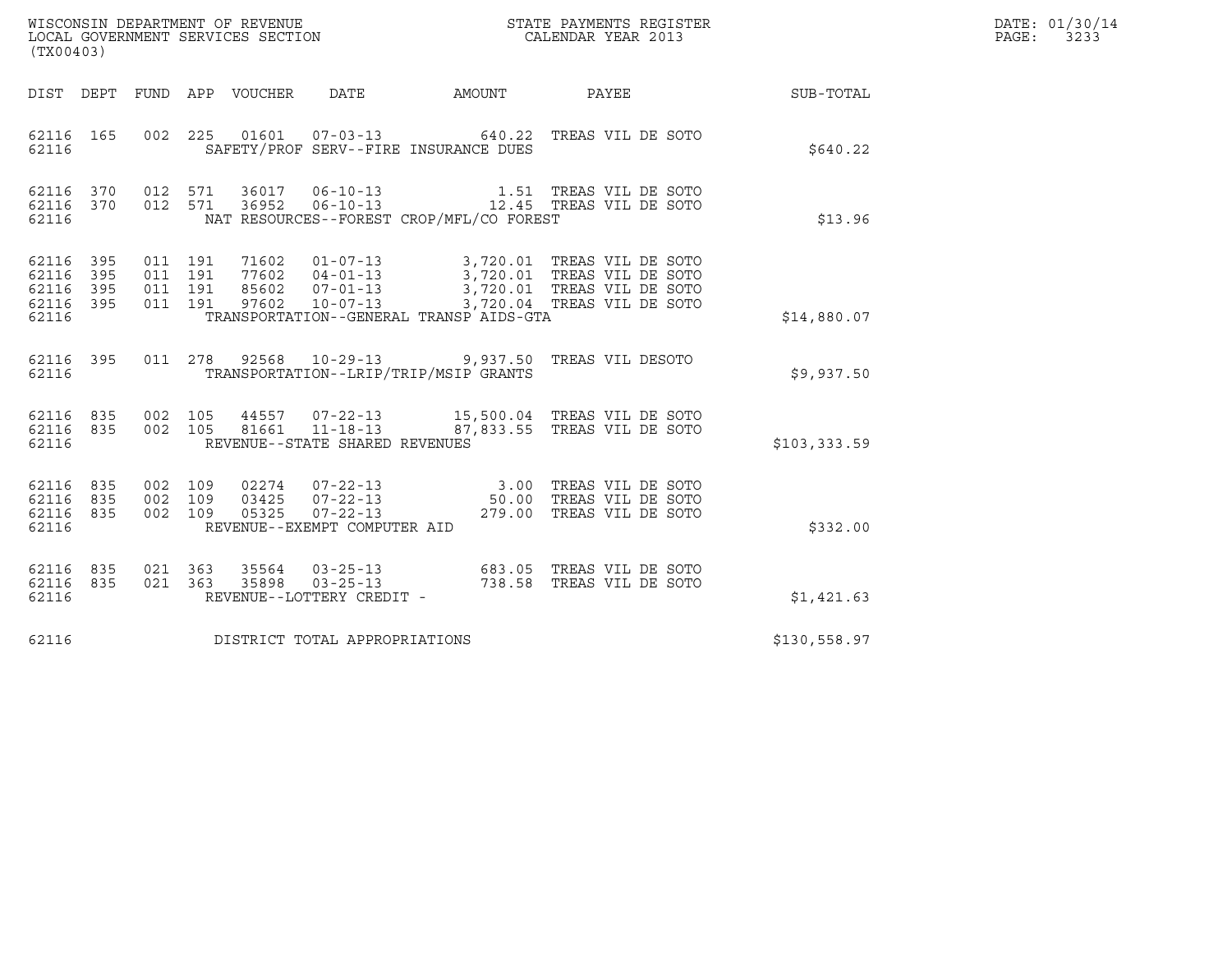WISCONSIN DEPARTMENT OF REVENUE
LOCAL GOVERNMENT SERVICES SECTION
(TX00403)

STATE PAYMENTS REGISTER
CALENDAR YEAR 2013

DATE: 01/30/14

| DIST | DEPT | FUND | APP | VOUCHER | DATE | AMOUNT | PAYEE | SUB-TOTAL |
|---|---|---|---|---|---|---|---|---|
| 62116 | 165 | 002 | 225 | 01601 | 07-03-13 | 640.22 | TREAS VIL DE SOTO | |
| 62116 | | | | SAFETY/PROF SERV--FIRE INSURANCE DUES | | | | $640.22 |
| 62116 | 370 | 012 | 571 | 36017 | 06-10-13 | 1.51 | TREAS VIL DE SOTO | |
| 62116 | 370 | 012 | 571 | 36952 | 06-10-13 | 12.45 | TREAS VIL DE SOTO | |
| 62116 | | | | NAT RESOURCES--FOREST CROP/MFL/CO FOREST | | | | $13.96 |
| 62116 | 395 | 011 | 191 | 71602 | 01-07-13 | 3,720.01 | TREAS VIL DE SOTO | |
| 62116 | 395 | 011 | 191 | 77602 | 04-01-13 | 3,720.01 | TREAS VIL DE SOTO | |
| 62116 | 395 | 011 | 191 | 85602 | 07-01-13 | 3,720.01 | TREAS VIL DE SOTO | |
| 62116 | 395 | 011 | 191 | 97602 | 10-07-13 | 3,720.04 | TREAS VIL DE SOTO | |
| 62116 | | | | TRANSPORTATION--GENERAL TRANSP AIDS-GTA | | | | $14,880.07 |
| 62116 | 395 | 011 | 278 | 92568 | 10-29-13 | 9,937.50 | TREAS VIL DESOTO | |
| 62116 | | | | TRANSPORTATION--LRIP/TRIP/MSIP GRANTS | | | | $9,937.50 |
| 62116 | 835 | 002 | 105 | 44557 | 07-22-13 | 15,500.04 | TREAS VIL DE SOTO | |
| 62116 | 835 | 002 | 105 | 81661 | 11-18-13 | 87,833.55 | TREAS VIL DE SOTO | |
| 62116 | | | | REVENUE--STATE SHARED REVENUES | | | | $103,333.59 |
| 62116 | 835 | 002 | 109 | 02274 | 07-22-13 | 3.00 | TREAS VIL DE SOTO | |
| 62116 | 835 | 002 | 109 | 03425 | 07-22-13 | 50.00 | TREAS VIL DE SOTO | |
| 62116 | 835 | 002 | 109 | 05325 | 07-22-13 | 279.00 | TREAS VIL DE SOTO | |
| 62116 | | | | REVENUE--EXEMPT COMPUTER AID | | | | $332.00 |
| 62116 | 835 | 021 | 363 | 35564 | 03-25-13 | 683.05 | TREAS VIL DE SOTO | |
| 62116 | 835 | 021 | 363 | 35898 | 03-25-13 | 738.58 | TREAS VIL DE SOTO | |
| 62116 | | | | REVENUE--LOTTERY CREDIT - | | | | $1,421.63 |
| 62116 | | | | DISTRICT TOTAL APPROPRIATIONS | | | | $130,558.97 |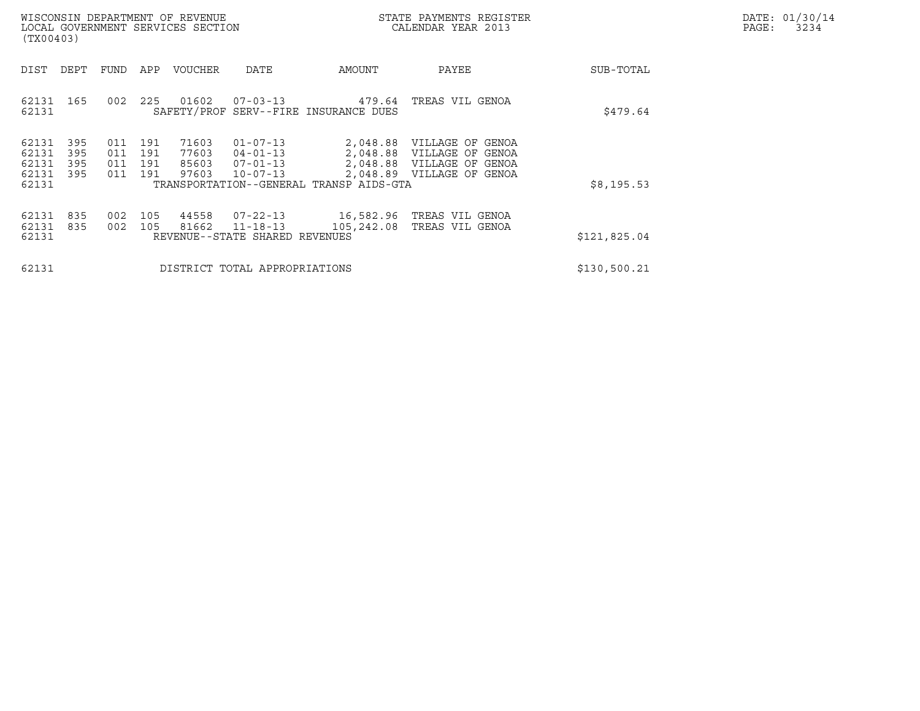WISCONSIN DEPARTMENT OF REVENUE
LOCAL GOVERNMENT SERVICES SECTION
(TX00403)

STATE PAYMENTS REGISTER
CALENDAR YEAR 2013

DATE: 01/30/14

| DIST | DEPT | FUND | APP | VOUCHER | DATE | AMOUNT | PAYEE | SUB-TOTAL |
|---|---|---|---|---|---|---|---|---|
| 62131 | 165 | 002 | 225 | 01602 | 07-03-13 | 479.64 | TREAS VIL GENOA | |
| 62131 | | | | SAFETY/PROF SERV--FIRE INSURANCE DUES | | | | $479.64 |
| 62131 | 395 | 011 | 191 | 71603 | 01-07-13 | 2,048.88 | VILLAGE OF GENOA | |
| 62131 | 395 | 011 | 191 | 77603 | 04-01-13 | 2,048.88 | VILLAGE OF GENOA | |
| 62131 | 395 | 011 | 191 | 85603 | 07-01-13 | 2,048.88 | VILLAGE OF GENOA | |
| 62131 | 395 | 011 | 191 | 97603 | 10-07-13 | 2,048.89 | VILLAGE OF GENOA | |
| 62131 | | | | TRANSPORTATION--GENERAL TRANSP AIDS-GTA | | | | $8,195.53 |
| 62131 | 835 | 002 | 105 | 44558 | 07-22-13 | 16,582.96 | TREAS VIL GENOA | |
| 62131 | 835 | 002 | 105 | 81662 | 11-18-13 | 105,242.08 | TREAS VIL GENOA | |
| 62131 | | | | REVENUE--STATE SHARED REVENUES | | | | $121,825.04 |
| 62131 | | | | DISTRICT TOTAL APPROPRIATIONS | | | | $130,500.21 |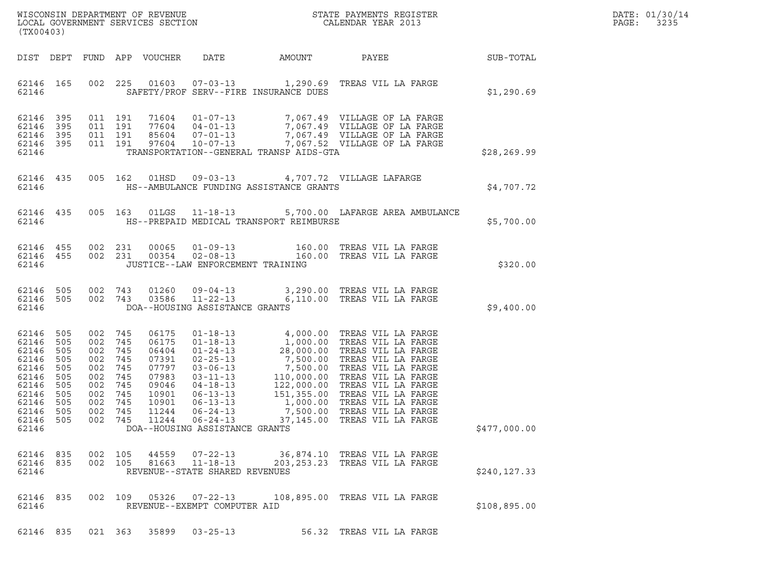WISCONSIN DEPARTMENT OF REVENUE
LOCAL GOVERNMENT SERVICES SECTION
(TX00403)

STATE PAYMENTS REGISTER
CALENDAR YEAR 2013

DATE: 01/30/14
PAGE: 3235

| DIST | DEPT | FUND | APP | VOUCHER | DATE | AMOUNT | PAYEE | SUB-TOTAL |
|---|---|---|---|---|---|---|---|---|
| 62146 | 165 | 002 | 225 | 01603 | 07-03-13 | 1,290.69 | TREAS VIL LA FARGE | |
| 62146 | | | | | SAFETY/PROF SERV--FIRE INSURANCE DUES | | | $1,290.69 |
| 62146 | 395 | 011 | 191 | 71604 | 01-07-13 | 7,067.49 | VILLAGE OF LA FARGE | |
| 62146 | 395 | 011 | 191 | 77604 | 04-01-13 | 7,067.49 | VILLAGE OF LA FARGE | |
| 62146 | 395 | 011 | 191 | 85604 | 07-01-13 | 7,067.49 | VILLAGE OF LA FARGE | |
| 62146 | 395 | 011 | 191 | 97604 | 10-07-13 | 7,067.52 | VILLAGE OF LA FARGE | |
| 62146 | | | | | TRANSPORTATION--GENERAL TRANSP AIDS-GTA | | | $28,269.99 |
| 62146 | 435 | 005 | 162 | 01HSD | 09-03-13 | 4,707.72 | VILLAGE LAFARGE | |
| 62146 | | | | | HS--AMBULANCE FUNDING ASSISTANCE GRANTS | | | $4,707.72 |
| 62146 | 435 | 005 | 163 | 01LGS | 11-18-13 | 5,700.00 | LAFARGE AREA AMBULANCE | |
| 62146 | | | | | HS--PREPAID MEDICAL TRANSPORT REIMBURSE | | | $5,700.00 |
| 62146 | 455 | 002 | 231 | 00065 | 01-09-13 | 160.00 | TREAS VIL LA FARGE | |
| 62146 | 455 | 002 | 231 | 00354 | 02-08-13 | 160.00 | TREAS VIL LA FARGE | |
| 62146 | | | | | JUSTICE--LAW ENFORCEMENT TRAINING | | | $320.00 |
| 62146 | 505 | 002 | 743 | 01260 | 09-04-13 | 3,290.00 | TREAS VIL LA FARGE | |
| 62146 | 505 | 002 | 743 | 03586 | 11-22-13 | 6,110.00 | TREAS VIL LA FARGE | |
| 62146 | | | | | DOA--HOUSING ASSISTANCE GRANTS | | | $9,400.00 |
| 62146 | 505 | 002 | 745 | 06175 | 01-18-13 | 4,000.00 | TREAS VIL LA FARGE | |
| 62146 | 505 | 002 | 745 | 06175 | 01-18-13 | 1,000.00 | TREAS VIL LA FARGE | |
| 62146 | 505 | 002 | 745 | 06404 | 01-24-13 | 28,000.00 | TREAS VIL LA FARGE | |
| 62146 | 505 | 002 | 745 | 07391 | 02-25-13 | 7,500.00 | TREAS VIL LA FARGE | |
| 62146 | 505 | 002 | 745 | 07797 | 03-06-13 | 7,500.00 | TREAS VIL LA FARGE | |
| 62146 | 505 | 002 | 745 | 07983 | 03-11-13 | 110,000.00 | TREAS VIL LA FARGE | |
| 62146 | 505 | 002 | 745 | 09046 | 04-18-13 | 122,000.00 | TREAS VIL LA FARGE | |
| 62146 | 505 | 002 | 745 | 10901 | 06-13-13 | 151,355.00 | TREAS VIL LA FARGE | |
| 62146 | 505 | 002 | 745 | 10901 | 06-13-13 | 1,000.00 | TREAS VIL LA FARGE | |
| 62146 | 505 | 002 | 745 | 11244 | 06-24-13 | 7,500.00 | TREAS VIL LA FARGE | |
| 62146 | 505 | 002 | 745 | 11244 | 06-24-13 | 37,145.00 | TREAS VIL LA FARGE | |
| 62146 | | | | | DOA--HOUSING ASSISTANCE GRANTS | | | $477,000.00 |
| 62146 | 835 | 002 | 105 | 44559 | 07-22-13 | 36,874.10 | TREAS VIL LA FARGE | |
| 62146 | 835 | 002 | 105 | 81663 | 11-18-13 | 203,253.23 | TREAS VIL LA FARGE | |
| 62146 | | | | | REVENUE--STATE SHARED REVENUES | | | $240,127.33 |
| 62146 | 835 | 002 | 109 | 05326 | 07-22-13 | 108,895.00 | TREAS VIL LA FARGE | |
| 62146 | | | | | REVENUE--EXEMPT COMPUTER AID | | | $108,895.00 |
| 62146 | 835 | 021 | 363 | 35899 | 03-25-13 | 56.32 | TREAS VIL LA FARGE | |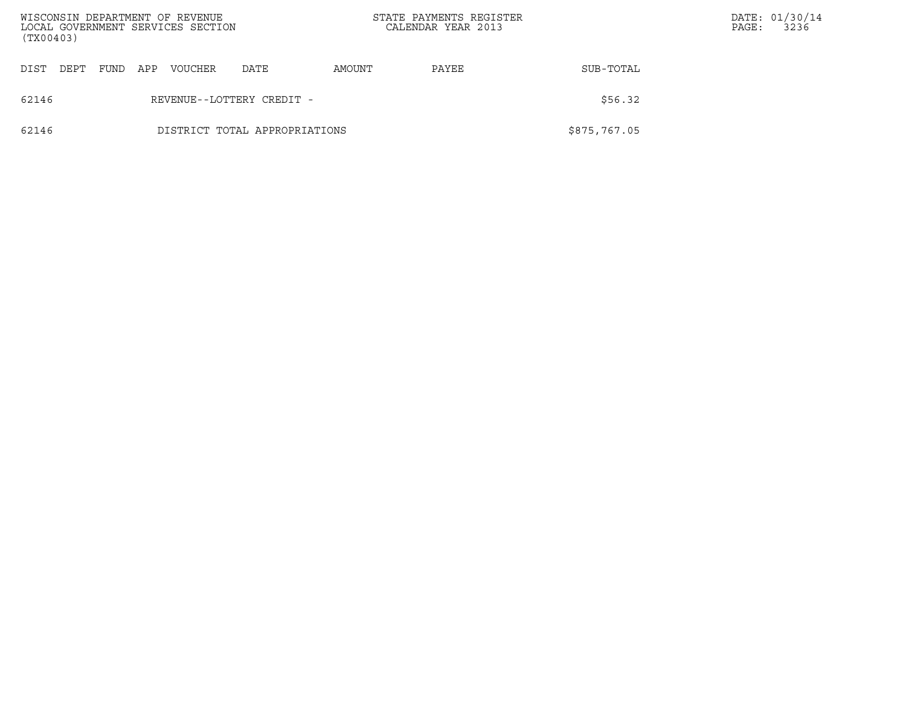| DIST | DEPT | FUND | APP | VOUCHER | DATE | AMOUNT | PAYEE | SUB-TOTAL |
|---|---|---|---|---|---|---|---|---|
| 62146 | | | | REVENUE--LOTTERY CREDIT - | | | | $56.32 |
| 62146 | | | | DISTRICT TOTAL APPROPRIATIONS | | | | $875,767.05 |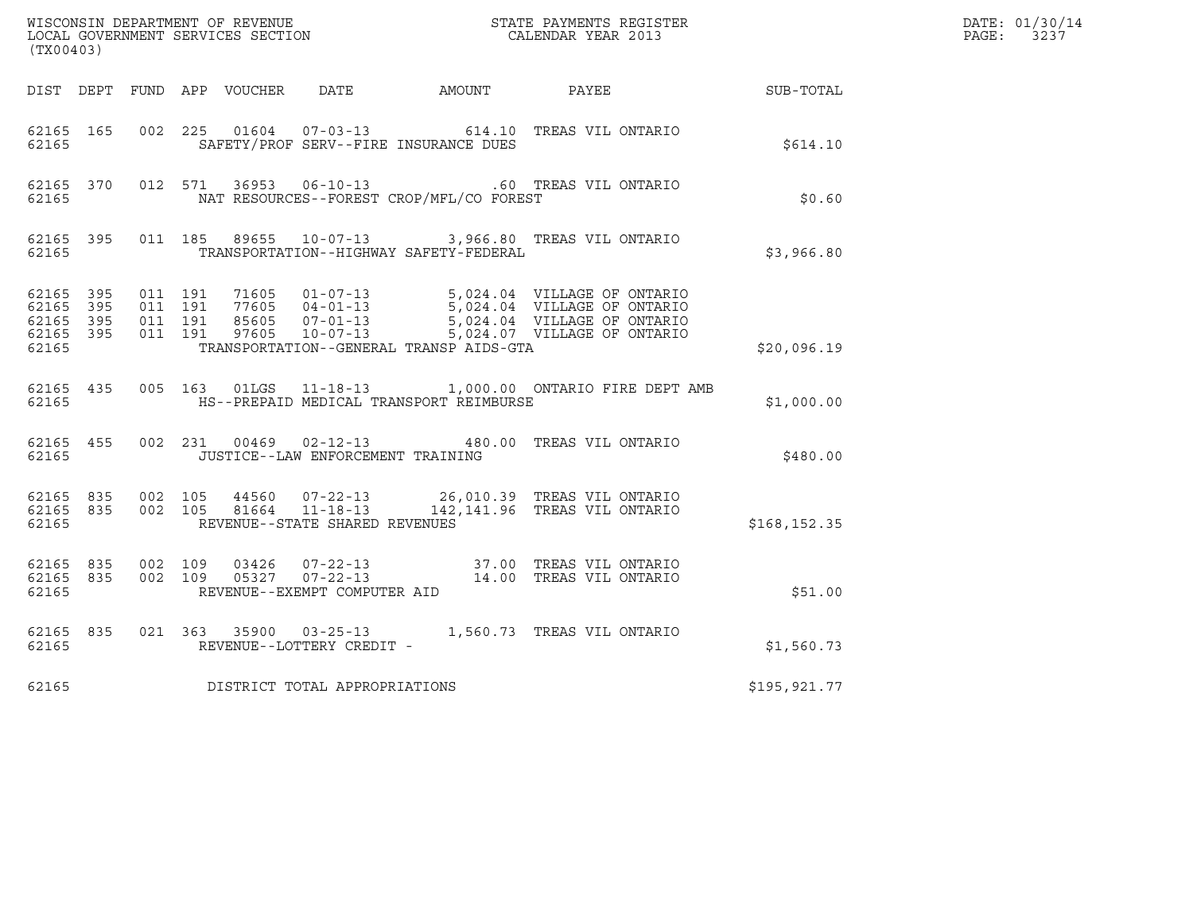WISCONSIN DEPARTMENT OF REVENUE
LOCAL GOVERNMENT SERVICES SECTION
(TX00403)

STATE PAYMENTS REGISTER
CALENDAR YEAR 2013

DATE: 01/30/14

| DIST | DEPT | FUND | APP | VOUCHER | DATE | AMOUNT | PAYEE | SUB-TOTAL |
|---|---|---|---|---|---|---|---|---|
| 62165 | 165 | 002 | 225 | 01604 | 07-03-13 | 614.10 | TREAS VIL ONTARIO | |
| 62165 | | | | SAFETY/PROF SERV--FIRE INSURANCE DUES | | | | $614.10 |
| 62165 | 370 | 012 | 571 | 36953 | 06-10-13 | .60 | TREAS VIL ONTARIO | |
| 62165 | | | | NAT RESOURCES--FOREST CROP/MFL/CO FOREST | | | | $0.60 |
| 62165 | 395 | 011 | 185 | 89655 | 10-07-13 | 3,966.80 | TREAS VIL ONTARIO | |
| 62165 | | | | TRANSPORTATION--HIGHWAY SAFETY-FEDERAL | | | | $3,966.80 |
| 62165 | 395 | 011 | 191 | 71605 | 01-07-13 | 5,024.04 | VILLAGE OF ONTARIO | |
| 62165 | 395 | 011 | 191 | 77605 | 04-01-13 | 5,024.04 | VILLAGE OF ONTARIO | |
| 62165 | 395 | 011 | 191 | 85605 | 07-01-13 | 5,024.04 | VILLAGE OF ONTARIO | |
| 62165 | 395 | 011 | 191 | 97605 | 10-07-13 | 5,024.07 | VILLAGE OF ONTARIO | |
| 62165 | | | | TRANSPORTATION--GENERAL TRANSP AIDS-GTA | | | | $20,096.19 |
| 62165 | 435 | 005 | 163 | 01LGS | 11-18-13 | 1,000.00 | ONTARIO FIRE DEPT AMB | |
| 62165 | | | | HS--PREPAID MEDICAL TRANSPORT REIMBURSE | | | | $1,000.00 |
| 62165 | 455 | 002 | 231 | 00469 | 02-12-13 | 480.00 | TREAS VIL ONTARIO | |
| 62165 | | | | JUSTICE--LAW ENFORCEMENT TRAINING | | | | $480.00 |
| 62165 | 835 | 002 | 105 | 44560 | 07-22-13 | 26,010.39 | TREAS VIL ONTARIO | |
| 62165 | 835 | 002 | 105 | 81664 | 11-18-13 | 142,141.96 | TREAS VIL ONTARIO | |
| 62165 | | | | REVENUE--STATE SHARED REVENUES | | | | $168,152.35 |
| 62165 | 835 | 002 | 109 | 03426 | 07-22-13 | 37.00 | TREAS VIL ONTARIO | |
| 62165 | 835 | 002 | 109 | 05327 | 07-22-13 | 14.00 | TREAS VIL ONTARIO | |
| 62165 | | | | REVENUE--EXEMPT COMPUTER AID | | | | $51.00 |
| 62165 | 835 | 021 | 363 | 35900 | 03-25-13 | 1,560.73 | TREAS VIL ONTARIO | |
| 62165 | | | | REVENUE--LOTTERY CREDIT - | | | | $1,560.73 |
| 62165 | | | | DISTRICT TOTAL APPROPRIATIONS | | | | $195,921.77 |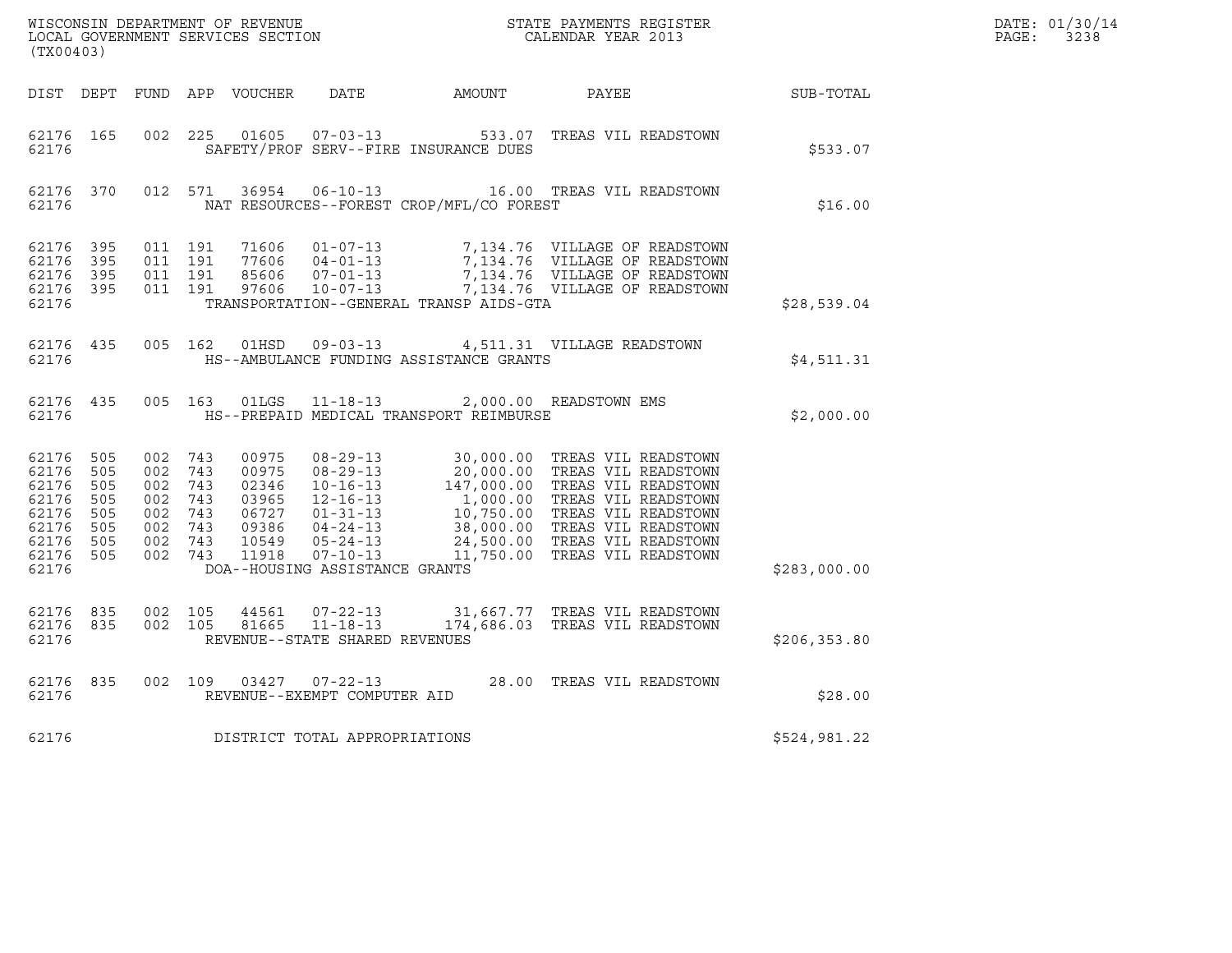WISCONSIN DEPARTMENT OF REVENUE
LOCAL GOVERNMENT SERVICES SECTION
(TX00403)

STATE PAYMENTS REGISTER
CALENDAR YEAR 2013

DATE: 01/30/14
PAGE: 3238

| DIST | DEPT | FUND | APP | VOUCHER | DATE | AMOUNT | PAYEE | SUB-TOTAL |
|---|---|---|---|---|---|---|---|---|
| 62176 | 165 | 002 | 225 | 01605 | 07-03-13 | 533.07 | TREAS VIL READSTOWN | |
| 62176 | | | | SAFETY/PROF SERV--FIRE INSURANCE DUES | | | | $533.07 |
| 62176 | 370 | 012 | 571 | 36954 | 06-10-13 | 16.00 | TREAS VIL READSTOWN | |
| 62176 | | | | NAT RESOURCES--FOREST CROP/MFL/CO FOREST | | | | $16.00 |
| 62176 | 395 | 011 | 191 | 71606 | 01-07-13 | 7,134.76 | VILLAGE OF READSTOWN | |
| 62176 | 395 | 011 | 191 | 77606 | 04-01-13 | 7,134.76 | VILLAGE OF READSTOWN | |
| 62176 | 395 | 011 | 191 | 85606 | 07-01-13 | 7,134.76 | VILLAGE OF READSTOWN | |
| 62176 | 395 | 011 | 191 | 97606 | 10-07-13 | 7,134.76 | VILLAGE OF READSTOWN | |
| 62176 | | | | TRANSPORTATION--GENERAL TRANSP AIDS-GTA | | | | $28,539.04 |
| 62176 | 435 | 005 | 162 | 01HSD | 09-03-13 | 4,511.31 | VILLAGE READSTOWN | |
| 62176 | | | | HS--AMBULANCE FUNDING ASSISTANCE GRANTS | | | | $4,511.31 |
| 62176 | 435 | 005 | 163 | 01LGS | 11-18-13 | 2,000.00 | READSTOWN EMS | |
| 62176 | | | | HS--PREPAID MEDICAL TRANSPORT REIMBURSE | | | | $2,000.00 |
| 62176 | 505 | 002 | 743 | 00975 | 08-29-13 | 30,000.00 | TREAS VIL READSTOWN | |
| 62176 | 505 | 002 | 743 | 00975 | 08-29-13 | 20,000.00 | TREAS VIL READSTOWN | |
| 62176 | 505 | 002 | 743 | 02346 | 10-16-13 | 147,000.00 | TREAS VIL READSTOWN | |
| 62176 | 505 | 002 | 743 | 03965 | 12-16-13 | 1,000.00 | TREAS VIL READSTOWN | |
| 62176 | 505 | 002 | 743 | 06727 | 01-31-13 | 10,750.00 | TREAS VIL READSTOWN | |
| 62176 | 505 | 002 | 743 | 09386 | 04-24-13 | 38,000.00 | TREAS VIL READSTOWN | |
| 62176 | 505 | 002 | 743 | 10549 | 05-24-13 | 24,500.00 | TREAS VIL READSTOWN | |
| 62176 | 505 | 002 | 743 | 11918 | 07-10-13 | 11,750.00 | TREAS VIL READSTOWN | |
| 62176 | | | | DOA--HOUSING ASSISTANCE GRANTS | | | | $283,000.00 |
| 62176 | 835 | 002 | 105 | 44561 | 07-22-13 | 31,667.77 | TREAS VIL READSTOWN | |
| 62176 | 835 | 002 | 105 | 81665 | 11-18-13 | 174,686.03 | TREAS VIL READSTOWN | |
| 62176 | | | | REVENUE--STATE SHARED REVENUES | | | | $206,353.80 |
| 62176 | 835 | 002 | 109 | 03427 | 07-22-13 | 28.00 | TREAS VIL READSTOWN | |
| 62176 | | | | REVENUE--EXEMPT COMPUTER AID | | | | $28.00 |
| 62176 | | | | DISTRICT TOTAL APPROPRIATIONS | | | | $524,981.22 |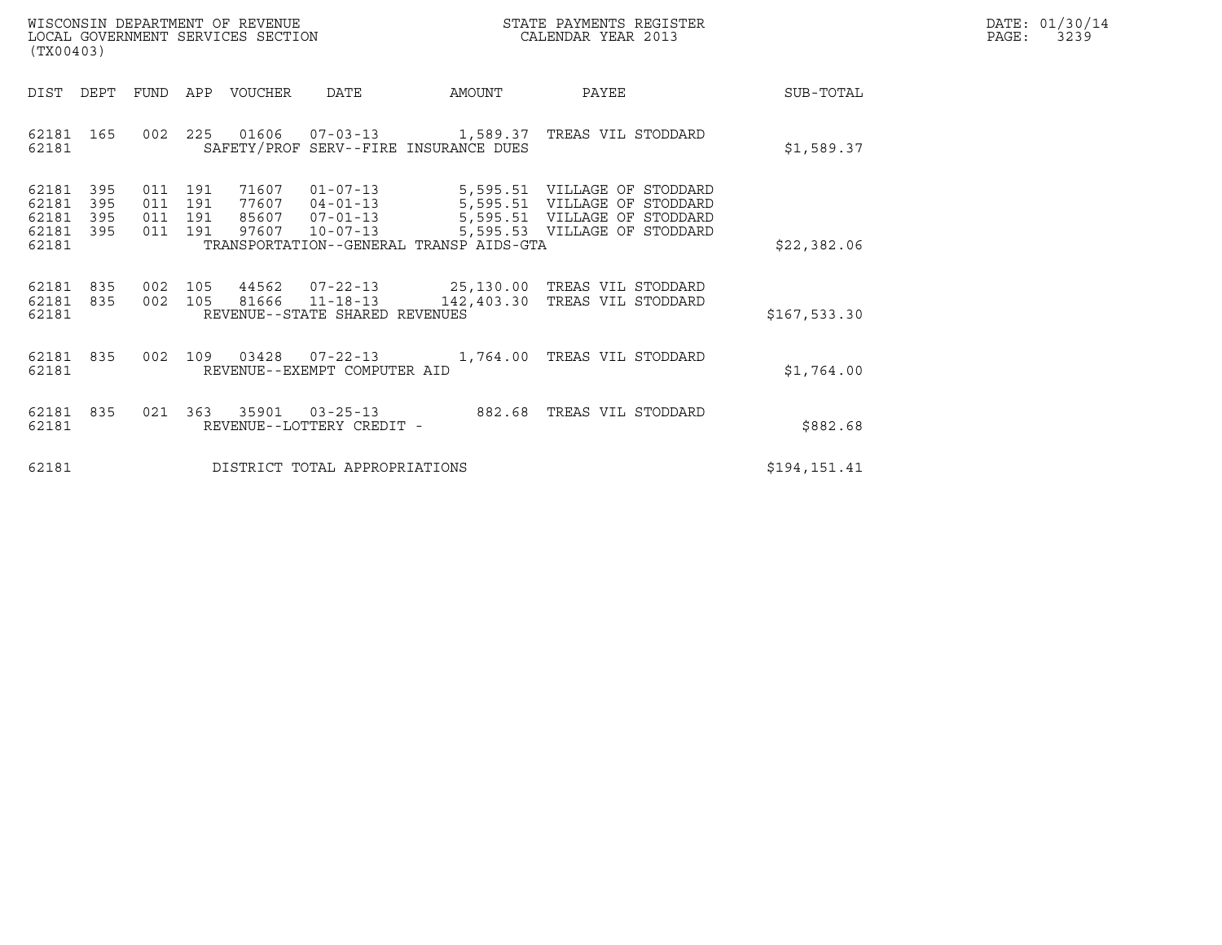WISCONSIN DEPARTMENT OF REVENUE
LOCAL GOVERNMENT SERVICES SECTION
(TX00403)

STATE PAYMENTS REGISTER
CALENDAR YEAR 2013

DATE: 01/30/14

| DIST | DEPT | FUND | APP | VOUCHER | DATE | AMOUNT | PAYEE | SUB-TOTAL |
|---|---|---|---|---|---|---|---|---|
| 62181 | 165 | 002 | 225 | 01606 | 07-03-13 | 1,589.37 | TREAS VIL STODDARD | |
| 62181 | | | | SAFETY/PROF SERV--FIRE INSURANCE DUES | | | | $1,589.37 |
| 62181 | 395 | 011 | 191 | 71607 | 01-07-13 | 5,595.51 | VILLAGE OF STODDARD | |
| 62181 | 395 | 011 | 191 | 77607 | 04-01-13 | 5,595.51 | VILLAGE OF STODDARD | |
| 62181 | 395 | 011 | 191 | 85607 | 07-01-13 | 5,595.51 | VILLAGE OF STODDARD | |
| 62181 | 395 | 011 | 191 | 97607 | 10-07-13 | 5,595.53 | VILLAGE OF STODDARD | |
| 62181 | | | | TRANSPORTATION--GENERAL TRANSP AIDS-GTA | | | | $22,382.06 |
| 62181 | 835 | 002 | 105 | 44562 | 07-22-13 | 25,130.00 | TREAS VIL STODDARD | |
| 62181 | 835 | 002 | 105 | 81666 | 11-18-13 | 142,403.30 | TREAS VIL STODDARD | |
| 62181 | | | | REVENUE--STATE SHARED REVENUES | | | | $167,533.30 |
| 62181 | 835 | 002 | 109 | 03428 | 07-22-13 | 1,764.00 | TREAS VIL STODDARD | |
| 62181 | | | | REVENUE--EXEMPT COMPUTER AID | | | | $1,764.00 |
| 62181 | 835 | 021 | 363 | 35901 | 03-25-13 | 882.68 | TREAS VIL STODDARD | |
| 62181 | | | | REVENUE--LOTTERY CREDIT - | | | | $882.68 |
| 62181 | | | | DISTRICT TOTAL APPROPRIATIONS | | | | $194,151.41 |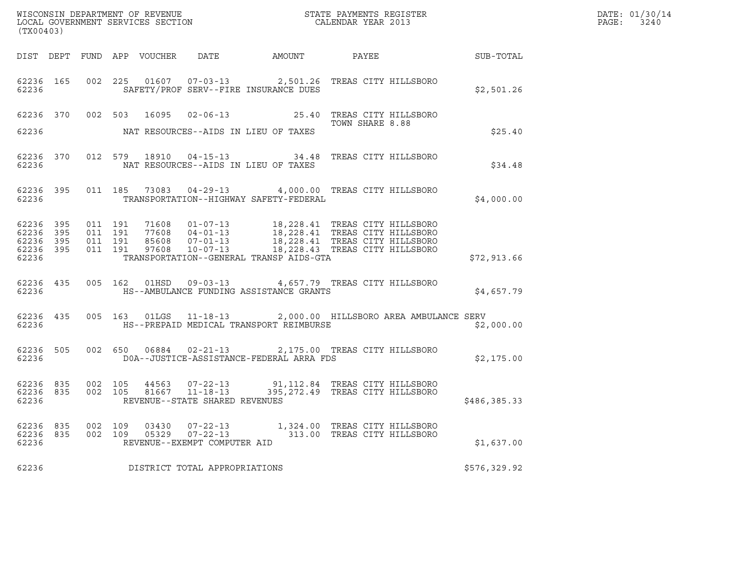WISCONSIN DEPARTMENT OF REVENUE
LOCAL GOVERNMENT SERVICES SECTION
(TX00403)

STATE PAYMENTS REGISTER
CALENDAR YEAR 2013

DATE: 01/30/14
PAGE: 3240

| DIST | DEPT | FUND | APP | VOUCHER | DATE | AMOUNT | PAYEE | SUB-TOTAL |
|---|---|---|---|---|---|---|---|---|
| 62236 | 165 | 002 | 225 | 01607 | 07-03-13 | 2,501.26 | TREAS CITY HILLSBORO | |
| 62236 | | | | SAFETY/PROF SERV--FIRE INSURANCE DUES | | | | $2,501.26 |
| 62236 | 370 | 002 | 503 | 16095 | 02-06-13 | 25.40 | TREAS CITY HILLSBORO TOWN SHARE 8.88 | |
| 62236 | | | | NAT RESOURCES--AIDS IN LIEU OF TAXES | | | | $25.40 |
| 62236 | 370 | 012 | 579 | 18910 | 04-15-13 | 34.48 | TREAS CITY HILLSBORO | |
| 62236 | | | | NAT RESOURCES--AIDS IN LIEU OF TAXES | | | | $34.48 |
| 62236 | 395 | 011 | 185 | 73083 | 04-29-13 | 4,000.00 | TREAS CITY HILLSBORO | |
| 62236 | | | | TRANSPORTATION--HIGHWAY SAFETY-FEDERAL | | | | $4,000.00 |
| 62236 | 395 | 011 | 191 | 71608 | 01-07-13 | 18,228.41 | TREAS CITY HILLSBORO | |
| 62236 | 395 | 011 | 191 | 77608 | 04-01-13 | 18,228.41 | TREAS CITY HILLSBORO | |
| 62236 | 395 | 011 | 191 | 85608 | 07-01-13 | 18,228.41 | TREAS CITY HILLSBORO | |
| 62236 | 395 | 011 | 191 | 97608 | 10-07-13 | 18,228.43 | TREAS CITY HILLSBORO | |
| 62236 | | | | TRANSPORTATION--GENERAL TRANSP AIDS-GTA | | | | $72,913.66 |
| 62236 | 435 | 005 | 162 | 01HSD | 09-03-13 | 4,657.79 | TREAS CITY HILLSBORO | |
| 62236 | | | | HS--AMBULANCE FUNDING ASSISTANCE GRANTS | | | | $4,657.79 |
| 62236 | 435 | 005 | 163 | 01LGS | 11-18-13 | 2,000.00 | HILLSBORO AREA AMBULANCE SERV | |
| 62236 | | | | HS--PREPAID MEDICAL TRANSPORT REIMBURSE | | | | $2,000.00 |
| 62236 | 505 | 002 | 650 | 06884 | 02-21-13 | 2,175.00 | TREAS CITY HILLSBORO | |
| 62236 | | | | DOA--JUSTICE-ASSISTANCE-FEDERAL ARRA FDS | | | | $2,175.00 |
| 62236 | 835 | 002 | 105 | 44563 | 07-22-13 | 91,112.84 | TREAS CITY HILLSBORO | |
| 62236 | 835 | 002 | 105 | 81667 | 11-18-13 | 395,272.49 | TREAS CITY HILLSBORO | |
| 62236 | | | | REVENUE--STATE SHARED REVENUES | | | | $486,385.33 |
| 62236 | 835 | 002 | 109 | 03430 | 07-22-13 | 1,324.00 | TREAS CITY HILLSBORO | |
| 62236 | 835 | 002 | 109 | 05329 | 07-22-13 | 313.00 | TREAS CITY HILLSBORO | |
| 62236 | | | | REVENUE--EXEMPT COMPUTER AID | | | | $1,637.00 |
| 62236 | | | | DISTRICT TOTAL APPROPRIATIONS | | | | $576,329.92 |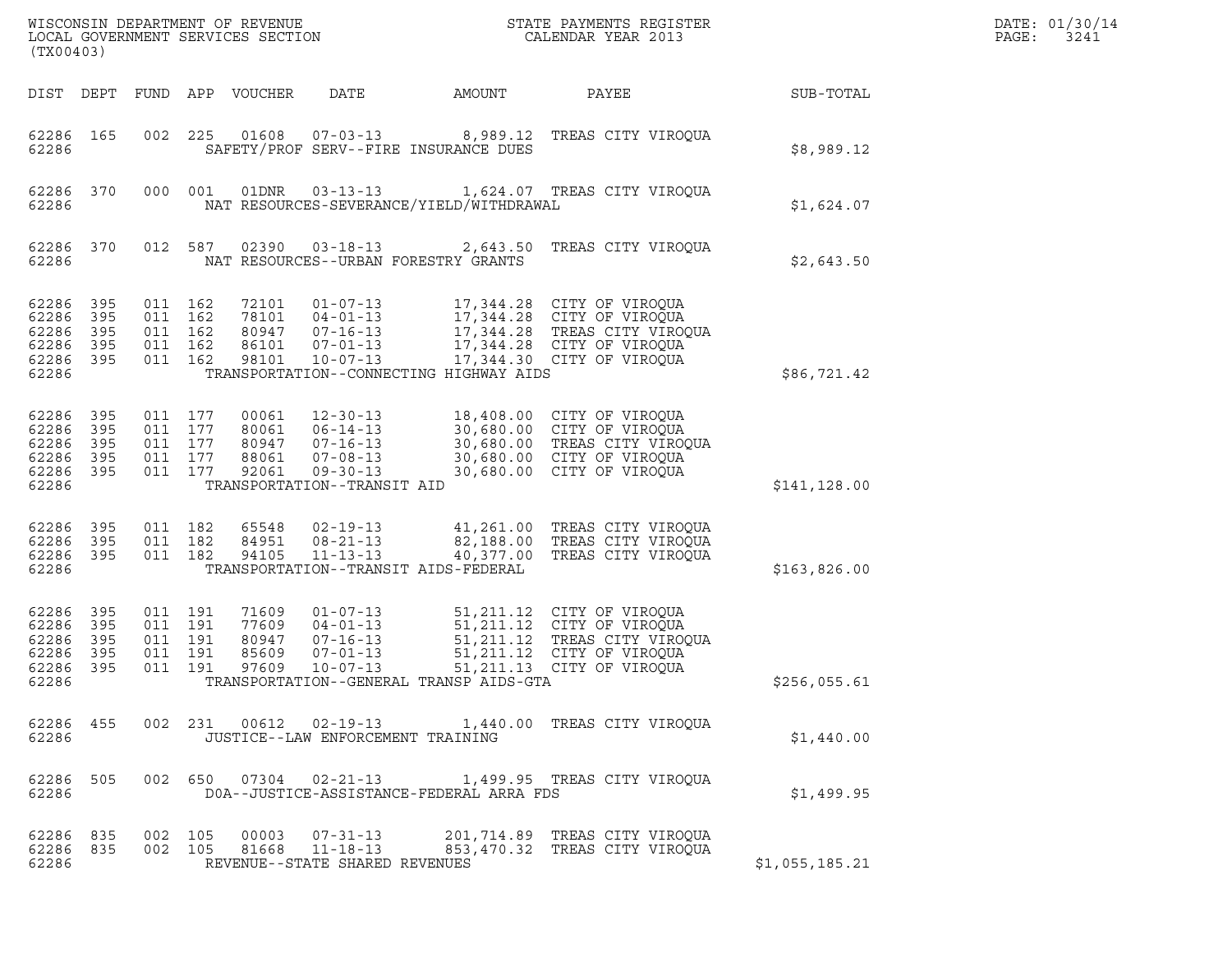WISCONSIN DEPARTMENT OF REVENUE
LOCAL GOVERNMENT SERVICES SECTION
(TX00403)

STATE PAYMENTS REGISTER
CALENDAR YEAR 2013

DATE: 01/30/14

| DIST | DEPT | FUND | APP | VOUCHER | DATE | AMOUNT | PAYEE | SUB-TOTAL |
|---|---|---|---|---|---|---|---|---|
| 62286 | 165 | 002 | 225 | 01608 | 07-03-13 | 8,989.12 | TREAS CITY VIROQUA | |
| 62286 | | | | | SAFETY/PROF SERV--FIRE INSURANCE DUES | | | $8,989.12 |
| 62286 | 370 | 000 | 001 | 01DNR | 03-13-13 | 1,624.07 | TREAS CITY VIROQUA | |
| 62286 | | | | | NAT RESOURCES-SEVERANCE/YIELD/WITHDRAWAL | | | $1,624.07 |
| 62286 | 370 | 012 | 587 | 02390 | 03-18-13 | 2,643.50 | TREAS CITY VIROQUA | |
| 62286 | | | | | NAT RESOURCES--URBAN FORESTRY GRANTS | | | $2,643.50 |
| 62286 | 395 | 011 | 162 | 72101 | 01-07-13 | 17,344.28 | CITY OF VIROQUA | |
| 62286 | 395 | 011 | 162 | 78101 | 04-01-13 | 17,344.28 | CITY OF VIROQUA | |
| 62286 | 395 | 011 | 162 | 80947 | 07-16-13 | 17,344.28 | TREAS CITY VIROQUA | |
| 62286 | 395 | 011 | 162 | 86101 | 07-01-13 | 17,344.28 | CITY OF VIROQUA | |
| 62286 | 395 | 011 | 162 | 98101 | 10-07-13 | 17,344.30 | CITY OF VIROQUA | |
| 62286 | | | | | TRANSPORTATION--CONNECTING HIGHWAY AIDS | | | $86,721.42 |
| 62286 | 395 | 011 | 177 | 00061 | 12-30-13 | 18,408.00 | CITY OF VIROQUA | |
| 62286 | 395 | 011 | 177 | 80061 | 06-14-13 | 30,680.00 | CITY OF VIROQUA | |
| 62286 | 395 | 011 | 177 | 80947 | 07-16-13 | 30,680.00 | TREAS CITY VIROQUA | |
| 62286 | 395 | 011 | 177 | 88061 | 07-08-13 | 30,680.00 | CITY OF VIROQUA | |
| 62286 | 395 | 011 | 177 | 92061 | 09-30-13 | 30,680.00 | CITY OF VIROQUA | |
| 62286 | | | | | TRANSPORTATION--TRANSIT AID | | | $141,128.00 |
| 62286 | 395 | 011 | 182 | 65548 | 02-19-13 | 41,261.00 | TREAS CITY VIROQUA | |
| 62286 | 395 | 011 | 182 | 84951 | 08-21-13 | 82,188.00 | TREAS CITY VIROQUA | |
| 62286 | 395 | 011 | 182 | 94105 | 11-13-13 | 40,377.00 | TREAS CITY VIROQUA | |
| 62286 | | | | | TRANSPORTATION--TRANSIT AIDS-FEDERAL | | | $163,826.00 |
| 62286 | 395 | 011 | 191 | 71609 | 01-07-13 | 51,211.12 | CITY OF VIROQUA | |
| 62286 | 395 | 011 | 191 | 77609 | 04-01-13 | 51,211.12 | CITY OF VIROQUA | |
| 62286 | 395 | 011 | 191 | 80947 | 07-16-13 | 51,211.12 | TREAS CITY VIROQUA | |
| 62286 | 395 | 011 | 191 | 85609 | 07-01-13 | 51,211.12 | CITY OF VIROQUA | |
| 62286 | 395 | 011 | 191 | 97609 | 10-07-13 | 51,211.13 | CITY OF VIROQUA | |
| 62286 | | | | | TRANSPORTATION--GENERAL TRANSP AIDS-GTA | | | $256,055.61 |
| 62286 | 455 | 002 | 231 | 00612 | 02-19-13 | 1,440.00 | TREAS CITY VIROQUA | |
| 62286 | | | | | JUSTICE--LAW ENFORCEMENT TRAINING | | | $1,440.00 |
| 62286 | 505 | 002 | 650 | 07304 | 02-21-13 | 1,499.95 | TREAS CITY VIROQUA | |
| 62286 | | | | | DOA--JUSTICE-ASSISTANCE-FEDERAL ARRA FDS | | | $1,499.95 |
| 62286 | 835 | 002 | 105 | 00003 | 07-31-13 | 201,714.89 | TREAS CITY VIROQUA | |
| 62286 | 835 | 002 | 105 | 81668 | 11-18-13 | 853,470.32 | TREAS CITY VIROQUA | |
| 62286 | | | | | REVENUE--STATE SHARED REVENUES | | | $1,055,185.21 |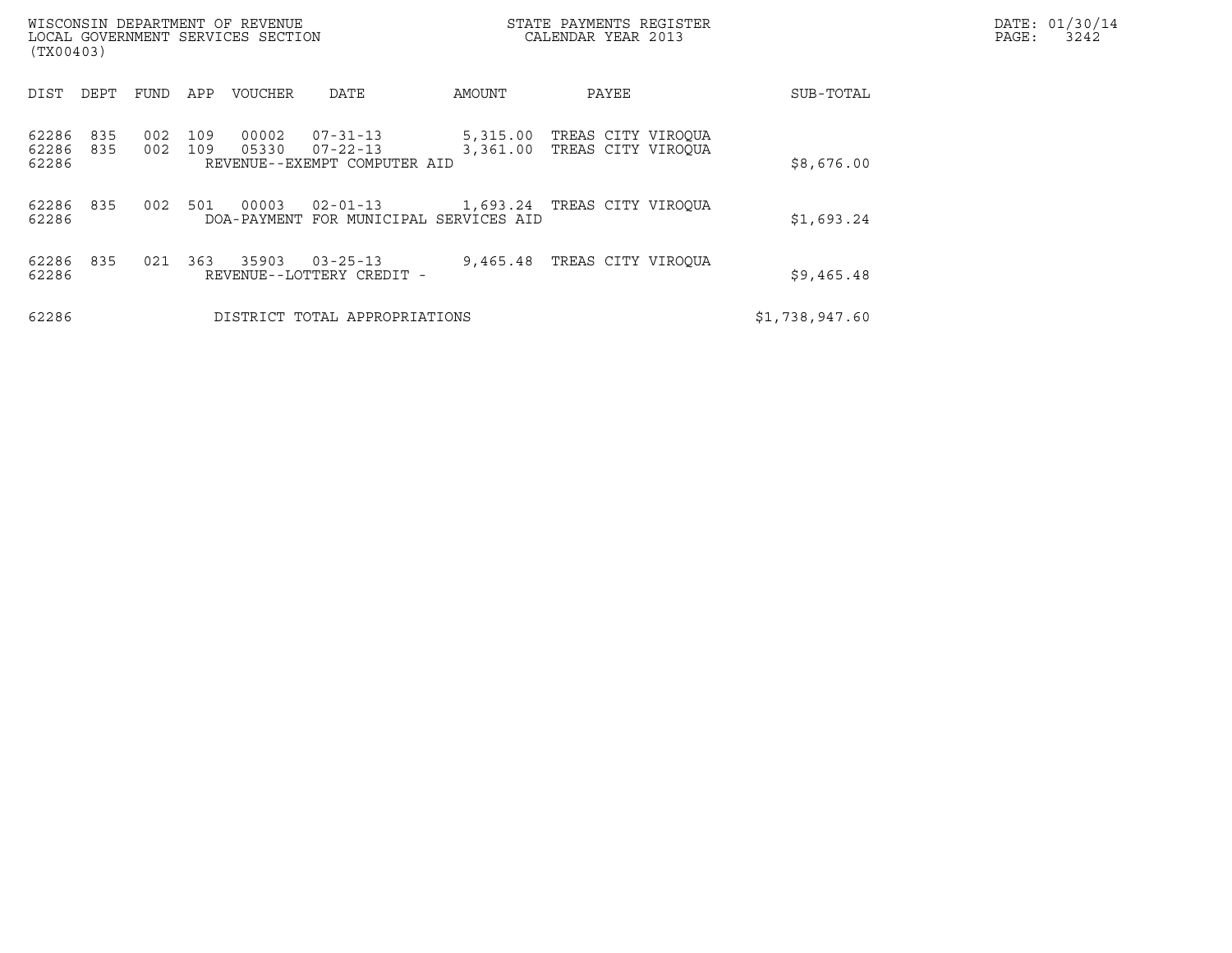WISCONSIN DEPARTMENT OF REVENUE
LOCAL GOVERNMENT SERVICES SECTION
(TX00403)

STATE PAYMENTS REGISTER
CALENDAR YEAR 2013

DATE: 01/30/14

| DIST | DEPT | FUND | APP | VOUCHER | DATE | AMOUNT | PAYEE | SUB-TOTAL |
|---|---|---|---|---|---|---|---|---|
| 62286 | 835 | 002 | 109 | 00002 | 07-31-13 | 5,315.00 | TREAS CITY VIROQUA | |
| 62286 | 835 | 002 | 109 | 05330 | 07-22-13 | 3,361.00 | TREAS CITY VIROQUA | |
| 62286 | | | | REVENUE--EXEMPT COMPUTER AID | | | | $8,676.00 |
| 62286 | 835 | 002 | 501 | 00003 | 02-01-13 | 1,693.24 | TREAS CITY VIROQUA | |
| 62286 | | | | DOA-PAYMENT FOR MUNICIPAL SERVICES AID | | | | $1,693.24 |
| 62286 | 835 | 021 | 363 | 35903 | 03-25-13 | 9,465.48 | TREAS CITY VIROQUA | |
| 62286 | | | | REVENUE--LOTTERY CREDIT - | | | | $9,465.48 |
| 62286 | | | | DISTRICT TOTAL APPROPRIATIONS | | | | $1,738,947.60 |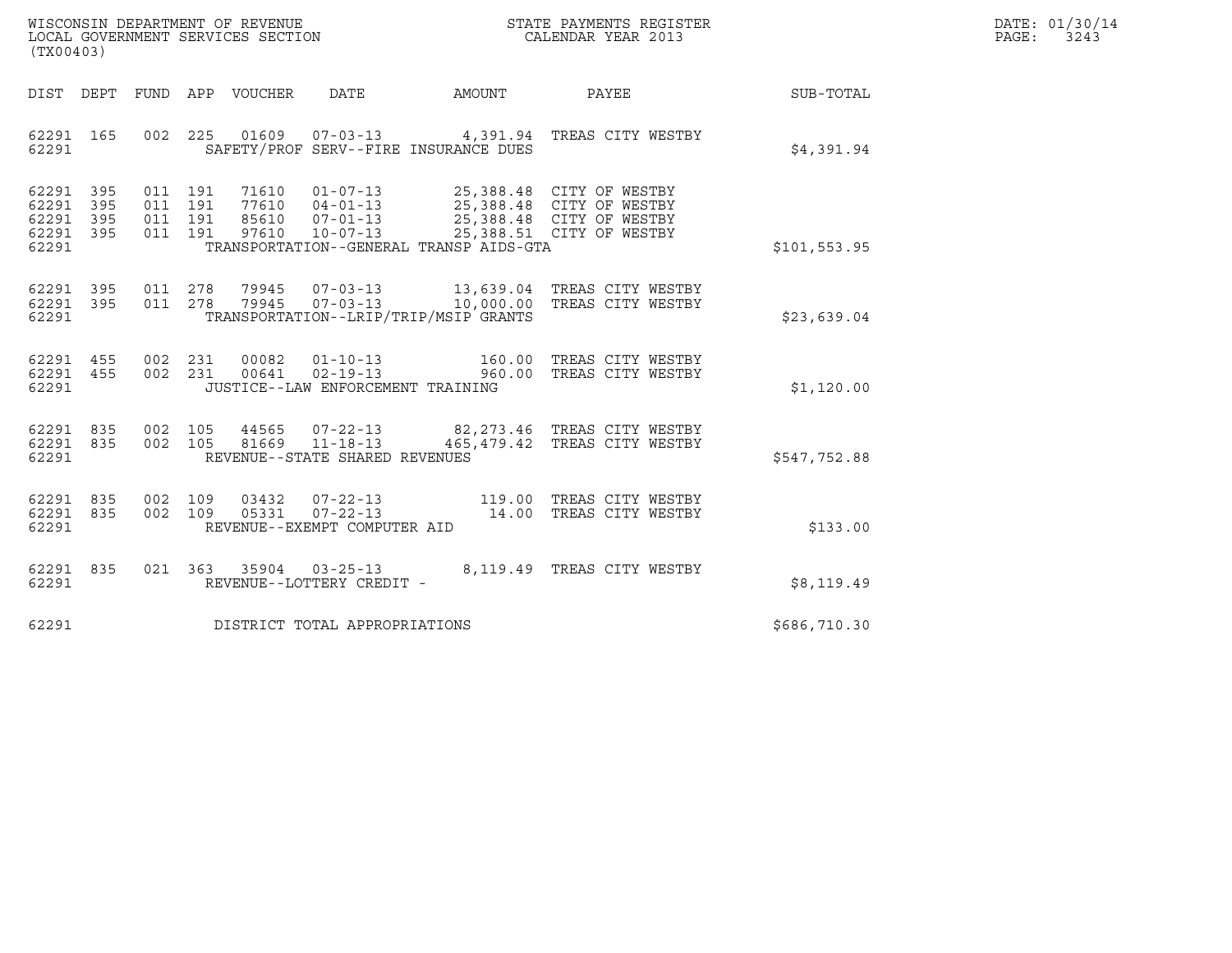WISCONSIN DEPARTMENT OF REVENUE
LOCAL GOVERNMENT SERVICES SECTION
(TX00403)

STATE PAYMENTS REGISTER
CALENDAR YEAR 2013

DATE: 01/30/14
PAGE: 3243

| DIST | DEPT | FUND | APP | VOUCHER | DATE | AMOUNT | PAYEE | SUB-TOTAL |
|---|---|---|---|---|---|---|---|---|
| 62291 | 165 | 002 | 225 | 01609 | 07-03-13 | 4,391.94 | TREAS CITY WESTBY | |
| 62291 | | | | SAFETY/PROF SERV--FIRE INSURANCE DUES | | | | $4,391.94 |
| 62291 | 395 | 011 | 191 | 71610 | 01-07-13 | 25,388.48 | CITY OF WESTBY | |
| 62291 | 395 | 011 | 191 | 77610 | 04-01-13 | 25,388.48 | CITY OF WESTBY | |
| 62291 | 395 | 011 | 191 | 85610 | 07-01-13 | 25,388.48 | CITY OF WESTBY | |
| 62291 | 395 | 011 | 191 | 97610 | 10-07-13 | 25,388.51 | CITY OF WESTBY | |
| 62291 | | | | TRANSPORTATION--GENERAL TRANSP AIDS-GTA | | | | $101,553.95 |
| 62291 | 395 | 011 | 278 | 79945 | 07-03-13 | 13,639.04 | TREAS CITY WESTBY | |
| 62291 | 395 | 011 | 278 | 79945 | 07-03-13 | 10,000.00 | TREAS CITY WESTBY | |
| 62291 | | | | TRANSPORTATION--LRIP/TRIP/MSIP GRANTS | | | | $23,639.04 |
| 62291 | 455 | 002 | 231 | 00082 | 01-10-13 | 160.00 | TREAS CITY WESTBY | |
| 62291 | 455 | 002 | 231 | 00641 | 02-19-13 | 960.00 | TREAS CITY WESTBY | |
| 62291 | | | | JUSTICE--LAW ENFORCEMENT TRAINING | | | | $1,120.00 |
| 62291 | 835 | 002 | 105 | 44565 | 07-22-13 | 82,273.46 | TREAS CITY WESTBY | |
| 62291 | 835 | 002 | 105 | 81669 | 11-18-13 | 465,479.42 | TREAS CITY WESTBY | |
| 62291 | | | | REVENUE--STATE SHARED REVENUES | | | | $547,752.88 |
| 62291 | 835 | 002 | 109 | 03432 | 07-22-13 | 119.00 | TREAS CITY WESTBY | |
| 62291 | 835 | 002 | 109 | 05331 | 07-22-13 | 14.00 | TREAS CITY WESTBY | |
| 62291 | | | | REVENUE--EXEMPT COMPUTER AID | | | | $133.00 |
| 62291 | 835 | 021 | 363 | 35904 | 03-25-13 | 8,119.49 | TREAS CITY WESTBY | |
| 62291 | | | | REVENUE--LOTTERY CREDIT - | | | | $8,119.49 |
| 62291 | | | | DISTRICT TOTAL APPROPRIATIONS | | | | $686,710.30 |